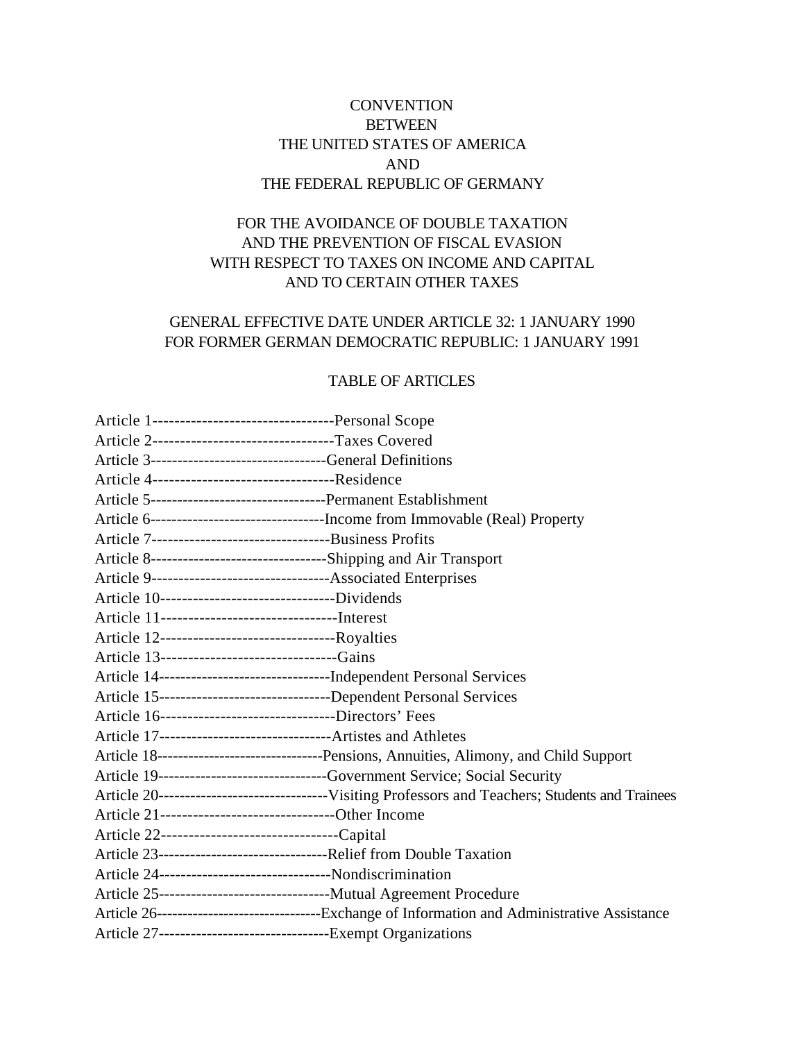# CONVENTION BETWEEN THE UNITED STATES OF AMERICA AND THE FEDERAL REPUBLIC OF GERMANY

## FOR THE AVOIDANCE OF DOUBLE TAXATION AND THE PREVENTION OF FISCAL EVASION WITH RESPECT TO TAXES ON INCOME AND CAPITAL AND TO CERTAIN OTHER TAXES

GENERAL EFFECTIVE DATE UNDER ARTICLE 32: 1 JANUARY 1990
FOR FORMER GERMAN DEMOCRATIC REPUBLIC: 1 JANUARY 1991

### TABLE OF ARTICLES

Article 1---------------------------------Personal Scope
Article 2---------------------------------Taxes Covered
Article 3--------------------------------General Definitions
Article 4---------------------------------Residence
Article 5--------------------------------Permanent Establishment
Article 6--------------------------------Income from Immovable (Real) Property
Article 7---------------------------------Business Profits
Article 8--------------------------------Shipping and Air Transport
Article 9---------------------------------Associated Enterprises
Article 10--------------------------------Dividends
Article 11--------------------------------Interest
Article 12--------------------------------Royalties
Article 13--------------------------------Gains
Article 14-------------------------------Independent Personal Services
Article 15-------------------------------Dependent Personal Services
Article 16--------------------------------Directors' Fees
Article 17-------------------------------Artistes and Athletes
Article 18-------------------------------Pensions, Annuities, Alimony, and Child Support
Article 19-------------------------------Government Service; Social Security
Article 20-------------------------------Visiting Professors and Teachers; Students and Trainees
Article 21--------------------------------Other Income
Article 22--------------------------------Capital
Article 23-------------------------------Relief from Double Taxation
Article 24-------------------------------Nondiscrimination
Article 25-------------------------------Mutual Agreement Procedure
Article 26-------------------------------Exchange of Information and Administrative Assistance
Article 27-------------------------------Exempt Organizations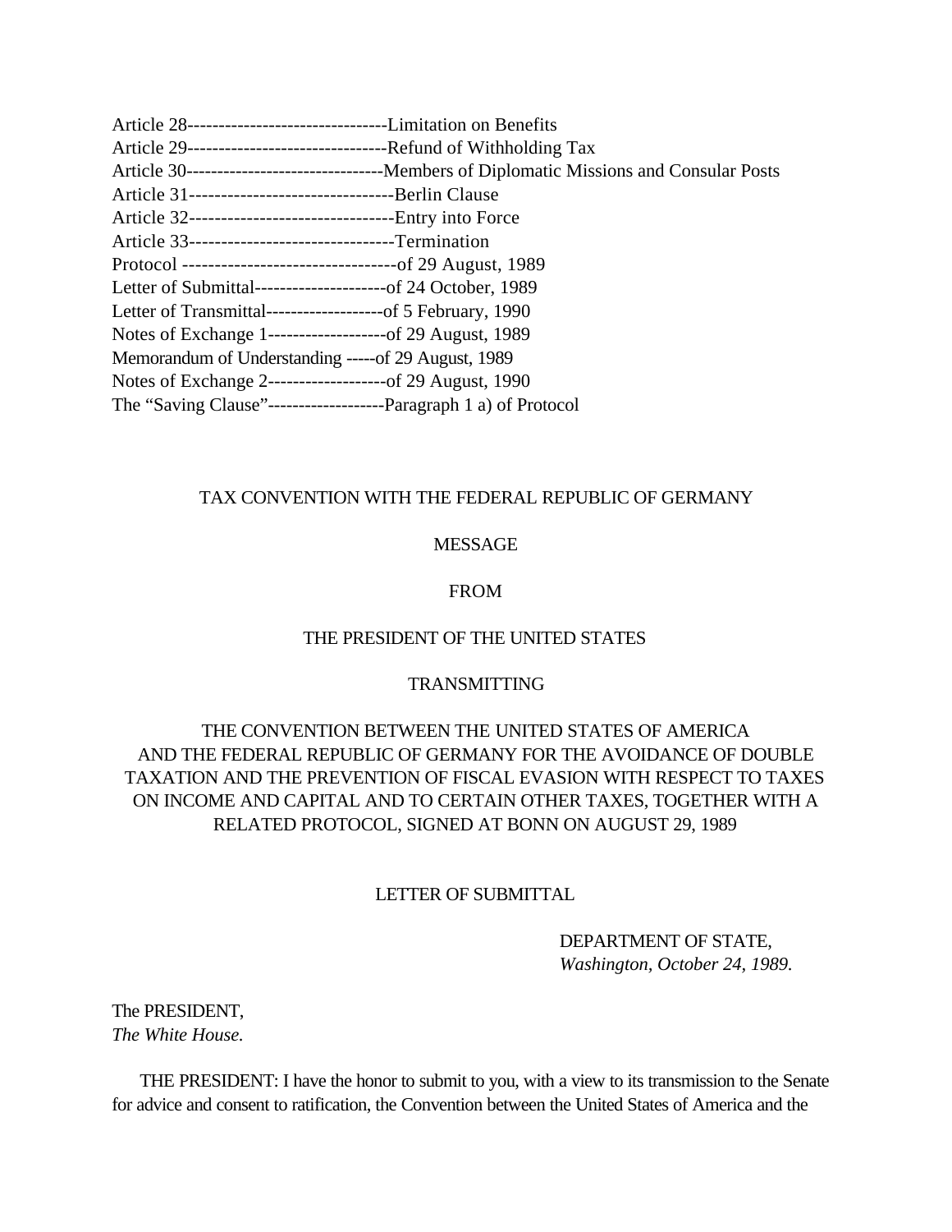Article 28--------------------------------Limitation on Benefits
Article 29--------------------------------Refund of Withholding Tax
Article 30--------------------------------Members of Diplomatic Missions and Consular Posts
Article 31--------------------------------Berlin Clause
Article 32--------------------------------Entry into Force
Article 33--------------------------------Termination
Protocol ----------------------------------of 29 August, 1989
Letter of Submittal---------------------of 24 October, 1989
Letter of Transmittal-------------------of 5 February, 1990
Notes of Exchange 1-------------------of 29 August, 1989
Memorandum of Understanding -----of 29 August, 1989
Notes of Exchange 2-------------------of 29 August, 1990
The "Saving Clause"-------------------Paragraph 1 a) of Protocol

TAX CONVENTION WITH THE FEDERAL REPUBLIC OF GERMANY

MESSAGE

FROM

THE PRESIDENT OF THE UNITED STATES

TRANSMITTING

THE CONVENTION BETWEEN THE UNITED STATES OF AMERICA AND THE FEDERAL REPUBLIC OF GERMANY FOR THE AVOIDANCE OF DOUBLE TAXATION AND THE PREVENTION OF FISCAL EVASION WITH RESPECT TO TAXES ON INCOME AND CAPITAL AND TO CERTAIN OTHER TAXES, TOGETHER WITH A RELATED PROTOCOL, SIGNED AT BONN ON AUGUST 29, 1989

## LETTER OF SUBMITTAL

DEPARTMENT OF STATE,
*Washington, October 24, 1989.*

The PRESIDENT,
*The White House.*

THE PRESIDENT: I have the honor to submit to you, with a view to its transmission to the Senate for advice and consent to ratification, the Convention between the United States of America and the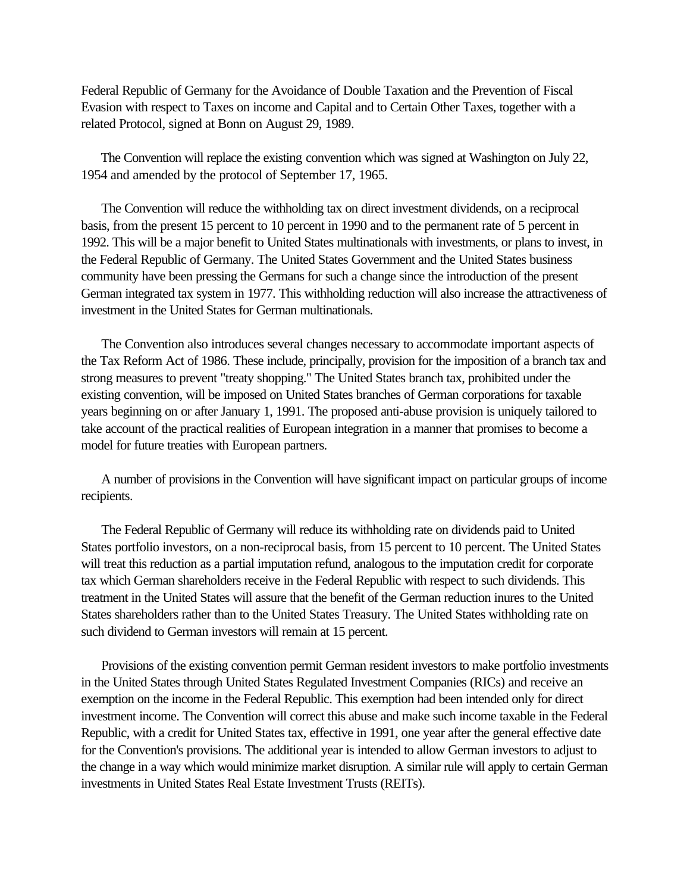Federal Republic of Germany for the Avoidance of Double Taxation and the Prevention of Fiscal Evasion with respect to Taxes on income and Capital and to Certain Other Taxes, together with a related Protocol, signed at Bonn on August 29, 1989.

The Convention will replace the existing convention which was signed at Washington on July 22, 1954 and amended by the protocol of September 17, 1965.

The Convention will reduce the withholding tax on direct investment dividends, on a reciprocal basis, from the present 15 percent to 10 percent in 1990 and to the permanent rate of 5 percent in 1992. This will be a major benefit to United States multinationals with investments, or plans to invest, in the Federal Republic of Germany. The United States Government and the United States business community have been pressing the Germans for such a change since the introduction of the present German integrated tax system in 1977. This withholding reduction will also increase the attractiveness of investment in the United States for German multinationals.

The Convention also introduces several changes necessary to accommodate important aspects of the Tax Reform Act of 1986. These include, principally, provision for the imposition of a branch tax and strong measures to prevent "treaty shopping." The United States branch tax, prohibited under the existing convention, will be imposed on United States branches of German corporations for taxable years beginning on or after January 1, 1991. The proposed anti-abuse provision is uniquely tailored to take account of the practical realities of European integration in a manner that promises to become a model for future treaties with European partners.

A number of provisions in the Convention will have significant impact on particular groups of income recipients.

The Federal Republic of Germany will reduce its withholding rate on dividends paid to United States portfolio investors, on a non-reciprocal basis, from 15 percent to 10 percent. The United States will treat this reduction as a partial imputation refund, analogous to the imputation credit for corporate tax which German shareholders receive in the Federal Republic with respect to such dividends. This treatment in the United States will assure that the benefit of the German reduction inures to the United States shareholders rather than to the United States Treasury. The United States withholding rate on such dividend to German investors will remain at 15 percent.

Provisions of the existing convention permit German resident investors to make portfolio investments in the United States through United States Regulated Investment Companies (RICs) and receive an exemption on the income in the Federal Republic. This exemption had been intended only for direct investment income. The Convention will correct this abuse and make such income taxable in the Federal Republic, with a credit for United States tax, effective in 1991, one year after the general effective date for the Convention's provisions. The additional year is intended to allow German investors to adjust to the change in a way which would minimize market disruption. A similar rule will apply to certain German investments in United States Real Estate Investment Trusts (REITs).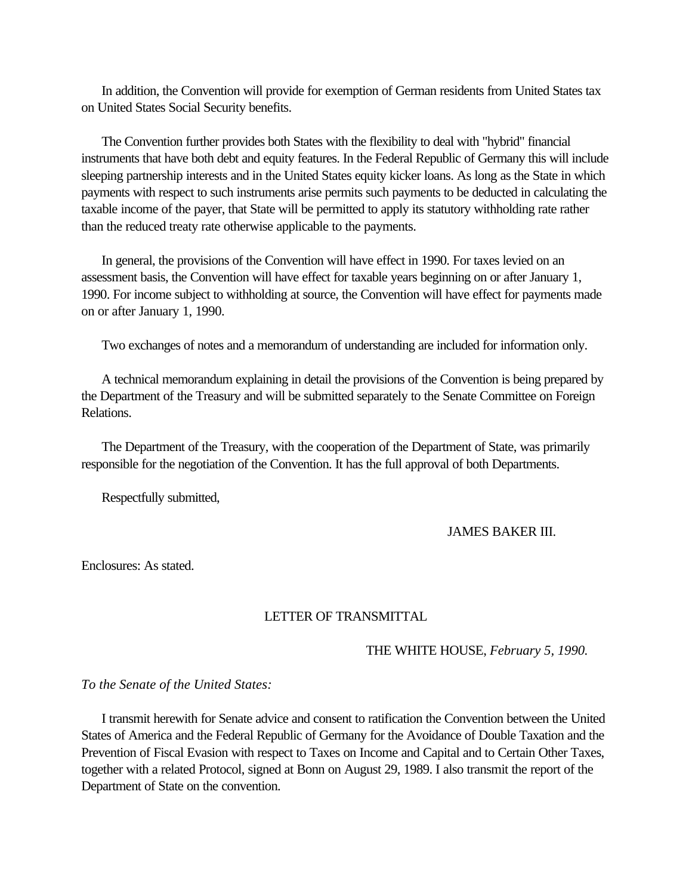In addition, the Convention will provide for exemption of German residents from United States tax on United States Social Security benefits.

The Convention further provides both States with the flexibility to deal with "hybrid" financial instruments that have both debt and equity features. In the Federal Republic of Germany this will include sleeping partnership interests and in the United States equity kicker loans. As long as the State in which payments with respect to such instruments arise permits such payments to be deducted in calculating the taxable income of the payer, that State will be permitted to apply its statutory withholding rate rather than the reduced treaty rate otherwise applicable to the payments.

In general, the provisions of the Convention will have effect in 1990. For taxes levied on an assessment basis, the Convention will have effect for taxable years beginning on or after January 1, 1990. For income subject to withholding at source, the Convention will have effect for payments made on or after January 1, 1990.

Two exchanges of notes and a memorandum of understanding are included for information only.

A technical memorandum explaining in detail the provisions of the Convention is being prepared by the Department of the Treasury and will be submitted separately to the Senate Committee on Foreign Relations.

The Department of the Treasury, with the cooperation of the Department of State, was primarily responsible for the negotiation of the Convention. It has the full approval of both Departments.

Respectfully submitted,

JAMES BAKER III.

Enclosures: As stated.

## LETTER OF TRANSMITTAL

THE WHITE HOUSE, *February 5, 1990.*

*To the Senate of the United States:*

I transmit herewith for Senate advice and consent to ratification the Convention between the United States of America and the Federal Republic of Germany for the Avoidance of Double Taxation and the Prevention of Fiscal Evasion with respect to Taxes on Income and Capital and to Certain Other Taxes, together with a related Protocol, signed at Bonn on August 29, 1989. I also transmit the report of the Department of State on the convention.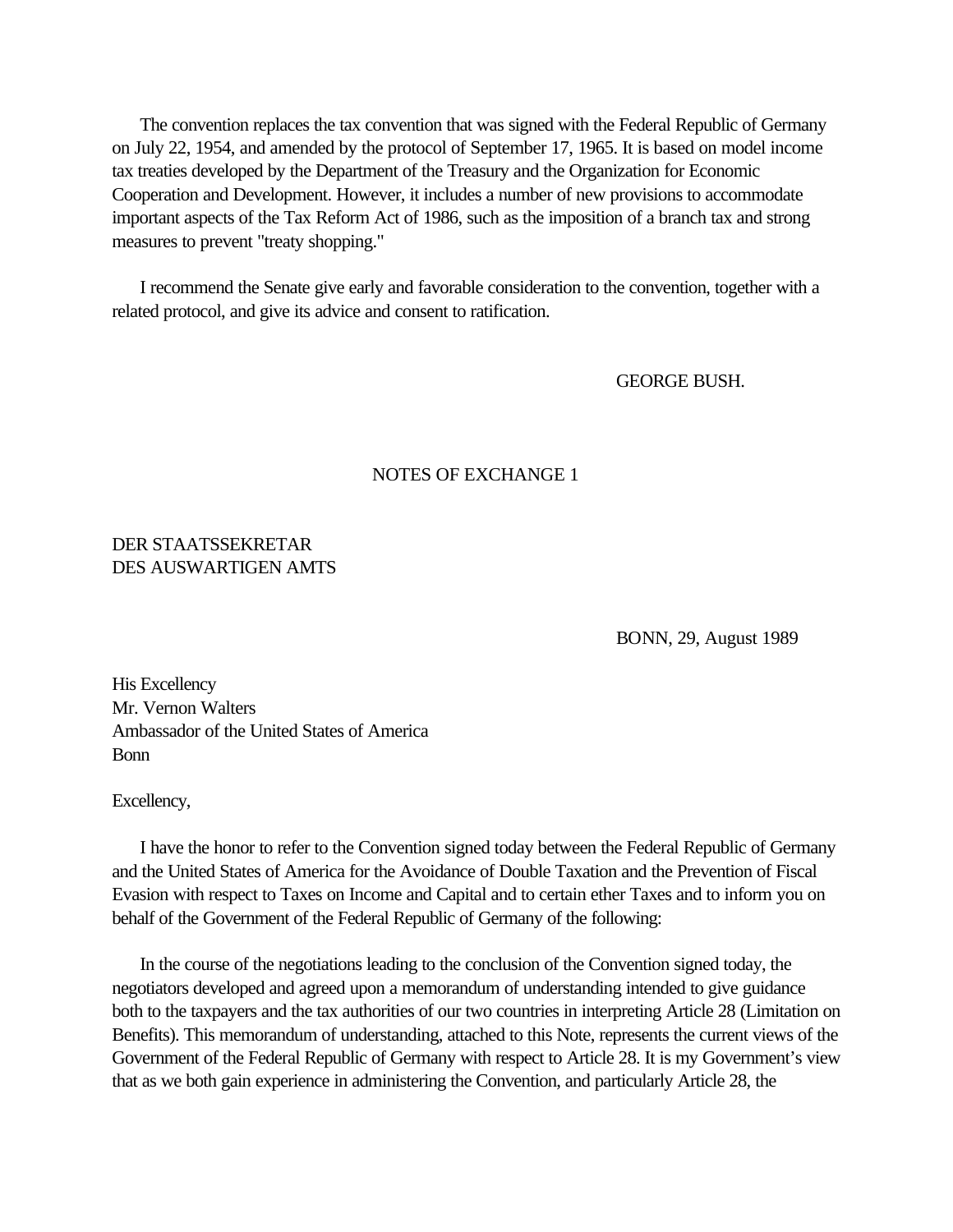The convention replaces the tax convention that was signed with the Federal Republic of Germany on July 22, 1954, and amended by the protocol of September 17, 1965. It is based on model income tax treaties developed by the Department of the Treasury and the Organization for Economic Cooperation and Development. However, it includes a number of new provisions to accommodate important aspects of the Tax Reform Act of 1986, such as the imposition of a branch tax and strong measures to prevent "treaty shopping."

I recommend the Senate give early and favorable consideration to the convention, together with a related protocol, and give its advice and consent to ratification.

GEORGE BUSH.

NOTES OF EXCHANGE 1

DER STAATSSEKRETAR
DES AUSWARTIGEN AMTS

BONN, 29, August 1989

His Excellency
Mr. Vernon Walters
Ambassador of the United States of America
Bonn

Excellency,

I have the honor to refer to the Convention signed today between the Federal Republic of Germany and the United States of America for the Avoidance of Double Taxation and the Prevention of Fiscal Evasion with respect to Taxes on Income and Capital and to certain ether Taxes and to inform you on behalf of the Government of the Federal Republic of Germany of the following:

In the course of the negotiations leading to the conclusion of the Convention signed today, the negotiators developed and agreed upon a memorandum of understanding intended to give guidance both to the taxpayers and the tax authorities of our two countries in interpreting Article 28 (Limitation on Benefits). This memorandum of understanding, attached to this Note, represents the current views of the Government of the Federal Republic of Germany with respect to Article 28. It is my Government's view that as we both gain experience in administering the Convention, and particularly Article 28, the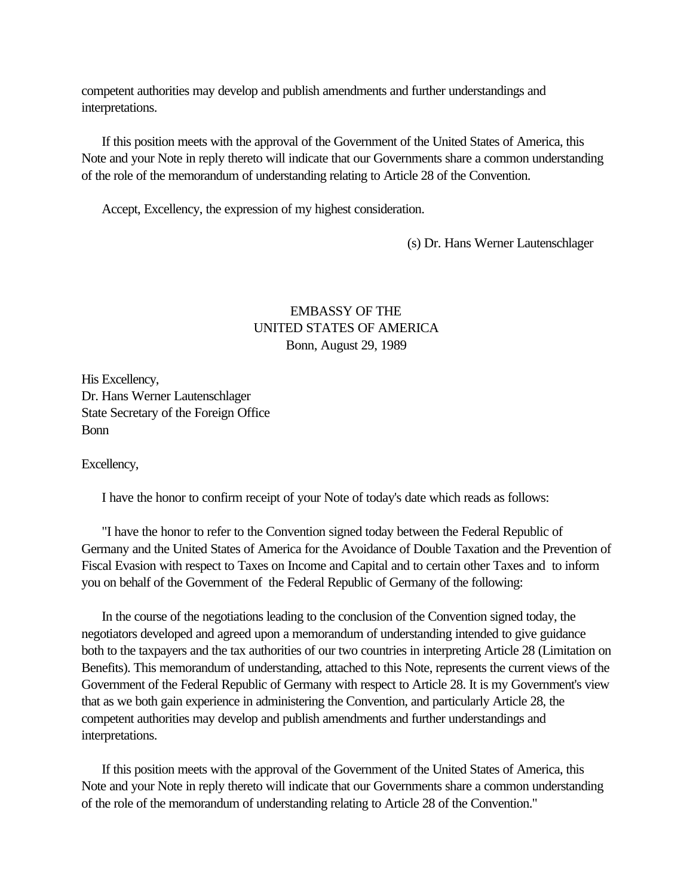competent authorities may develop and publish amendments and further understandings and interpretations.

If this position meets with the approval of the Government of the United States of America, this Note and your Note in reply thereto will indicate that our Governments share a common understanding of the role of the memorandum of understanding relating to Article 28 of the Convention.

Accept, Excellency, the expression of my highest consideration.

(s) Dr. Hans Werner Lautenschlager

EMBASSY OF THE
UNITED STATES OF AMERICA
Bonn, August 29, 1989

His Excellency,
Dr. Hans Werner Lautenschlager
State Secretary of the Foreign Office
Bonn

Excellency,

I have the honor to confirm receipt of your Note of today's date which reads as follows:

"I have the honor to refer to the Convention signed today between the Federal Republic of Germany and the United States of America for the Avoidance of Double Taxation and the Prevention of Fiscal Evasion with respect to Taxes on Income and Capital and to certain other Taxes and to inform you on behalf of the Government of the Federal Republic of Germany of the following:

In the course of the negotiations leading to the conclusion of the Convention signed today, the negotiators developed and agreed upon a memorandum of understanding intended to give guidance both to the taxpayers and the tax authorities of our two countries in interpreting Article 28 (Limitation on Benefits). This memorandum of understanding, attached to this Note, represents the current views of the Government of the Federal Republic of Germany with respect to Article 28. It is my Government's view that as we both gain experience in administering the Convention, and particularly Article 28, the competent authorities may develop and publish amendments and further understandings and interpretations.

If this position meets with the approval of the Government of the United States of America, this Note and your Note in reply thereto will indicate that our Governments share a common understanding of the role of the memorandum of understanding relating to Article 28 of the Convention."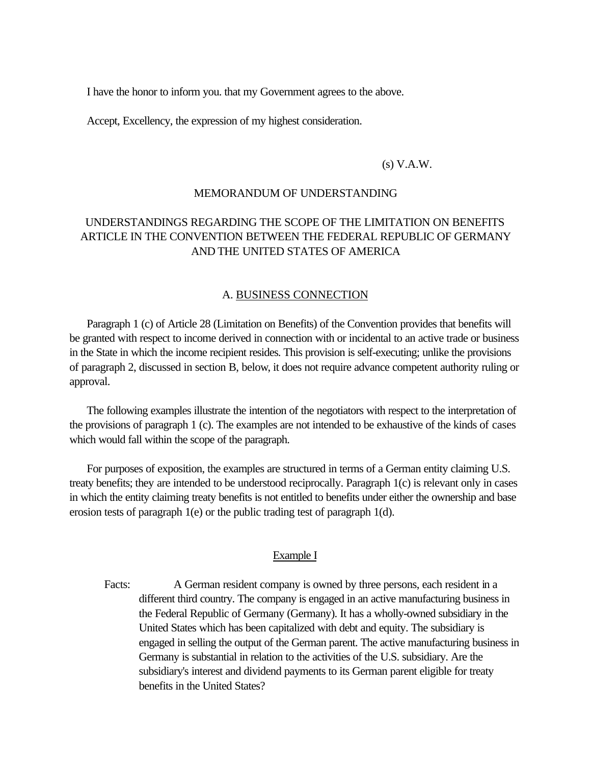I have the honor to inform you. that my Government agrees to the above.

Accept, Excellency, the expression of my highest consideration.

(s) V.A.W.

MEMORANDUM OF UNDERSTANDING

UNDERSTANDINGS REGARDING THE SCOPE OF THE LIMITATION ON BENEFITS ARTICLE IN THE CONVENTION BETWEEN THE FEDERAL REPUBLIC OF GERMANY AND THE UNITED STATES OF AMERICA

## A. BUSINESS CONNECTION

Paragraph 1 (c) of Article 28 (Limitation on Benefits) of the Convention provides that benefits will be granted with respect to income derived in connection with or incidental to an active trade or business in the State in which the income recipient resides. This provision is self-executing; unlike the provisions of paragraph 2, discussed in section B, below, it does not require advance competent authority ruling or approval.

The following examples illustrate the intention of the negotiators with respect to the interpretation of the provisions of paragraph 1 (c). The examples are not intended to be exhaustive of the kinds of cases which would fall within the scope of the paragraph.

For purposes of exposition, the examples are structured in terms of a German entity claiming U.S. treaty benefits; they are intended to be understood reciprocally. Paragraph 1(c) is relevant only in cases in which the entity claiming treaty benefits is not entitled to benefits under either the ownership and base erosion tests of paragraph 1(e) or the public trading test of paragraph 1(d).

### Example I

Facts: A German resident company is owned by three persons, each resident in a different third country. The company is engaged in an active manufacturing business in the Federal Republic of Germany (Germany). It has a wholly-owned subsidiary in the United States which has been capitalized with debt and equity. The subsidiary is engaged in selling the output of the German parent. The active manufacturing business in Germany is substantial in relation to the activities of the U.S. subsidiary. Are the subsidiary's interest and dividend payments to its German parent eligible for treaty benefits in the United States?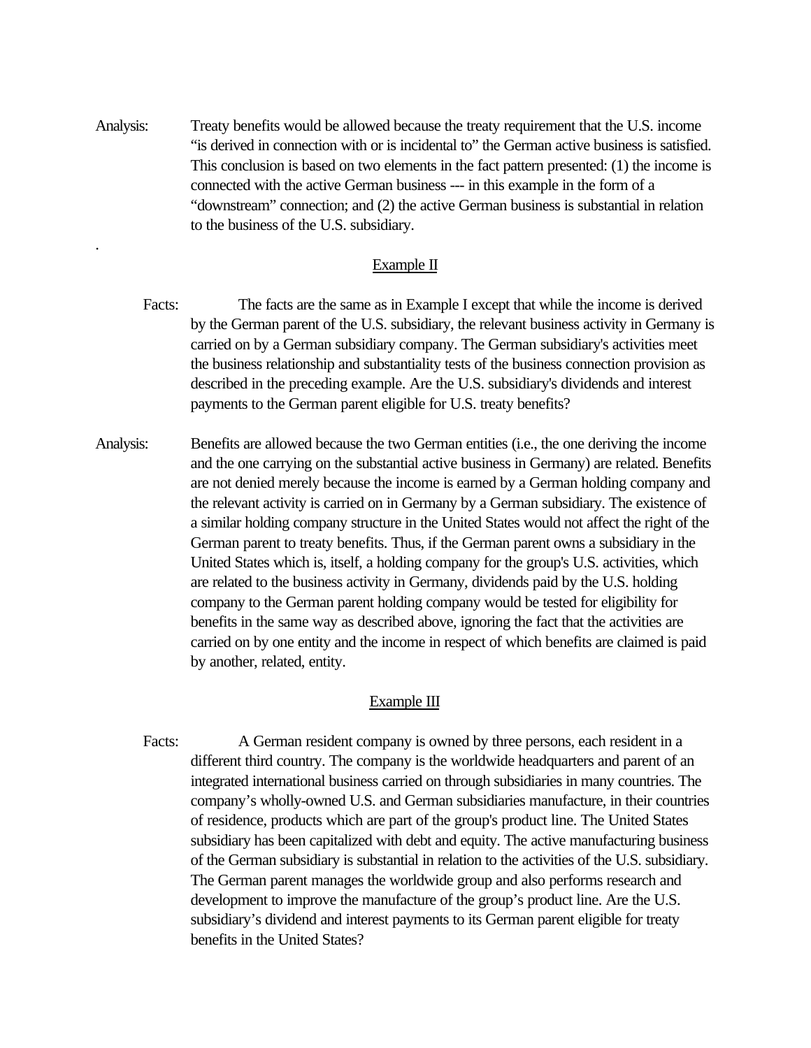Analysis: Treaty benefits would be allowed because the treaty requirement that the U.S. income "is derived in connection with or is incidental to" the German active business is satisfied. This conclusion is based on two elements in the fact pattern presented: (1) the income is connected with the active German business --- in this example in the form of a "downstream" connection; and (2) the active German business is substantial in relation to the business of the U.S. subsidiary.

## Example II

Facts: The facts are the same as in Example I except that while the income is derived by the German parent of the U.S. subsidiary, the relevant business activity in Germany is carried on by a German subsidiary company. The German subsidiary's activities meet the business relationship and substantiality tests of the business connection provision as described in the preceding example. Are the U.S. subsidiary's dividends and interest payments to the German parent eligible for U.S. treaty benefits?

Analysis: Benefits are allowed because the two German entities (i.e., the one deriving the income and the one carrying on the substantial active business in Germany) are related. Benefits are not denied merely because the income is earned by a German holding company and the relevant activity is carried on in Germany by a German subsidiary. The existence of a similar holding company structure in the United States would not affect the right of the German parent to treaty benefits. Thus, if the German parent owns a subsidiary in the United States which is, itself, a holding company for the group's U.S. activities, which are related to the business activity in Germany, dividends paid by the U.S. holding company to the German parent holding company would be tested for eligibility for benefits in the same way as described above, ignoring the fact that the activities are carried on by one entity and the income in respect of which benefits are claimed is paid by another, related, entity.

## Example III

Facts: A German resident company is owned by three persons, each resident in a different third country. The company is the worldwide headquarters and parent of an integrated international business carried on through subsidiaries in many countries. The company's wholly-owned U.S. and German subsidiaries manufacture, in their countries of residence, products which are part of the group's product line. The United States subsidiary has been capitalized with debt and equity. The active manufacturing business of the German subsidiary is substantial in relation to the activities of the U.S. subsidiary. The German parent manages the worldwide group and also performs research and development to improve the manufacture of the group's product line. Are the U.S. subsidiary's dividend and interest payments to its German parent eligible for treaty benefits in the United States?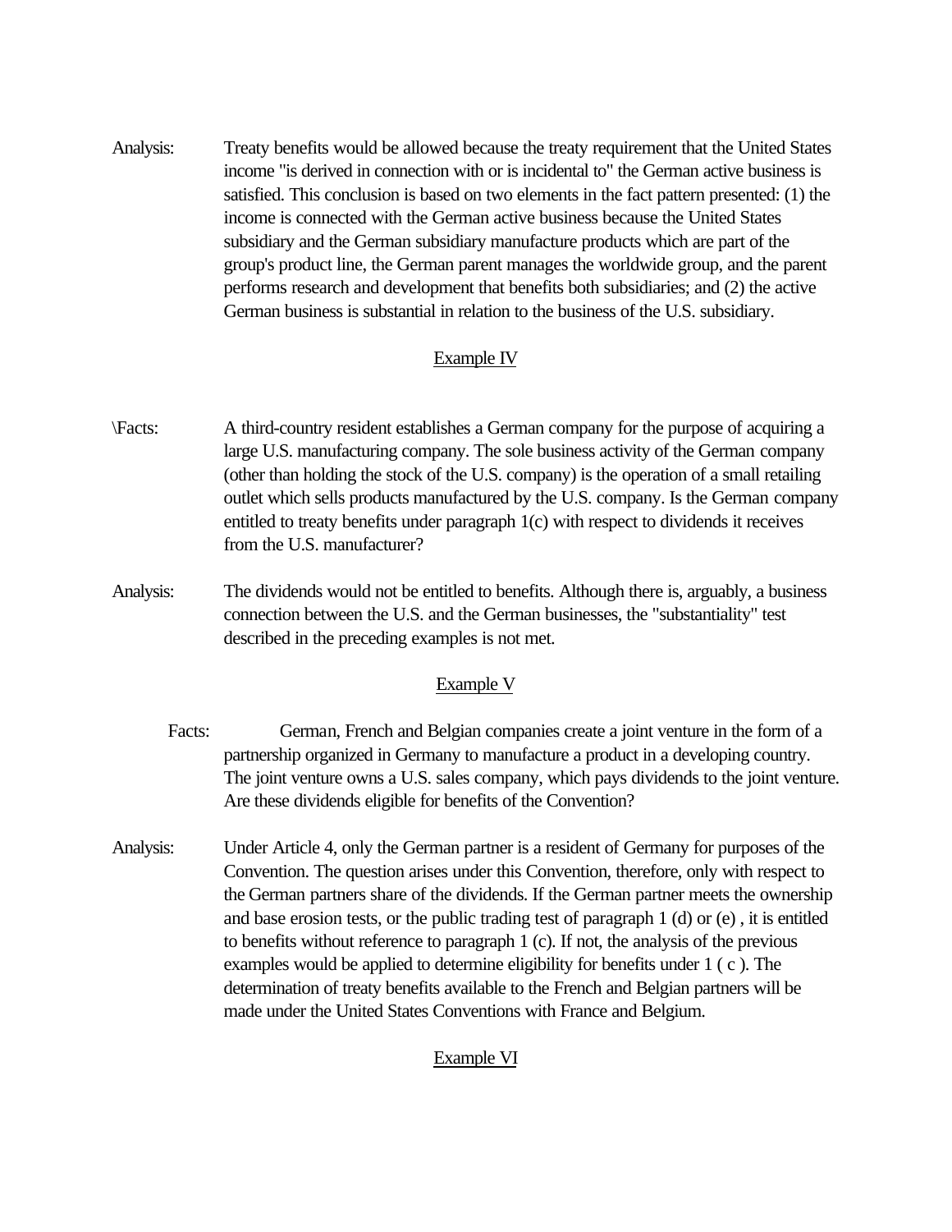Analysis: Treaty benefits would be allowed because the treaty requirement that the United States income "is derived in connection with or is incidental to" the German active business is satisfied. This conclusion is based on two elements in the fact pattern presented: (1) the income is connected with the German active business because the United States subsidiary and the German subsidiary manufacture products which are part of the group's product line, the German parent manages the worldwide group, and the parent performs research and development that benefits both subsidiaries; and (2) the active German business is substantial in relation to the business of the U.S. subsidiary.

<u>Example IV</u>

\Facts: A third-country resident establishes a German company for the purpose of acquiring a large U.S. manufacturing company. The sole business activity of the German company (other than holding the stock of the U.S. company) is the operation of a small retailing outlet which sells products manufactured by the U.S. company. Is the German company entitled to treaty benefits under paragraph 1(c) with respect to dividends it receives from the U.S. manufacturer?

Analysis: The dividends would not be entitled to benefits. Although there is, arguably, a business connection between the U.S. and the German businesses, the "substantiality" test described in the preceding examples is not met.

<u>Example V</u>

Facts: German, French and Belgian companies create a joint venture in the form of a partnership organized in Germany to manufacture a product in a developing country. The joint venture owns a U.S. sales company, which pays dividends to the joint venture. Are these dividends eligible for benefits of the Convention?

Analysis: Under Article 4, only the German partner is a resident of Germany for purposes of the Convention. The question arises under this Convention, therefore, only with respect to the German partners share of the dividends. If the German partner meets the ownership and base erosion tests, or the public trading test of paragraph 1 (d) or (e) , it is entitled to benefits without reference to paragraph 1 (c). If not, the analysis of the previous examples would be applied to determine eligibility for benefits under 1 ( c ). The determination of treaty benefits available to the French and Belgian partners will be made under the United States Conventions with France and Belgium.

<u>Example VI</u>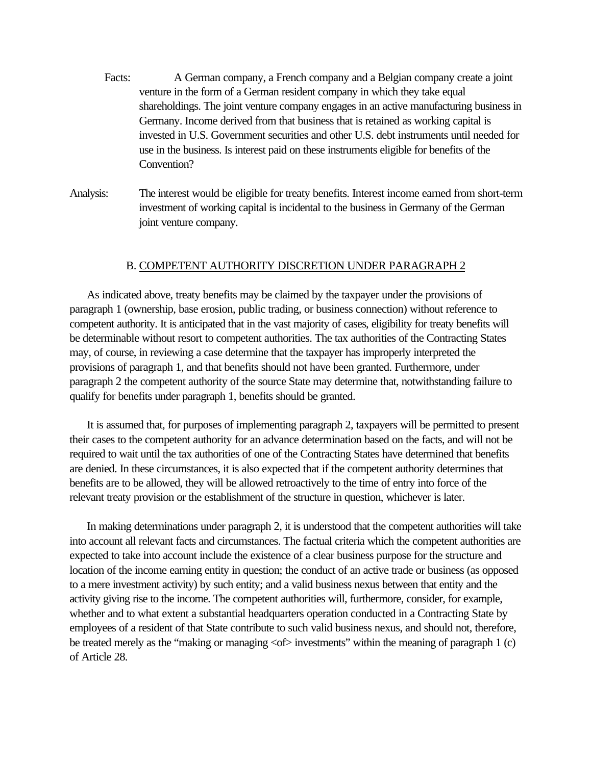Facts: A German company, a French company and a Belgian company create a joint venture in the form of a German resident company in which they take equal shareholdings. The joint venture company engages in an active manufacturing business in Germany. Income derived from that business that is retained as working capital is invested in U.S. Government securities and other U.S. debt instruments until needed for use in the business. Is interest paid on these instruments eligible for benefits of the Convention?

Analysis: The interest would be eligible for treaty benefits. Interest income earned from short-term investment of working capital is incidental to the business in Germany of the German joint venture company.

## B. COMPETENT AUTHORITY DISCRETION UNDER PARAGRAPH 2

As indicated above, treaty benefits may be claimed by the taxpayer under the provisions of paragraph 1 (ownership, base erosion, public trading, or business connection) without reference to competent authority. It is anticipated that in the vast majority of cases, eligibility for treaty benefits will be determinable without resort to competent authorities. The tax authorities of the Contracting States may, of course, in reviewing a case determine that the taxpayer has improperly interpreted the provisions of paragraph 1, and that benefits should not have been granted. Furthermore, under paragraph 2 the competent authority of the source State may determine that, notwithstanding failure to qualify for benefits under paragraph 1, benefits should be granted.

It is assumed that, for purposes of implementing paragraph 2, taxpayers will be permitted to present their cases to the competent authority for an advance determination based on the facts, and will not be required to wait until the tax authorities of one of the Contracting States have determined that benefits are denied. In these circumstances, it is also expected that if the competent authority determines that benefits are to be allowed, they will be allowed retroactively to the time of entry into force of the relevant treaty provision or the establishment of the structure in question, whichever is later.

In making determinations under paragraph 2, it is understood that the competent authorities will take into account all relevant facts and circumstances. The factual criteria which the competent authorities are expected to take into account include the existence of a clear business purpose for the structure and location of the income earning entity in question; the conduct of an active trade or business (as opposed to a mere investment activity) by such entity; and a valid business nexus between that entity and the activity giving rise to the income. The competent authorities will, furthermore, consider, for example, whether and to what extent a substantial headquarters operation conducted in a Contracting State by employees of a resident of that State contribute to such valid business nexus, and should not, therefore, be treated merely as the "making or managing <of> investments" within the meaning of paragraph 1 (c) of Article 28.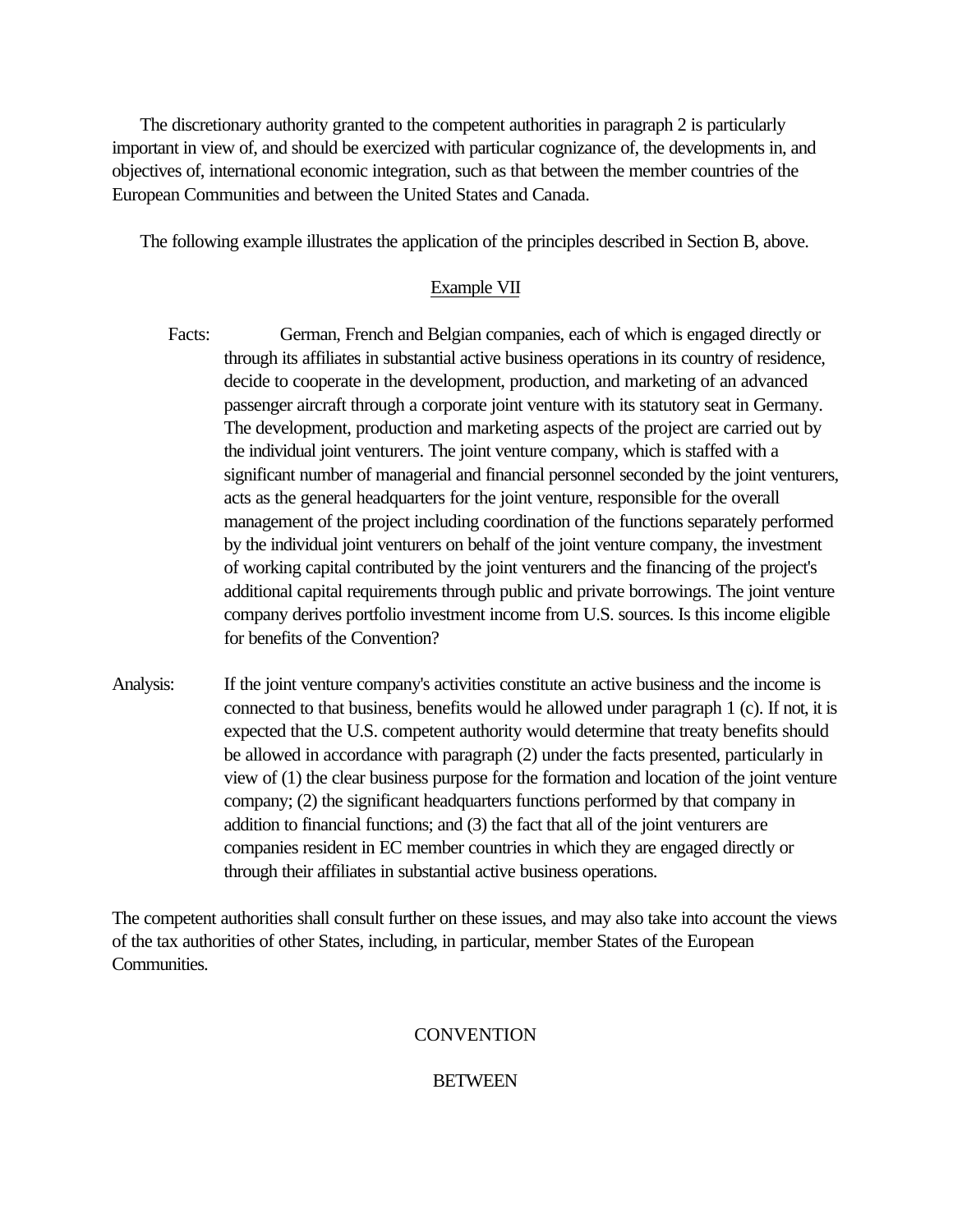The discretionary authority granted to the competent authorities in paragraph 2 is particularly important in view of, and should be exercized with particular cognizance of, the developments in, and objectives of, international economic integration, such as that between the member countries of the European Communities and between the United States and Canada.

The following example illustrates the application of the principles described in Section B, above.

<u>Example VII</u>

Facts: German, French and Belgian companies, each of which is engaged directly or through its affiliates in substantial active business operations in its country of residence, decide to cooperate in the development, production, and marketing of an advanced passenger aircraft through a corporate joint venture with its statutory seat in Germany. The development, production and marketing aspects of the project are carried out by the individual joint venturers. The joint venture company, which is staffed with a significant number of managerial and financial personnel seconded by the joint venturers, acts as the general headquarters for the joint venture, responsible for the overall management of the project including coordination of the functions separately performed by the individual joint venturers on behalf of the joint venture company, the investment of working capital contributed by the joint venturers and the financing of the project's additional capital requirements through public and private borrowings. The joint venture company derives portfolio investment income from U.S. sources. Is this income eligible for benefits of the Convention?

Analysis: If the joint venture company's activities constitute an active business and the income is connected to that business, benefits would he allowed under paragraph 1 (c). If not, it is expected that the U.S. competent authority would determine that treaty benefits should be allowed in accordance with paragraph (2) under the facts presented, particularly in view of (1) the clear business purpose for the formation and location of the joint venture company; (2) the significant headquarters functions performed by that company in addition to financial functions; and (3) the fact that all of the joint venturers are companies resident in EC member countries in which they are engaged directly or through their affiliates in substantial active business operations.

The competent authorities shall consult further on these issues, and may also take into account the views of the tax authorities of other States, including, in particular, member States of the European Communities.

CONVENTION

BETWEEN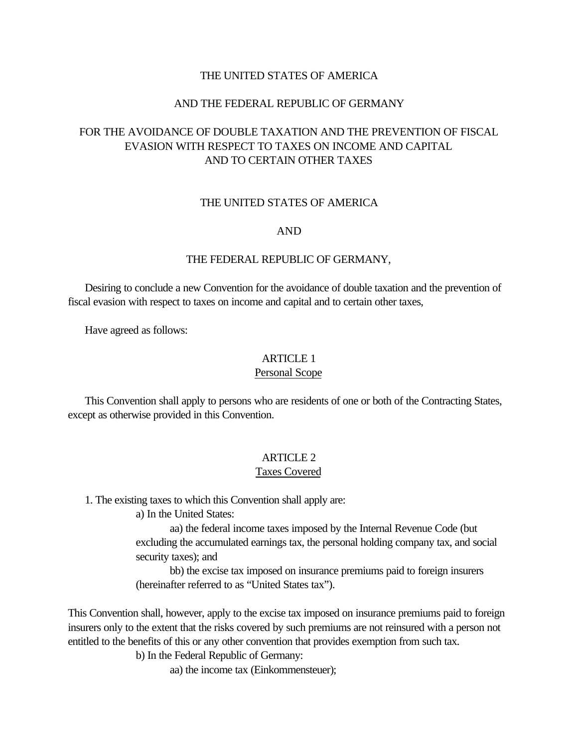THE UNITED STATES OF AMERICA

AND THE FEDERAL REPUBLIC OF GERMANY

FOR THE AVOIDANCE OF DOUBLE TAXATION AND THE PREVENTION OF FISCAL EVASION WITH RESPECT TO TAXES ON INCOME AND CAPITAL AND TO CERTAIN OTHER TAXES

THE UNITED STATES OF AMERICA

AND

THE FEDERAL REPUBLIC OF GERMANY,

Desiring to conclude a new Convention for the avoidance of double taxation and the prevention of fiscal evasion with respect to taxes on income and capital and to certain other taxes,

Have agreed as follows:

## ARTICLE 1
## Personal Scope

This Convention shall apply to persons who are residents of one or both of the Contracting States, except as otherwise provided in this Convention.

## ARTICLE 2
## Taxes Covered

1. The existing taxes to which this Convention shall apply are:

a) In the United States:

aa) the federal income taxes imposed by the Internal Revenue Code (but excluding the accumulated earnings tax, the personal holding company tax, and social security taxes); and

bb) the excise tax imposed on insurance premiums paid to foreign insurers (hereinafter referred to as "United States tax").

This Convention shall, however, apply to the excise tax imposed on insurance premiums paid to foreign insurers only to the extent that the risks covered by such premiums are not reinsured with a person not entitled to the benefits of this or any other convention that provides exemption from such tax.

b) In the Federal Republic of Germany:

aa) the income tax (Einkommensteuer);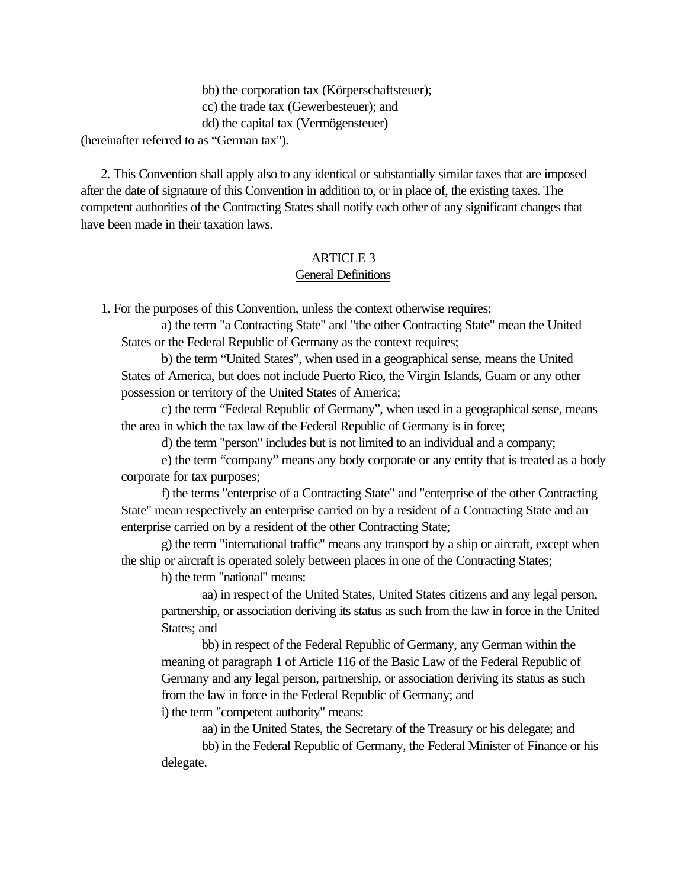bb) the corporation tax (Körperschaftsteuer);

cc) the trade tax (Gewerbesteuer); and

dd) the capital tax (Vermögensteuer)

(hereinafter referred to as "German tax").

2. This Convention shall apply also to any identical or substantially similar taxes that are imposed after the date of signature of this Convention in addition to, or in place of, the existing taxes. The competent authorities of the Contracting States shall notify each other of any significant changes that have been made in their taxation laws.

## ARTICLE 3

### General Definitions

1. For the purposes of this Convention, unless the context otherwise requires:

a) the term "a Contracting State" and "the other Contracting State" mean the United States or the Federal Republic of Germany as the context requires;

b) the term "United States", when used in a geographical sense, means the United States of America, but does not include Puerto Rico, the Virgin Islands, Guam or any other possession or territory of the United States of America;

c) the term "Federal Republic of Germany", when used in a geographical sense, means the area in which the tax law of the Federal Republic of Germany is in force;

d) the term "person" includes but is not limited to an individual and a company;

e) the term "company" means any body corporate or any entity that is treated as a body corporate for tax purposes;

f) the terms "enterprise of a Contracting State" and "enterprise of the other Contracting State" mean respectively an enterprise carried on by a resident of a Contracting State and an enterprise carried on by a resident of the other Contracting State;

g) the term "international traffic" means any transport by a ship or aircraft, except when the ship or aircraft is operated solely between places in one of the Contracting States;

h) the term "national" means:

aa) in respect of the United States, United States citizens and any legal person, partnership, or association deriving its status as such from the law in force in the United States; and

bb) in respect of the Federal Republic of Germany, any German within the meaning of paragraph 1 of Article 116 of the Basic Law of the Federal Republic of Germany and any legal person, partnership, or association deriving its status as such from the law in force in the Federal Republic of Germany; and

i) the term "competent authority" means:

aa) in the United States, the Secretary of the Treasury or his delegate; and

bb) in the Federal Republic of Germany, the Federal Minister of Finance or his delegate.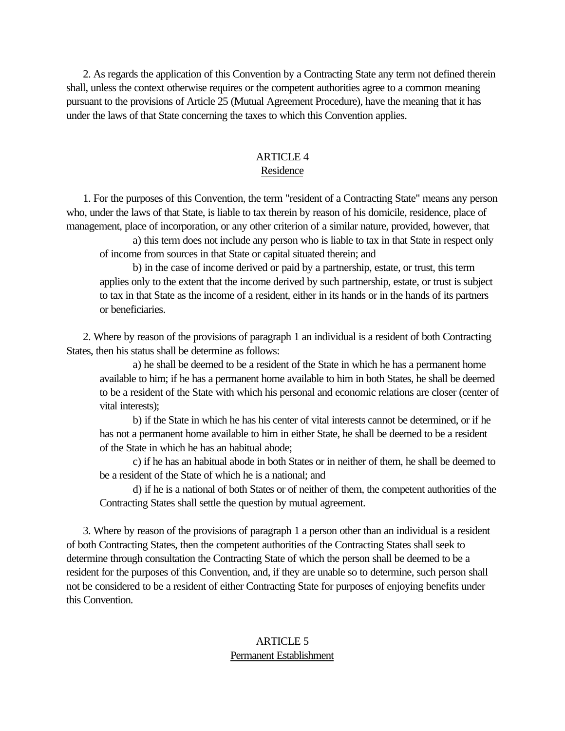2. As regards the application of this Convention by a Contracting State any term not defined therein shall, unless the context otherwise requires or the competent authorities agree to a common meaning pursuant to the provisions of Article 25 (Mutual Agreement Procedure), have the meaning that it has under the laws of that State concerning the taxes to which this Convention applies.

## ARTICLE 4
## Residence

1. For the purposes of this Convention, the term "resident of a Contracting State" means any person who, under the laws of that State, is liable to tax therein by reason of his domicile, residence, place of management, place of incorporation, or any other criterion of a similar nature, provided, however, that

a) this term does not include any person who is liable to tax in that State in respect only of income from sources in that State or capital situated therein; and

b) in the case of income derived or paid by a partnership, estate, or trust, this term applies only to the extent that the income derived by such partnership, estate, or trust is subject to tax in that State as the income of a resident, either in its hands or in the hands of its partners or beneficiaries.

2. Where by reason of the provisions of paragraph 1 an individual is a resident of both Contracting States, then his status shall be determine as follows:

a) he shall be deemed to be a resident of the State in which he has a permanent home available to him; if he has a permanent home available to him in both States, he shall be deemed to be a resident of the State with which his personal and economic relations are closer (center of vital interests);

b) if the State in which he has his center of vital interests cannot be determined, or if he has not a permanent home available to him in either State, he shall be deemed to be a resident of the State in which he has an habitual abode;

c) if he has an habitual abode in both States or in neither of them, he shall be deemed to be a resident of the State of which he is a national; and

d) if he is a national of both States or of neither of them, the competent authorities of the Contracting States shall settle the question by mutual agreement.

3. Where by reason of the provisions of paragraph 1 a person other than an individual is a resident of both Contracting States, then the competent authorities of the Contracting States shall seek to determine through consultation the Contracting State of which the person shall be deemed to be a resident for the purposes of this Convention, and, if they are unable so to determine, such person shall not be considered to be a resident of either Contracting State for purposes of enjoying benefits under this Convention.

## ARTICLE 5
## Permanent Establishment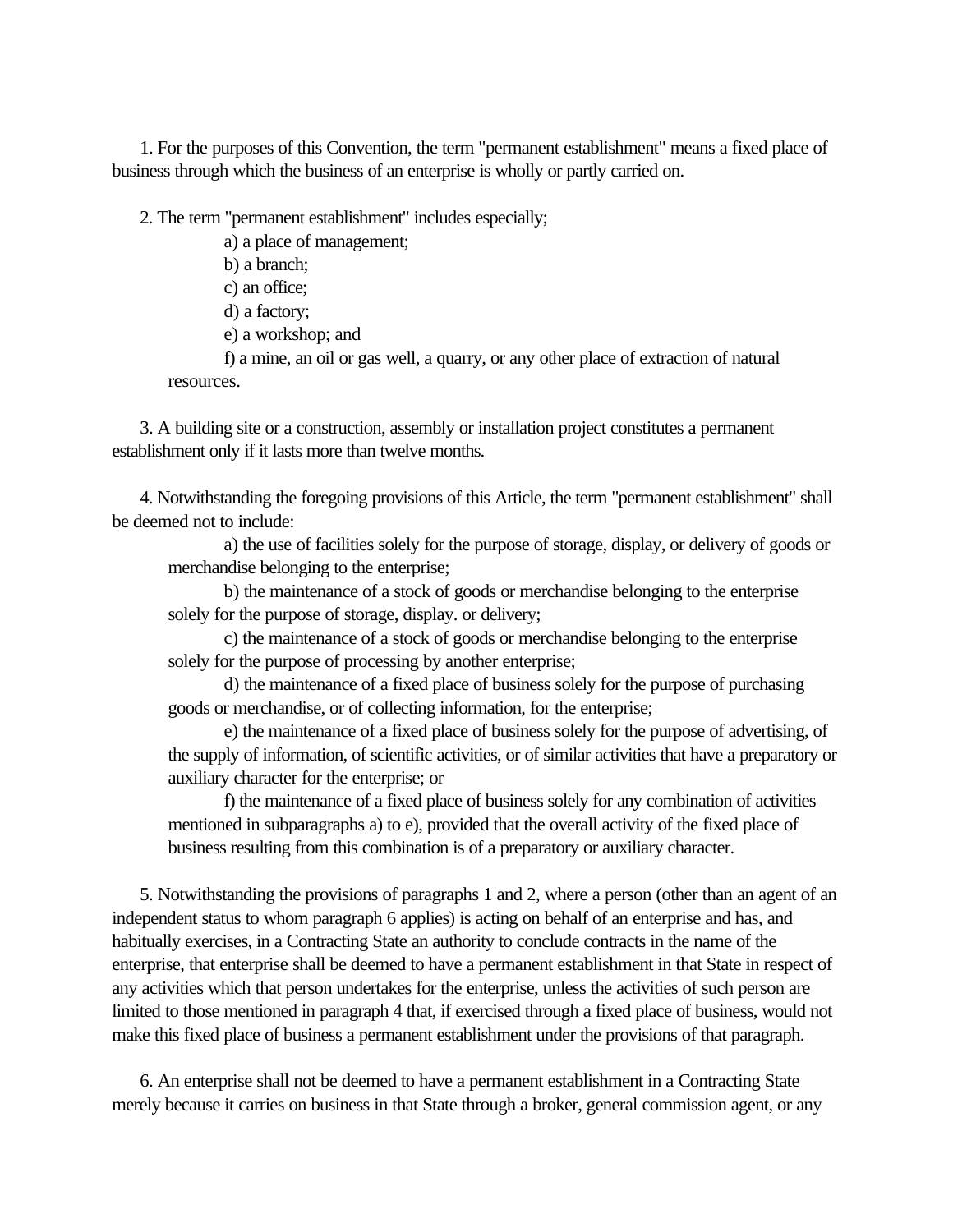1. For the purposes of this Convention, the term "permanent establishment" means a fixed place of business through which the business of an enterprise is wholly or partly carried on.

2. The term "permanent establishment" includes especially;

a) a place of management;

b) a branch;

c) an office;

d) a factory;

e) a workshop; and

f) a mine, an oil or gas well, a quarry, or any other place of extraction of natural resources.

3. A building site or a construction, assembly or installation project constitutes a permanent establishment only if it lasts more than twelve months.

4. Notwithstanding the foregoing provisions of this Article, the term "permanent establishment" shall be deemed not to include:

a) the use of facilities solely for the purpose of storage, display, or delivery of goods or merchandise belonging to the enterprise;

b) the maintenance of a stock of goods or merchandise belonging to the enterprise solely for the purpose of storage, display. or delivery;

c) the maintenance of a stock of goods or merchandise belonging to the enterprise solely for the purpose of processing by another enterprise;

d) the maintenance of a fixed place of business solely for the purpose of purchasing goods or merchandise, or of collecting information, for the enterprise;

e) the maintenance of a fixed place of business solely for the purpose of advertising, of the supply of information, of scientific activities, or of similar activities that have a preparatory or auxiliary character for the enterprise; or

f) the maintenance of a fixed place of business solely for any combination of activities mentioned in subparagraphs a) to e), provided that the overall activity of the fixed place of business resulting from this combination is of a preparatory or auxiliary character.

5. Notwithstanding the provisions of paragraphs 1 and 2, where a person (other than an agent of an independent status to whom paragraph 6 applies) is acting on behalf of an enterprise and has, and habitually exercises, in a Contracting State an authority to conclude contracts in the name of the enterprise, that enterprise shall be deemed to have a permanent establishment in that State in respect of any activities which that person undertakes for the enterprise, unless the activities of such person are limited to those mentioned in paragraph 4 that, if exercised through a fixed place of business, would not make this fixed place of business a permanent establishment under the provisions of that paragraph.

6. An enterprise shall not be deemed to have a permanent establishment in a Contracting State merely because it carries on business in that State through a broker, general commission agent, or any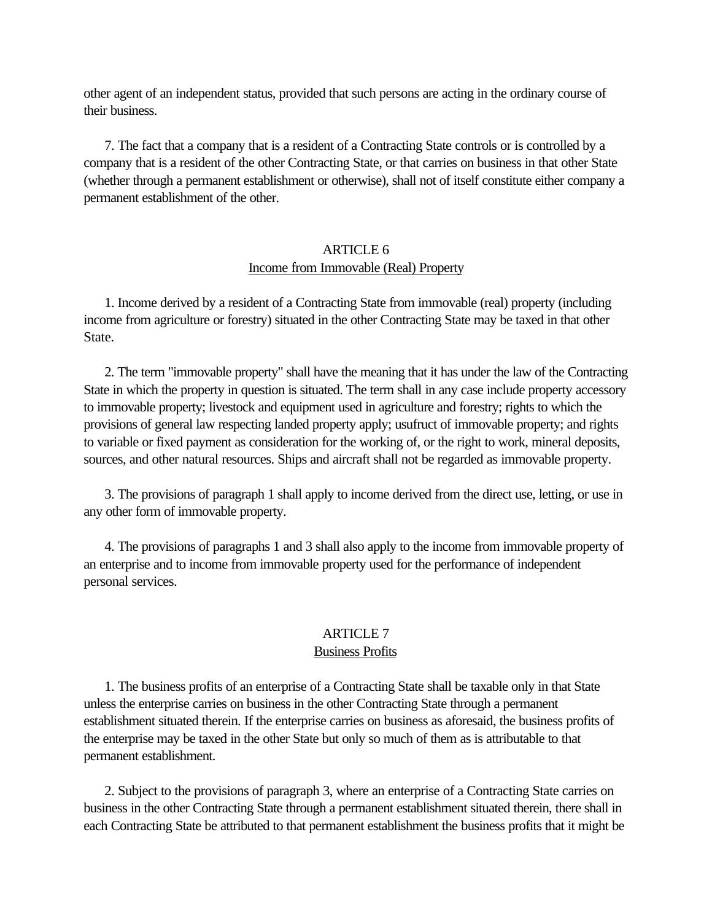other agent of an independent status, provided that such persons are acting in the ordinary course of their business.

7. The fact that a company that is a resident of a Contracting State controls or is controlled by a company that is a resident of the other Contracting State, or that carries on business in that other State (whether through a permanent establishment or otherwise), shall not of itself constitute either company a permanent establishment of the other.

## ARTICLE 6
## Income from Immovable (Real) Property

1. Income derived by a resident of a Contracting State from immovable (real) property (including income from agriculture or forestry) situated in the other Contracting State may be taxed in that other State.

2. The term "immovable property" shall have the meaning that it has under the law of the Contracting State in which the property in question is situated. The term shall in any case include property accessory to immovable property; livestock and equipment used in agriculture and forestry; rights to which the provisions of general law respecting landed property apply; usufruct of immovable property; and rights to variable or fixed payment as consideration for the working of, or the right to work, mineral deposits, sources, and other natural resources. Ships and aircraft shall not be regarded as immovable property.

3. The provisions of paragraph 1 shall apply to income derived from the direct use, letting, or use in any other form of immovable property.

4. The provisions of paragraphs 1 and 3 shall also apply to the income from immovable property of an enterprise and to income from immovable property used for the performance of independent personal services.

## ARTICLE 7
## Business Profits

1. The business profits of an enterprise of a Contracting State shall be taxable only in that State unless the enterprise carries on business in the other Contracting State through a permanent establishment situated therein. If the enterprise carries on business as aforesaid, the business profits of the enterprise may be taxed in the other State but only so much of them as is attributable to that permanent establishment.

2. Subject to the provisions of paragraph 3, where an enterprise of a Contracting State carries on business in the other Contracting State through a permanent establishment situated therein, there shall in each Contracting State be attributed to that permanent establishment the business profits that it might be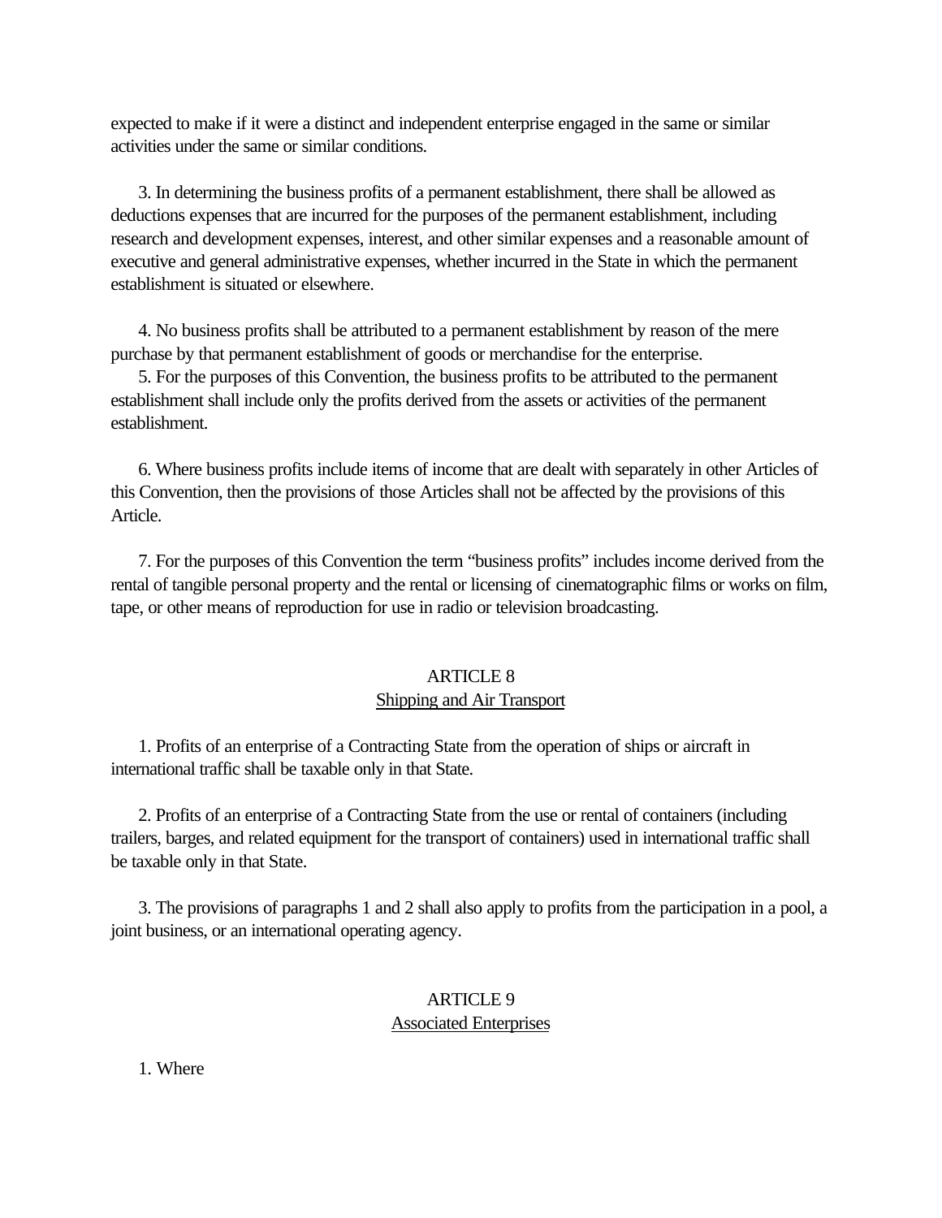expected to make if it were a distinct and independent enterprise engaged in the same or similar activities under the same or similar conditions.

3. In determining the business profits of a permanent establishment, there shall be allowed as deductions expenses that are incurred for the purposes of the permanent establishment, including research and development expenses, interest, and other similar expenses and a reasonable amount of executive and general administrative expenses, whether incurred in the State in which the permanent establishment is situated or elsewhere.

4. No business profits shall be attributed to a permanent establishment by reason of the mere purchase by that permanent establishment of goods or merchandise for the enterprise.

5. For the purposes of this Convention, the business profits to be attributed to the permanent establishment shall include only the profits derived from the assets or activities of the permanent establishment.

6. Where business profits include items of income that are dealt with separately in other Articles of this Convention, then the provisions of those Articles shall not be affected by the provisions of this Article.

7. For the purposes of this Convention the term "business profits" includes income derived from the rental of tangible personal property and the rental or licensing of cinematographic films or works on film, tape, or other means of reproduction for use in radio or television broadcasting.

## ARTICLE 8
## Shipping and Air Transport

1. Profits of an enterprise of a Contracting State from the operation of ships or aircraft in international traffic shall be taxable only in that State.

2. Profits of an enterprise of a Contracting State from the use or rental of containers (including trailers, barges, and related equipment for the transport of containers) used in international traffic shall be taxable only in that State.

3. The provisions of paragraphs 1 and 2 shall also apply to profits from the participation in a pool, a joint business, or an international operating agency.

## ARTICLE 9
## Associated Enterprises

1. Where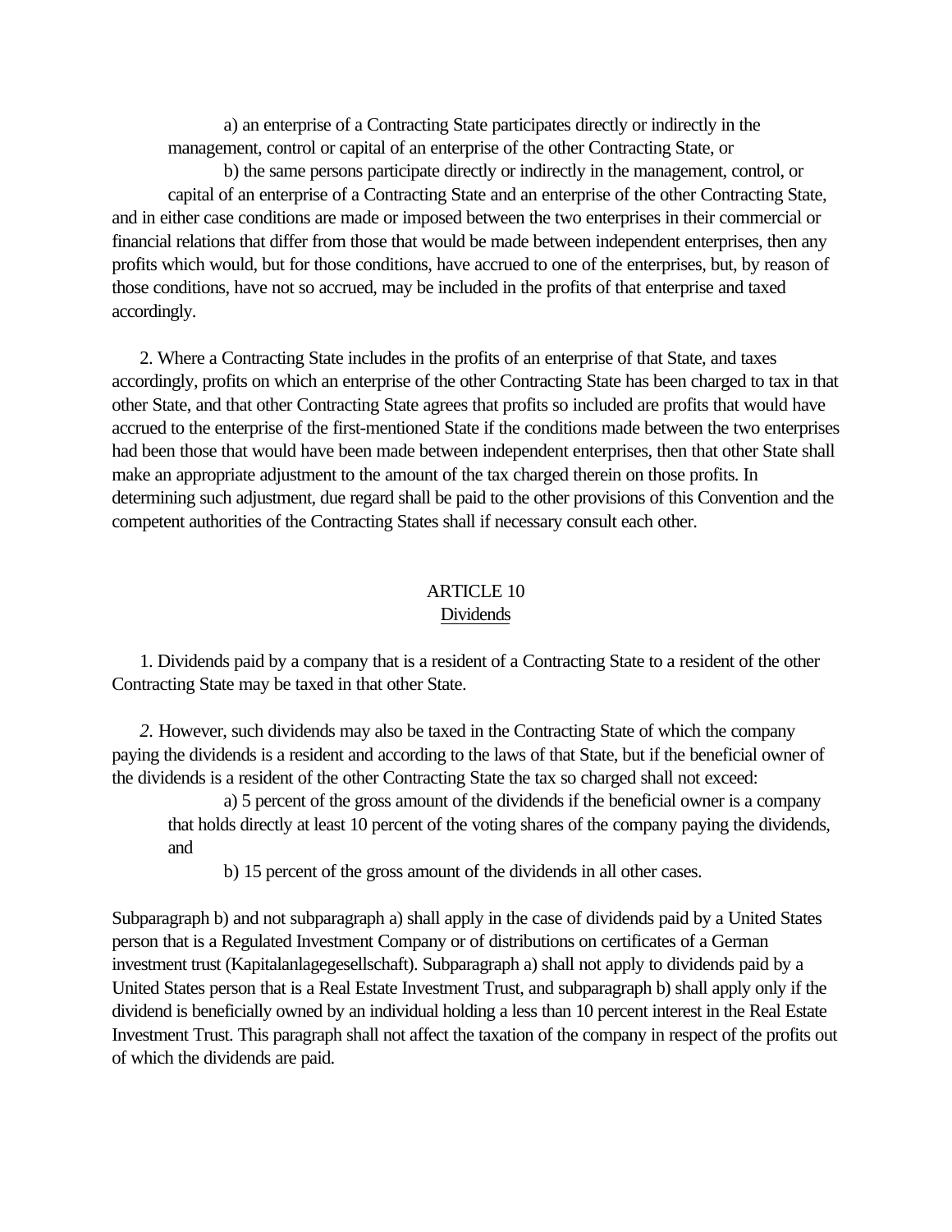a) an enterprise of a Contracting State participates directly or indirectly in the management, control or capital of an enterprise of the other Contracting State, or

b) the same persons participate directly or indirectly in the management, control, or capital of an enterprise of a Contracting State and an enterprise of the other Contracting State,

and in either case conditions are made or imposed between the two enterprises in their commercial or financial relations that differ from those that would be made between independent enterprises, then any profits which would, but for those conditions, have accrued to one of the enterprises, but, by reason of those conditions, have not so accrued, may be included in the profits of that enterprise and taxed accordingly.

2. Where a Contracting State includes in the profits of an enterprise of that State, and taxes accordingly, profits on which an enterprise of the other Contracting State has been charged to tax in that other State, and that other Contracting State agrees that profits so included are profits that would have accrued to the enterprise of the first-mentioned State if the conditions made between the two enterprises had been those that would have been made between independent enterprises, then that other State shall make an appropriate adjustment to the amount of the tax charged therein on those profits. In determining such adjustment, due regard shall be paid to the other provisions of this Convention and the competent authorities of the Contracting States shall if necessary consult each other.

## ARTICLE 10
## Dividends

1. Dividends paid by a company that is a resident of a Contracting State to a resident of the other Contracting State may be taxed in that other State.

*2.* However, such dividends may also be taxed in the Contracting State of which the company paying the dividends is a resident and according to the laws of that State, but if the beneficial owner of the dividends is a resident of the other Contracting State the tax so charged shall not exceed:

a) 5 percent of the gross amount of the dividends if the beneficial owner is a company that holds directly at least 10 percent of the voting shares of the company paying the dividends, and

b) 15 percent of the gross amount of the dividends in all other cases.

Subparagraph b) and not subparagraph a) shall apply in the case of dividends paid by a United States person that is a Regulated Investment Company or of distributions on certificates of a German investment trust (Kapitalanlagegesellschaft). Subparagraph a) shall not apply to dividends paid by a United States person that is a Real Estate Investment Trust, and subparagraph b) shall apply only if the dividend is beneficially owned by an individual holding a less than 10 percent interest in the Real Estate Investment Trust. This paragraph shall not affect the taxation of the company in respect of the profits out of which the dividends are paid.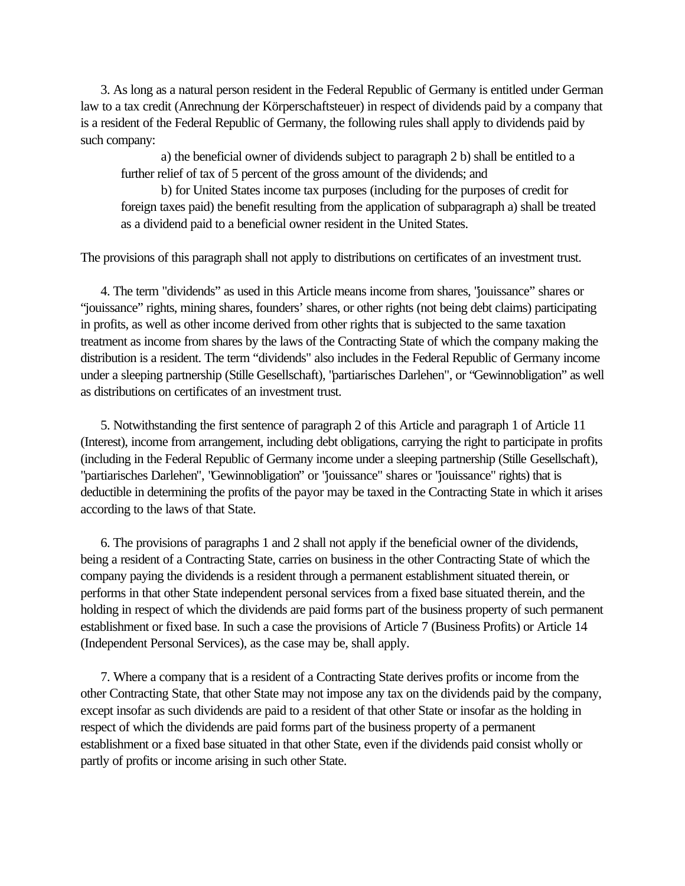3. As long as a natural person resident in the Federal Republic of Germany is entitled under German law to a tax credit (Anrechnung der Körperschaftsteuer) in respect of dividends paid by a company that is a resident of the Federal Republic of Germany, the following rules shall apply to dividends paid by such company:

a) the beneficial owner of dividends subject to paragraph 2 b) shall be entitled to a further relief of tax of 5 percent of the gross amount of the dividends; and

b) for United States income tax purposes (including for the purposes of credit for foreign taxes paid) the benefit resulting from the application of subparagraph a) shall be treated as a dividend paid to a beneficial owner resident in the United States.

The provisions of this paragraph shall not apply to distributions on certificates of an investment trust.

4. The term "dividends" as used in this Article means income from shares, "jouissance" shares or "jouissance" rights, mining shares, founders' shares, or other rights (not being debt claims) participating in profits, as well as other income derived from other rights that is subjected to the same taxation treatment as income from shares by the laws of the Contracting State of which the company making the distribution is a resident. The term "dividends" also includes in the Federal Republic of Germany income under a sleeping partnership (Stille Gesellschaft), "partiarisches Darlehen", or "Gewinnobligation" as well as distributions on certificates of an investment trust.

5. Notwithstanding the first sentence of paragraph 2 of this Article and paragraph 1 of Article 11 (Interest), income from arrangement, including debt obligations, carrying the right to participate in profits (including in the Federal Republic of Germany income under a sleeping partnership (Stille Gesellschaft), "partiarisches Darlehen", "Gewinnobligation" or "jouissance" shares or "jouissance" rights) that is deductible in determining the profits of the payor may be taxed in the Contracting State in which it arises according to the laws of that State.

6. The provisions of paragraphs 1 and 2 shall not apply if the beneficial owner of the dividends, being a resident of a Contracting State, carries on business in the other Contracting State of which the company paying the dividends is a resident through a permanent establishment situated therein, or performs in that other State independent personal services from a fixed base situated therein, and the holding in respect of which the dividends are paid forms part of the business property of such permanent establishment or fixed base. In such a case the provisions of Article 7 (Business Profits) or Article 14 (Independent Personal Services), as the case may be, shall apply.

7. Where a company that is a resident of a Contracting State derives profits or income from the other Contracting State, that other State may not impose any tax on the dividends paid by the company, except insofar as such dividends are paid to a resident of that other State or insofar as the holding in respect of which the dividends are paid forms part of the business property of a permanent establishment or a fixed base situated in that other State, even if the dividends paid consist wholly or partly of profits or income arising in such other State.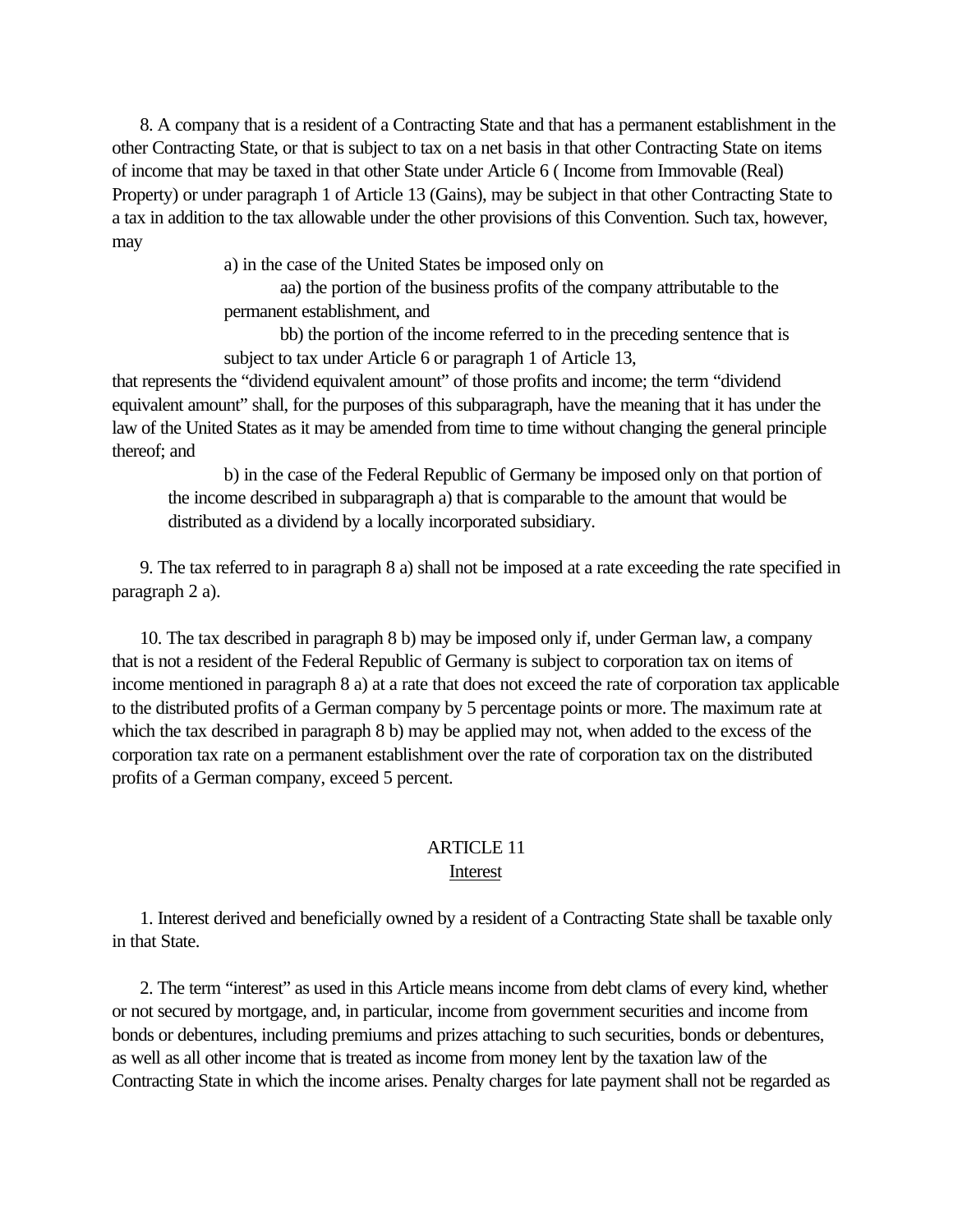8. A company that is a resident of a Contracting State and that has a permanent establishment in the other Contracting State, or that is subject to tax on a net basis in that other Contracting State on items of income that may be taxed in that other State under Article 6 ( Income from Immovable (Real) Property) or under paragraph 1 of Article 13 (Gains), may be subject in that other Contracting State to a tax in addition to the tax allowable under the other provisions of this Convention. Such tax, however, may

a) in the case of the United States be imposed only on

aa) the portion of the business profits of the company attributable to the permanent establishment, and

bb) the portion of the income referred to in the preceding sentence that is subject to tax under Article 6 or paragraph 1 of Article 13,

that represents the "dividend equivalent amount" of those profits and income; the term "dividend equivalent amount" shall, for the purposes of this subparagraph, have the meaning that it has under the law of the United States as it may be amended from time to time without changing the general principle thereof; and

b) in the case of the Federal Republic of Germany be imposed only on that portion of the income described in subparagraph a) that is comparable to the amount that would be distributed as a dividend by a locally incorporated subsidiary.

9. The tax referred to in paragraph 8 a) shall not be imposed at a rate exceeding the rate specified in paragraph 2 a).

10. The tax described in paragraph 8 b) may be imposed only if, under German law, a company that is not a resident of the Federal Republic of Germany is subject to corporation tax on items of income mentioned in paragraph 8 a) at a rate that does not exceed the rate of corporation tax applicable to the distributed profits of a German company by 5 percentage points or more. The maximum rate at which the tax described in paragraph 8 b) may be applied may not, when added to the excess of the corporation tax rate on a permanent establishment over the rate of corporation tax on the distributed profits of a German company, exceed 5 percent.

## ARTICLE 11
## Interest

1. Interest derived and beneficially owned by a resident of a Contracting State shall be taxable only in that State.

2. The term "interest" as used in this Article means income from debt clams of every kind, whether or not secured by mortgage, and, in particular, income from government securities and income from bonds or debentures, including premiums and prizes attaching to such securities, bonds or debentures, as well as all other income that is treated as income from money lent by the taxation law of the Contracting State in which the income arises. Penalty charges for late payment shall not be regarded as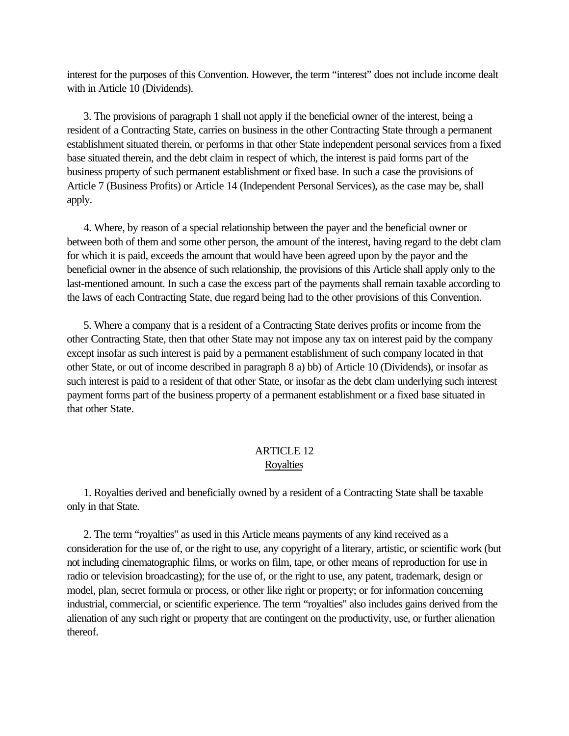interest for the purposes of this Convention. However, the term "interest" does not include income dealt with in Article 10 (Dividends).

3. The provisions of paragraph 1 shall not apply if the beneficial owner of the interest, being a resident of a Contracting State, carries on business in the other Contracting State through a permanent establishment situated therein, or performs in that other State independent personal services from a fixed base situated therein, and the debt claim in respect of which, the interest is paid forms part of the business property of such permanent establishment or fixed base. In such a case the provisions of Article 7 (Business Profits) or Article 14 (Independent Personal Services), as the case may be, shall apply.

4. Where, by reason of a special relationship between the payer and the beneficial owner or between both of them and some other person, the amount of the interest, having regard to the debt clam for which it is paid, exceeds the amount that would have been agreed upon by the payor and the beneficial owner in the absence of such relationship, the provisions of this Article shall apply only to the last-mentioned amount. In such a case the excess part of the payments shall remain taxable according to the laws of each Contracting State, due regard being had to the other provisions of this Convention.

5. Where a company that is a resident of a Contracting State derives profits or income from the other Contracting State, then that other State may not impose any tax on interest paid by the company except insofar as such interest is paid by a permanent establishment of such company located in that other State, or out of income described in paragraph 8 a) bb) of Article 10 (Dividends), or insofar as such interest is paid to a resident of that other State, or insofar as the debt clam underlying such interest payment forms part of the business property of a permanent establishment or a fixed base situated in that other State.

## ARTICLE 12
## Royalties

1. Royalties derived and beneficially owned by a resident of a Contracting State shall be taxable only in that State.

2. The term "royalties" as used in this Article means payments of any kind received as a consideration for the use of, or the right to use, any copyright of a literary, artistic, or scientific work (but not including cinematographic films, or works on film, tape, or other means of reproduction for use in radio or television broadcasting); for the use of, or the right to use, any patent, trademark, design or model, plan, secret formula or process, or other like right or property; or for information concerning industrial, commercial, or scientific experience. The term "royalties" also includes gains derived from the alienation of any such right or property that are contingent on the productivity, use, or further alienation thereof.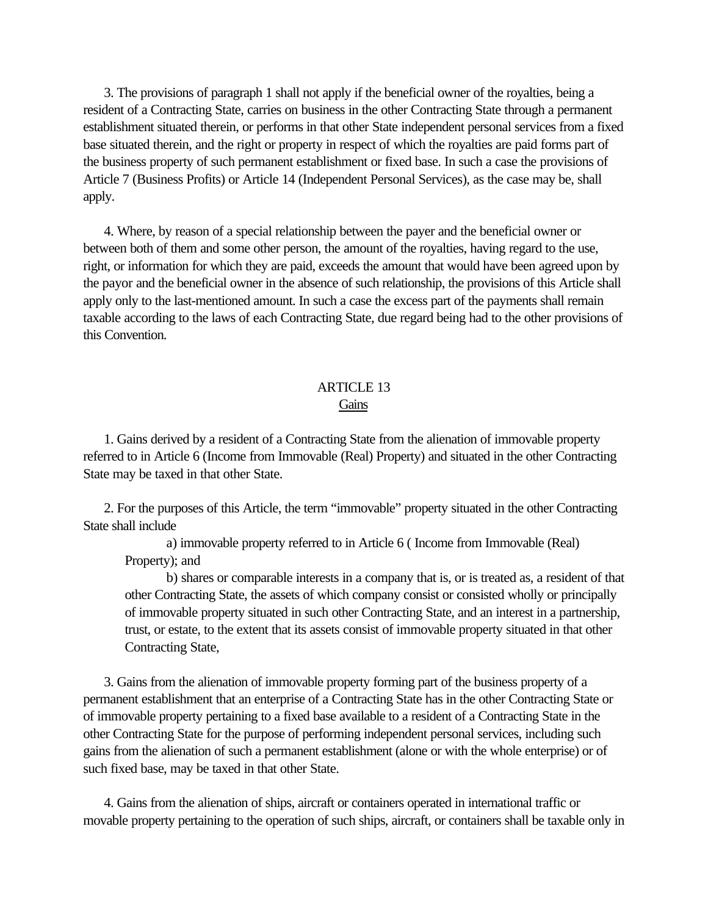3. The provisions of paragraph 1 shall not apply if the beneficial owner of the royalties, being a resident of a Contracting State, carries on business in the other Contracting State through a permanent establishment situated therein, or performs in that other State independent personal services from a fixed base situated therein, and the right or property in respect of which the royalties are paid forms part of the business property of such permanent establishment or fixed base. In such a case the provisions of Article 7 (Business Profits) or Article 14 (Independent Personal Services), as the case may be, shall apply.

4. Where, by reason of a special relationship between the payer and the beneficial owner or between both of them and some other person, the amount of the royalties, having regard to the use, right, or information for which they are paid, exceeds the amount that would have been agreed upon by the payor and the beneficial owner in the absence of such relationship, the provisions of this Article shall apply only to the last-mentioned amount. In such a case the excess part of the payments shall remain taxable according to the laws of each Contracting State, due regard being had to the other provisions of this Convention.

## ARTICLE 13
## Gains

1. Gains derived by a resident of a Contracting State from the alienation of immovable property referred to in Article 6 (Income from Immovable (Real) Property) and situated in the other Contracting State may be taxed in that other State.

2. For the purposes of this Article, the term "immovable" property situated in the other Contracting State shall include

a) immovable property referred to in Article 6 ( Income from Immovable (Real) Property); and

b) shares or comparable interests in a company that is, or is treated as, a resident of that other Contracting State, the assets of which company consist or consisted wholly or principally of immovable property situated in such other Contracting State, and an interest in a partnership, trust, or estate, to the extent that its assets consist of immovable property situated in that other Contracting State,

3. Gains from the alienation of immovable property forming part of the business property of a permanent establishment that an enterprise of a Contracting State has in the other Contracting State or of immovable property pertaining to a fixed base available to a resident of a Contracting State in the other Contracting State for the purpose of performing independent personal services, including such gains from the alienation of such a permanent establishment (alone or with the whole enterprise) or of such fixed base, may be taxed in that other State.

4. Gains from the alienation of ships, aircraft or containers operated in international traffic or movable property pertaining to the operation of such ships, aircraft, or containers shall be taxable only in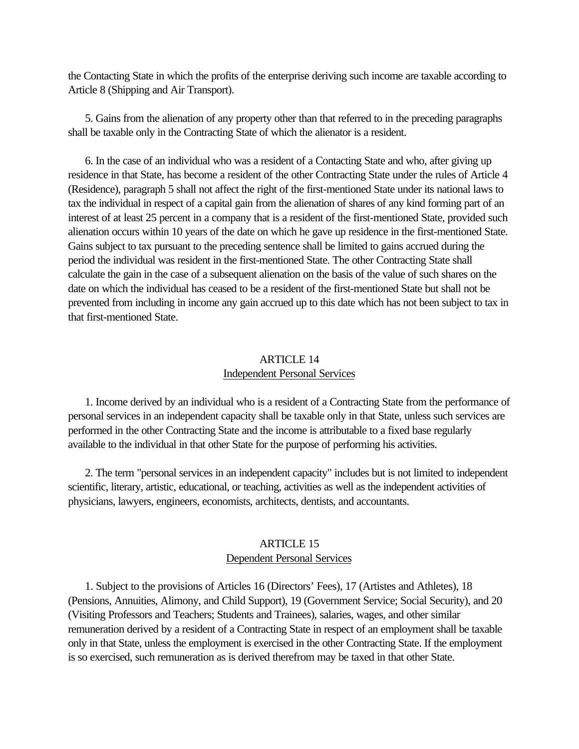the Contacting State in which the profits of the enterprise deriving such income are taxable according to Article 8 (Shipping and Air Transport).

5. Gains from the alienation of any property other than that referred to in the preceding paragraphs shall be taxable only in the Contracting State of which the alienator is a resident.

6. In the case of an individual who was a resident of a Contacting State and who, after giving up residence in that State, has become a resident of the other Contracting State under the rules of Article 4 (Residence), paragraph 5 shall not affect the right of the first-mentioned State under its national laws to tax the individual in respect of a capital gain from the alienation of shares of any kind forming part of an interest of at least 25 percent in a company that is a resident of the first-mentioned State, provided such alienation occurs within 10 years of the date on which he gave up residence in the first-mentioned State. Gains subject to tax pursuant to the preceding sentence shall be limited to gains accrued during the period the individual was resident in the first-mentioned State. The other Contracting State shall calculate the gain in the case of a subsequent alienation on the basis of the value of such shares on the date on which the individual has ceased to be a resident of the first-mentioned State but shall not be prevented from including in income any gain accrued up to this date which has not been subject to tax in that first-mentioned State.

## ARTICLE 14
## Independent Personal Services

1. Income derived by an individual who is a resident of a Contracting State from the performance of personal services in an independent capacity shall be taxable only in that State, unless such services are performed in the other Contracting State and the income is attributable to a fixed base regularly available to the individual in that other State for the purpose of performing his activities.

2. The term "personal services in an independent capacity" includes but is not limited to independent scientific, literary, artistic, educational, or teaching, activities as well as the independent activities of physicians, lawyers, engineers, economists, architects, dentists, and accountants.

## ARTICLE 15
## Dependent Personal Services

1. Subject to the provisions of Articles 16 (Directors' Fees), 17 (Artistes and Athletes), 18 (Pensions, Annuities, Alimony, and Child Support), 19 (Government Service; Social Security), and 20 (Visiting Professors and Teachers; Students and Trainees), salaries, wages, and other similar remuneration derived by a resident of a Contracting State in respect of an employment shall be taxable only in that State, unless the employment is exercised in the other Contracting State. If the employment is so exercised, such remuneration as is derived therefrom may be taxed in that other State.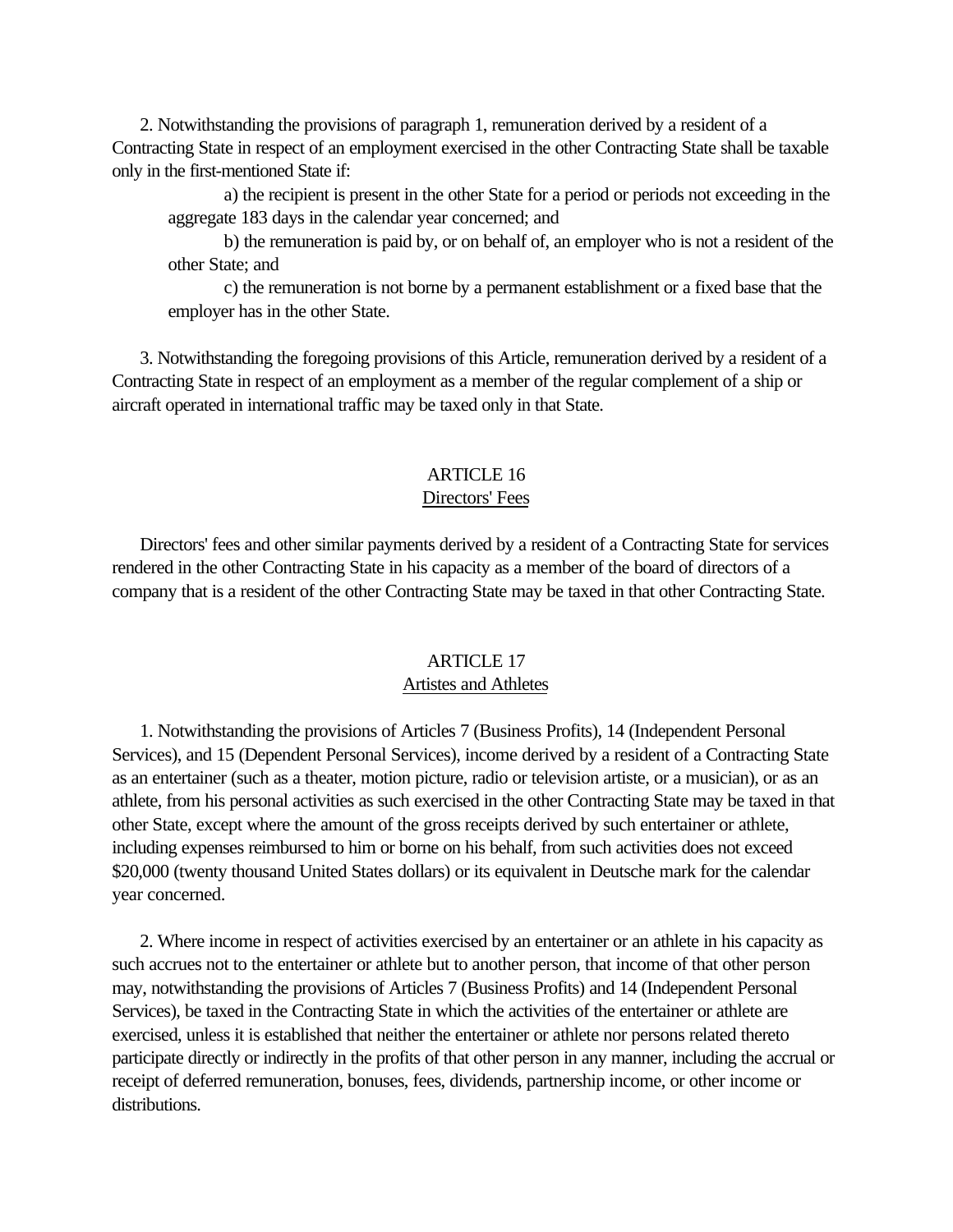2. Notwithstanding the provisions of paragraph 1, remuneration derived by a resident of a Contracting State in respect of an employment exercised in the other Contracting State shall be taxable only in the first-mentioned State if:

a) the recipient is present in the other State for a period or periods not exceeding in the aggregate 183 days in the calendar year concerned; and

b) the remuneration is paid by, or on behalf of, an employer who is not a resident of the other State; and

c) the remuneration is not borne by a permanent establishment or a fixed base that the employer has in the other State.

3. Notwithstanding the foregoing provisions of this Article, remuneration derived by a resident of a Contracting State in respect of an employment as a member of the regular complement of a ship or aircraft operated in international traffic may be taxed only in that State.

## ARTICLE 16
## Directors' Fees

Directors' fees and other similar payments derived by a resident of a Contracting State for services rendered in the other Contracting State in his capacity as a member of the board of directors of a company that is a resident of the other Contracting State may be taxed in that other Contracting State.

## ARTICLE 17
## Artistes and Athletes

1. Notwithstanding the provisions of Articles 7 (Business Profits), 14 (Independent Personal Services), and 15 (Dependent Personal Services), income derived by a resident of a Contracting State as an entertainer (such as a theater, motion picture, radio or television artiste, or a musician), or as an athlete, from his personal activities as such exercised in the other Contracting State may be taxed in that other State, except where the amount of the gross receipts derived by such entertainer or athlete, including expenses reimbursed to him or borne on his behalf, from such activities does not exceed $20,000 (twenty thousand United States dollars) or its equivalent in Deutsche mark for the calendar year concerned.

2. Where income in respect of activities exercised by an entertainer or an athlete in his capacity as such accrues not to the entertainer or athlete but to another person, that income of that other person may, notwithstanding the provisions of Articles 7 (Business Profits) and 14 (Independent Personal Services), be taxed in the Contracting State in which the activities of the entertainer or athlete are exercised, unless it is established that neither the entertainer or athlete nor persons related thereto participate directly or indirectly in the profits of that other person in any manner, including the accrual or receipt of deferred remuneration, bonuses, fees, dividends, partnership income, or other income or distributions.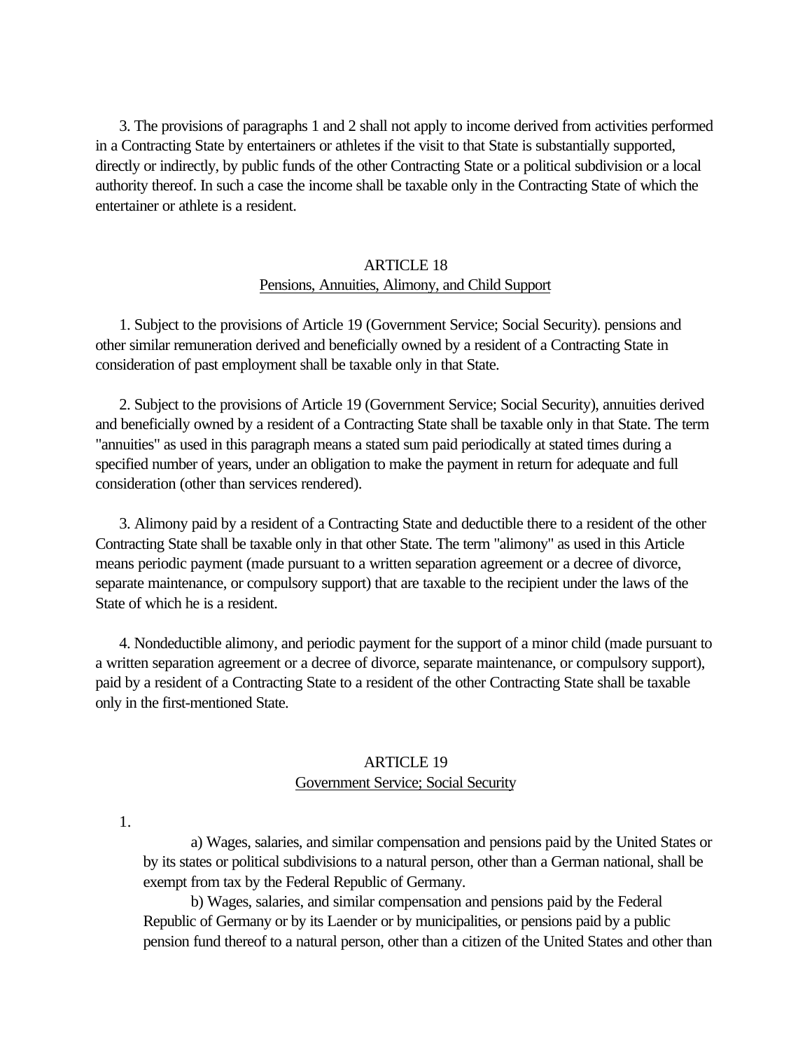3. The provisions of paragraphs 1 and 2 shall not apply to income derived from activities performed in a Contracting State by entertainers or athletes if the visit to that State is substantially supported, directly or indirectly, by public funds of the other Contracting State or a political subdivision or a local authority thereof. In such a case the income shall be taxable only in the Contracting State of which the entertainer or athlete is a resident.

## ARTICLE 18
### Pensions, Annuities, Alimony, and Child Support

1. Subject to the provisions of Article 19 (Government Service; Social Security). pensions and other similar remuneration derived and beneficially owned by a resident of a Contracting State in consideration of past employment shall be taxable only in that State.

2. Subject to the provisions of Article 19 (Government Service; Social Security), annuities derived and beneficially owned by a resident of a Contracting State shall be taxable only in that State. The term "annuities" as used in this paragraph means a stated sum paid periodically at stated times during a specified number of years, under an obligation to make the payment in return for adequate and full consideration (other than services rendered).

3. Alimony paid by a resident of a Contracting State and deductible there to a resident of the other Contracting State shall be taxable only in that other State. The term "alimony" as used in this Article means periodic payment (made pursuant to a written separation agreement or a decree of divorce, separate maintenance, or compulsory support) that are taxable to the recipient under the laws of the State of which he is a resident.

4. Nondeductible alimony, and periodic payment for the support of a minor child (made pursuant to a written separation agreement or a decree of divorce, separate maintenance, or compulsory support), paid by a resident of a Contracting State to a resident of the other Contracting State shall be taxable only in the first-mentioned State.

## ARTICLE 19
### Government Service; Social Security

1.

a) Wages, salaries, and similar compensation and pensions paid by the United States or by its states or political subdivisions to a natural person, other than a German national, shall be exempt from tax by the Federal Republic of Germany.

b) Wages, salaries, and similar compensation and pensions paid by the Federal Republic of Germany or by its Laender or by municipalities, or pensions paid by a public pension fund thereof to a natural person, other than a citizen of the United States and other than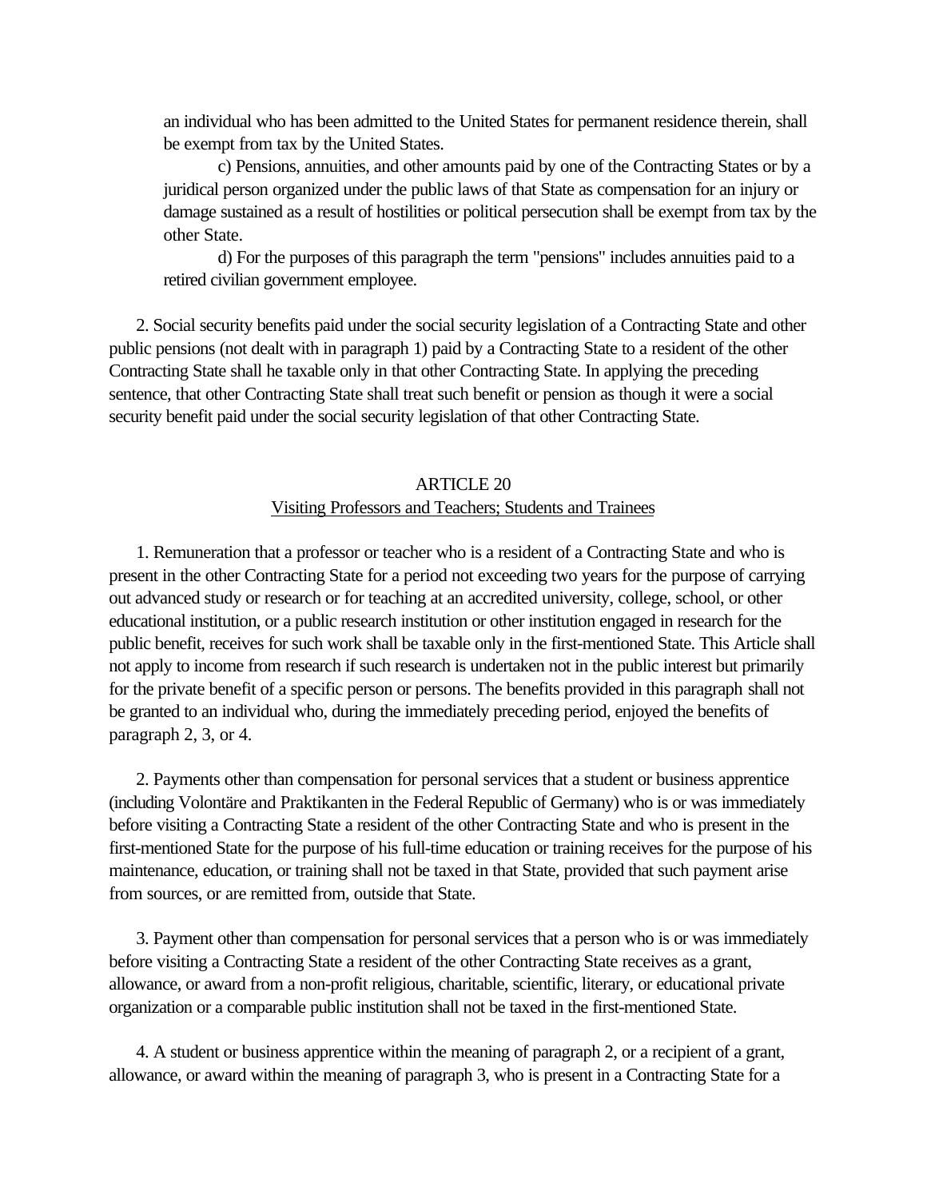an individual who has been admitted to the United States for permanent residence therein, shall be exempt from tax by the United States.

c) Pensions, annuities, and other amounts paid by one of the Contracting States or by a juridical person organized under the public laws of that State as compensation for an injury or damage sustained as a result of hostilities or political persecution shall be exempt from tax by the other State.

d) For the purposes of this paragraph the term "pensions" includes annuities paid to a retired civilian government employee.

2. Social security benefits paid under the social security legislation of a Contracting State and other public pensions (not dealt with in paragraph 1) paid by a Contracting State to a resident of the other Contracting State shall he taxable only in that other Contracting State. In applying the preceding sentence, that other Contracting State shall treat such benefit or pension as though it were a social security benefit paid under the social security legislation of that other Contracting State.

## ARTICLE 20

### Visiting Professors and Teachers; Students and Trainees

1. Remuneration that a professor or teacher who is a resident of a Contracting State and who is present in the other Contracting State for a period not exceeding two years for the purpose of carrying out advanced study or research or for teaching at an accredited university, college, school, or other educational institution, or a public research institution or other institution engaged in research for the public benefit, receives for such work shall be taxable only in the first-mentioned State. This Article shall not apply to income from research if such research is undertaken not in the public interest but primarily for the private benefit of a specific person or persons. The benefits provided in this paragraph shall not be granted to an individual who, during the immediately preceding period, enjoyed the benefits of paragraph 2, 3, or 4.

2. Payments other than compensation for personal services that a student or business apprentice (including Volontäre and Praktikanten in the Federal Republic of Germany) who is or was immediately before visiting a Contracting State a resident of the other Contracting State and who is present in the first-mentioned State for the purpose of his full-time education or training receives for the purpose of his maintenance, education, or training shall not be taxed in that State, provided that such payment arise from sources, or are remitted from, outside that State.

3. Payment other than compensation for personal services that a person who is or was immediately before visiting a Contracting State a resident of the other Contracting State receives as a grant, allowance, or award from a non-profit religious, charitable, scientific, literary, or educational private organization or a comparable public institution shall not be taxed in the first-mentioned State.

4. A student or business apprentice within the meaning of paragraph 2, or a recipient of a grant, allowance, or award within the meaning of paragraph 3, who is present in a Contracting State for a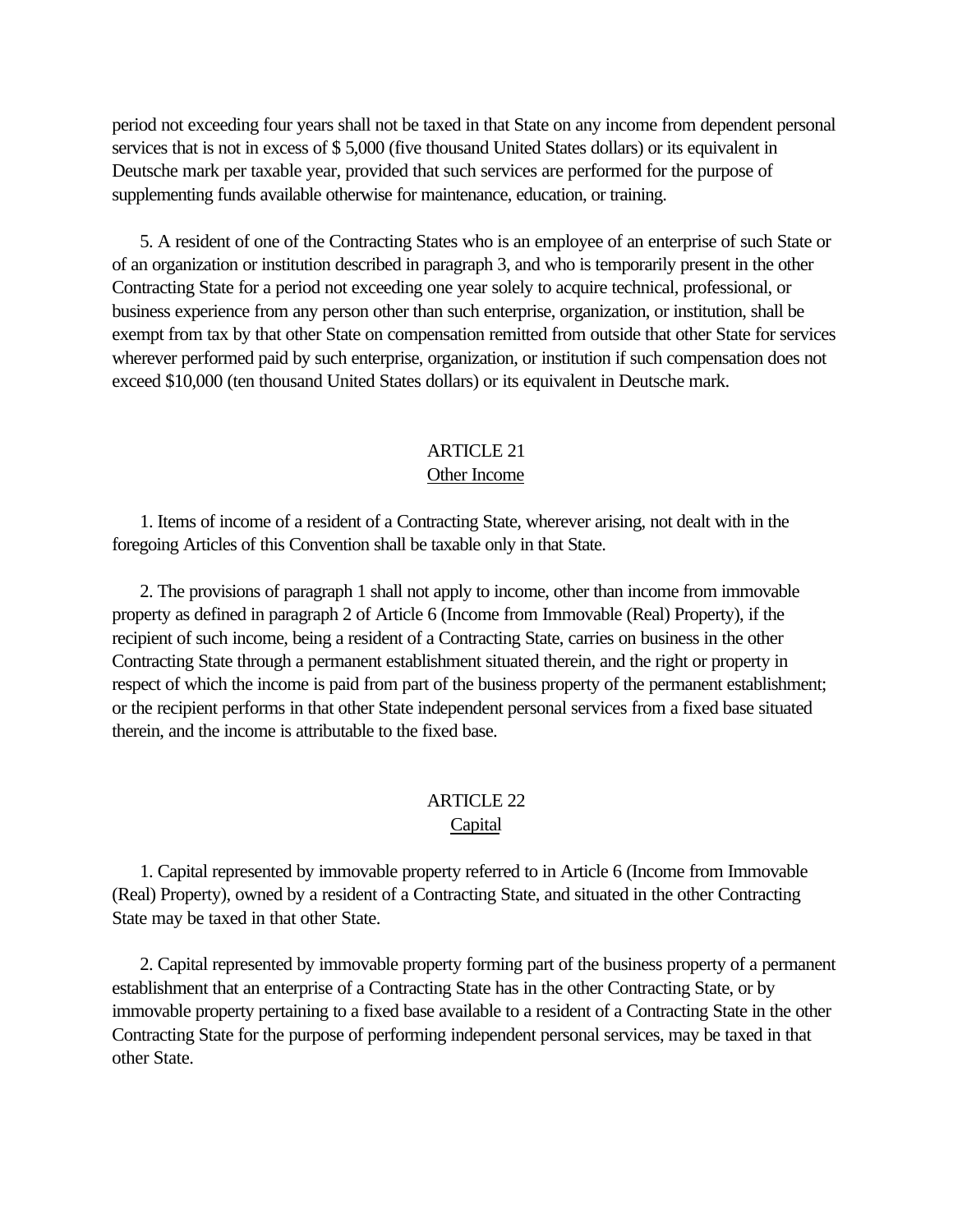period not exceeding four years shall not be taxed in that State on any income from dependent personal services that is not in excess of $ 5,000 (five thousand United States dollars) or its equivalent in Deutsche mark per taxable year, provided that such services are performed for the purpose of supplementing funds available otherwise for maintenance, education, or training.

5. A resident of one of the Contracting States who is an employee of an enterprise of such State or of an organization or institution described in paragraph 3, and who is temporarily present in the other Contracting State for a period not exceeding one year solely to acquire technical, professional, or business experience from any person other than such enterprise, organization, or institution, shall be exempt from tax by that other State on compensation remitted from outside that other State for services wherever performed paid by such enterprise, organization, or institution if such compensation does not exceed $10,000 (ten thousand United States dollars) or its equivalent in Deutsche mark.

## ARTICLE 21
### Other Income

1. Items of income of a resident of a Contracting State, wherever arising, not dealt with in the foregoing Articles of this Convention shall be taxable only in that State.

2. The provisions of paragraph 1 shall not apply to income, other than income from immovable property as defined in paragraph 2 of Article 6 (Income from Immovable (Real) Property), if the recipient of such income, being a resident of a Contracting State, carries on business in the other Contracting State through a permanent establishment situated therein, and the right or property in respect of which the income is paid from part of the business property of the permanent establishment; or the recipient performs in that other State independent personal services from a fixed base situated therein, and the income is attributable to the fixed base.

## ARTICLE 22
### Capital

1. Capital represented by immovable property referred to in Article 6 (Income from Immovable (Real) Property), owned by a resident of a Contracting State, and situated in the other Contracting State may be taxed in that other State.

2. Capital represented by immovable property forming part of the business property of a permanent establishment that an enterprise of a Contracting State has in the other Contracting State, or by immovable property pertaining to a fixed base available to a resident of a Contracting State in the other Contracting State for the purpose of performing independent personal services, may be taxed in that other State.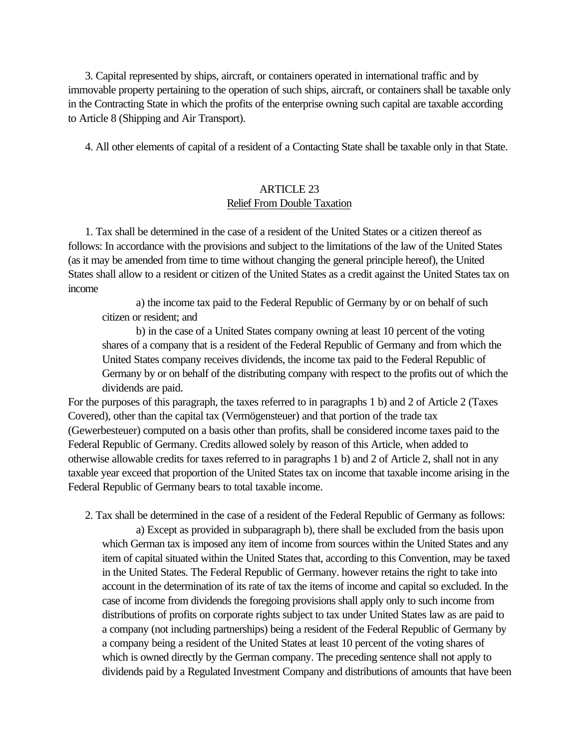3. Capital represented by ships, aircraft, or containers operated in international traffic and by immovable property pertaining to the operation of such ships, aircraft, or containers shall be taxable only in the Contracting State in which the profits of the enterprise owning such capital are taxable according to Article 8 (Shipping and Air Transport).

4. All other elements of capital of a resident of a Contacting State shall be taxable only in that State.

## ARTICLE 23
## Relief From Double Taxation

1. Tax shall be determined in the case of a resident of the United States or a citizen thereof as follows: In accordance with the provisions and subject to the limitations of the law of the United States (as it may be amended from time to time without changing the general principle hereof), the United States shall allow to a resident or citizen of the United States as a credit against the United States tax on income

a) the income tax paid to the Federal Republic of Germany by or on behalf of such citizen or resident; and

b) in the case of a United States company owning at least 10 percent of the voting shares of a company that is a resident of the Federal Republic of Germany and from which the United States company receives dividends, the income tax paid to the Federal Republic of Germany by or on behalf of the distributing company with respect to the profits out of which the dividends are paid.

For the purposes of this paragraph, the taxes referred to in paragraphs 1 b) and 2 of Article 2 (Taxes Covered), other than the capital tax (Vermögensteuer) and that portion of the trade tax (Gewerbesteuer) computed on a basis other than profits, shall be considered income taxes paid to the Federal Republic of Germany. Credits allowed solely by reason of this Article, when added to otherwise allowable credits for taxes referred to in paragraphs 1 b) and 2 of Article 2, shall not in any taxable year exceed that proportion of the United States tax on income that taxable income arising in the Federal Republic of Germany bears to total taxable income.

2. Tax shall be determined in the case of a resident of the Federal Republic of Germany as follows:

a) Except as provided in subparagraph b), there shall be excluded from the basis upon which German tax is imposed any item of income from sources within the United States and any item of capital situated within the United States that, according to this Convention, may be taxed in the United States. The Federal Republic of Germany. however retains the right to take into account in the determination of its rate of tax the items of income and capital so excluded. In the case of income from dividends the foregoing provisions shall apply only to such income from distributions of profits on corporate rights subject to tax under United States law as are paid to a company (not including partnerships) being a resident of the Federal Republic of Germany by a company being a resident of the United States at least 10 percent of the voting shares of which is owned directly by the German company. The preceding sentence shall not apply to dividends paid by a Regulated Investment Company and distributions of amounts that have been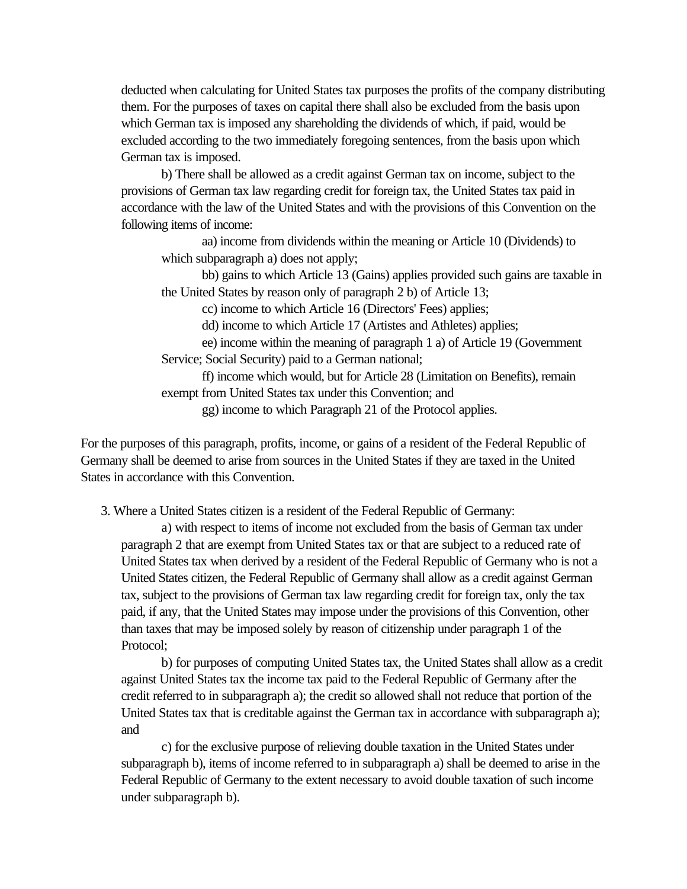deducted when calculating for United States tax purposes the profits of the company distributing them. For the purposes of taxes on capital there shall also be excluded from the basis upon which German tax is imposed any shareholding the dividends of which, if paid, would be excluded according to the two immediately foregoing sentences, from the basis upon which German tax is imposed.

b) There shall be allowed as a credit against German tax on income, subject to the provisions of German tax law regarding credit for foreign tax, the United States tax paid in accordance with the law of the United States and with the provisions of this Convention on the following items of income:

aa) income from dividends within the meaning or Article 10 (Dividends) to which subparagraph a) does not apply;

bb) gains to which Article 13 (Gains) applies provided such gains are taxable in the United States by reason only of paragraph 2 b) of Article 13;

cc) income to which Article 16 (Directors' Fees) applies;

dd) income to which Article 17 (Artistes and Athletes) applies;

ee) income within the meaning of paragraph 1 a) of Article 19 (Government Service; Social Security) paid to a German national;

ff) income which would, but for Article 28 (Limitation on Benefits), remain exempt from United States tax under this Convention; and

gg) income to which Paragraph 21 of the Protocol applies.

For the purposes of this paragraph, profits, income, or gains of a resident of the Federal Republic of Germany shall be deemed to arise from sources in the United States if they are taxed in the United States in accordance with this Convention.

3. Where a United States citizen is a resident of the Federal Republic of Germany:

a) with respect to items of income not excluded from the basis of German tax under paragraph 2 that are exempt from United States tax or that are subject to a reduced rate of United States tax when derived by a resident of the Federal Republic of Germany who is not a United States citizen, the Federal Republic of Germany shall allow as a credit against German tax, subject to the provisions of German tax law regarding credit for foreign tax, only the tax paid, if any, that the United States may impose under the provisions of this Convention, other than taxes that may be imposed solely by reason of citizenship under paragraph 1 of the Protocol;

b) for purposes of computing United States tax, the United States shall allow as a credit against United States tax the income tax paid to the Federal Republic of Germany after the credit referred to in subparagraph a); the credit so allowed shall not reduce that portion of the United States tax that is creditable against the German tax in accordance with subparagraph a); and

c) for the exclusive purpose of relieving double taxation in the United States under subparagraph b), items of income referred to in subparagraph a) shall be deemed to arise in the Federal Republic of Germany to the extent necessary to avoid double taxation of such income under subparagraph b).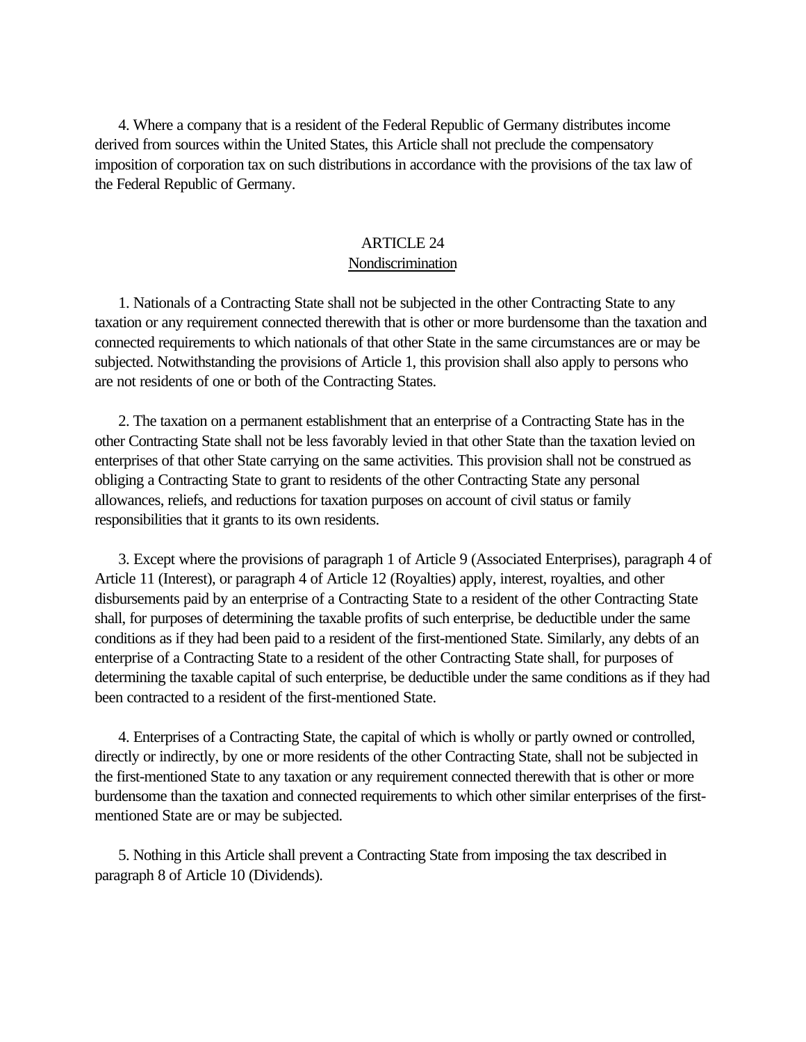4. Where a company that is a resident of the Federal Republic of Germany distributes income derived from sources within the United States, this Article shall not preclude the compensatory imposition of corporation tax on such distributions in accordance with the provisions of the tax law of the Federal Republic of Germany.

## ARTICLE 24
### Nondiscrimination

1. Nationals of a Contracting State shall not be subjected in the other Contracting State to any taxation or any requirement connected therewith that is other or more burdensome than the taxation and connected requirements to which nationals of that other State in the same circumstances are or may be subjected. Notwithstanding the provisions of Article 1, this provision shall also apply to persons who are not residents of one or both of the Contracting States.

2. The taxation on a permanent establishment that an enterprise of a Contracting State has in the other Contracting State shall not be less favorably levied in that other State than the taxation levied on enterprises of that other State carrying on the same activities. This provision shall not be construed as obliging a Contracting State to grant to residents of the other Contracting State any personal allowances, reliefs, and reductions for taxation purposes on account of civil status or family responsibilities that it grants to its own residents.

3. Except where the provisions of paragraph 1 of Article 9 (Associated Enterprises), paragraph 4 of Article 11 (Interest), or paragraph 4 of Article 12 (Royalties) apply, interest, royalties, and other disbursements paid by an enterprise of a Contracting State to a resident of the other Contracting State shall, for purposes of determining the taxable profits of such enterprise, be deductible under the same conditions as if they had been paid to a resident of the first-mentioned State. Similarly, any debts of an enterprise of a Contracting State to a resident of the other Contracting State shall, for purposes of determining the taxable capital of such enterprise, be deductible under the same conditions as if they had been contracted to a resident of the first-mentioned State.

4. Enterprises of a Contracting State, the capital of which is wholly or partly owned or controlled, directly or indirectly, by one or more residents of the other Contracting State, shall not be subjected in the first-mentioned State to any taxation or any requirement connected therewith that is other or more burdensome than the taxation and connected requirements to which other similar enterprises of the first-mentioned State are or may be subjected.

5. Nothing in this Article shall prevent a Contracting State from imposing the tax described in paragraph 8 of Article 10 (Dividends).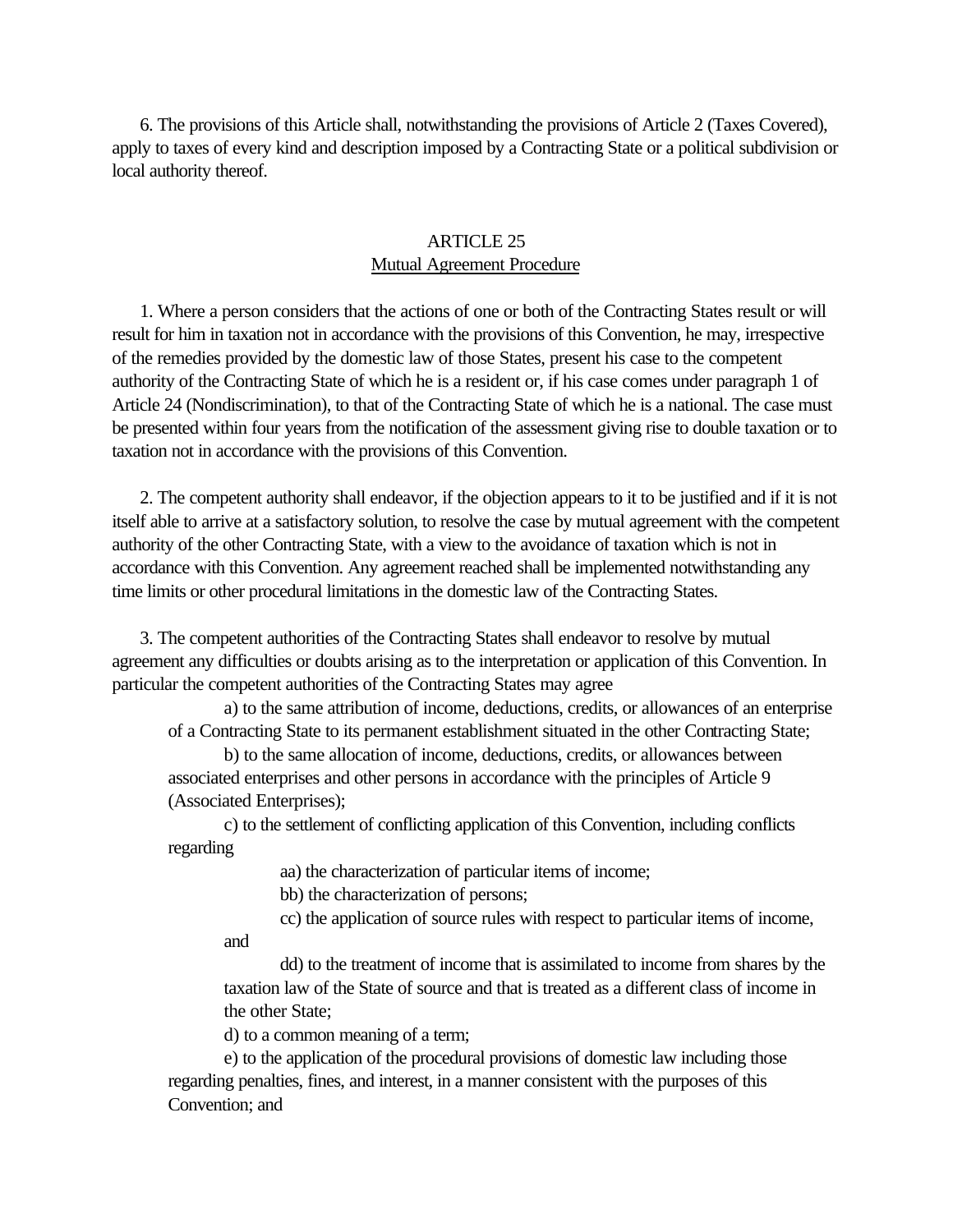6. The provisions of this Article shall, notwithstanding the provisions of Article 2 (Taxes Covered), apply to taxes of every kind and description imposed by a Contracting State or a political subdivision or local authority thereof.

## ARTICLE 25
## Mutual Agreement Procedure

1. Where a person considers that the actions of one or both of the Contracting States result or will result for him in taxation not in accordance with the provisions of this Convention, he may, irrespective of the remedies provided by the domestic law of those States, present his case to the competent authority of the Contracting State of which he is a resident or, if his case comes under paragraph 1 of Article 24 (Nondiscrimination), to that of the Contracting State of which he is a national. The case must be presented within four years from the notification of the assessment giving rise to double taxation or to taxation not in accordance with the provisions of this Convention.

2. The competent authority shall endeavor, if the objection appears to it to be justified and if it is not itself able to arrive at a satisfactory solution, to resolve the case by mutual agreement with the competent authority of the other Contracting State, with a view to the avoidance of taxation which is not in accordance with this Convention. Any agreement reached shall be implemented notwithstanding any time limits or other procedural limitations in the domestic law of the Contracting States.

3. The competent authorities of the Contracting States shall endeavor to resolve by mutual agreement any difficulties or doubts arising as to the interpretation or application of this Convention. In particular the competent authorities of the Contracting States may agree

a) to the same attribution of income, deductions, credits, or allowances of an enterprise of a Contracting State to its permanent establishment situated in the other Contracting State;

b) to the same allocation of income, deductions, credits, or allowances between associated enterprises and other persons in accordance with the principles of Article 9 (Associated Enterprises);

c) to the settlement of conflicting application of this Convention, including conflicts regarding

aa) the characterization of particular items of income;

bb) the characterization of persons;

cc) the application of source rules with respect to particular items of income, and

dd) to the treatment of income that is assimilated to income from shares by the taxation law of the State of source and that is treated as a different class of income in the other State;

d) to a common meaning of a term;

e) to the application of the procedural provisions of domestic law including those regarding penalties, fines, and interest, in a manner consistent with the purposes of this Convention; and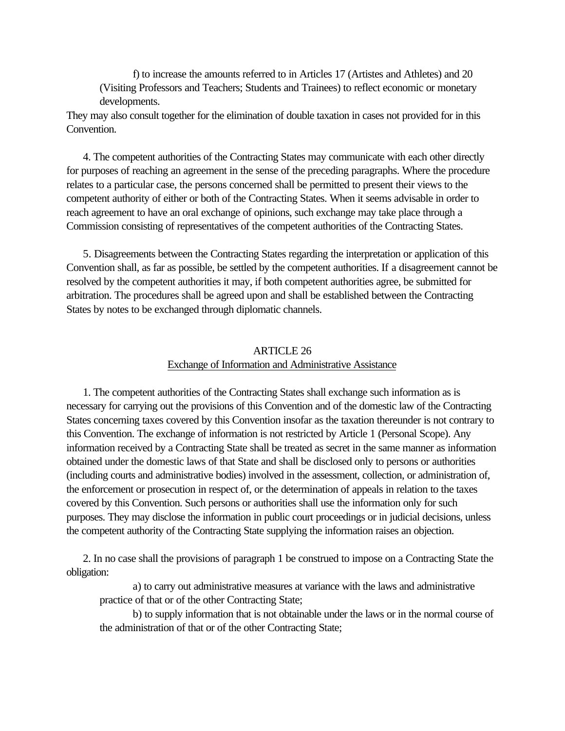f) to increase the amounts referred to in Articles 17 (Artistes and Athletes) and 20 (Visiting Professors and Teachers; Students and Trainees) to reflect economic or monetary developments.

They may also consult together for the elimination of double taxation in cases not provided for in this Convention.

4. The competent authorities of the Contracting States may communicate with each other directly for purposes of reaching an agreement in the sense of the preceding paragraphs. Where the procedure relates to a particular case, the persons concerned shall be permitted to present their views to the competent authority of either or both of the Contracting States. When it seems advisable in order to reach agreement to have an oral exchange of opinions, such exchange may take place through a Commission consisting of representatives of the competent authorities of the Contracting States.

5. Disagreements between the Contracting States regarding the interpretation or application of this Convention shall, as far as possible, be settled by the competent authorities. If a disagreement cannot be resolved by the competent authorities it may, if both competent authorities agree, be submitted for arbitration. The procedures shall be agreed upon and shall be established between the Contracting States by notes to be exchanged through diplomatic channels.

## ARTICLE 26
## Exchange of Information and Administrative Assistance

1. The competent authorities of the Contracting States shall exchange such information as is necessary for carrying out the provisions of this Convention and of the domestic law of the Contracting States concerning taxes covered by this Convention insofar as the taxation thereunder is not contrary to this Convention. The exchange of information is not restricted by Article 1 (Personal Scope). Any information received by a Contracting State shall be treated as secret in the same manner as information obtained under the domestic laws of that State and shall be disclosed only to persons or authorities (including courts and administrative bodies) involved in the assessment, collection, or administration of, the enforcement or prosecution in respect of, or the determination of appeals in relation to the taxes covered by this Convention. Such persons or authorities shall use the information only for such purposes. They may disclose the information in public court proceedings or in judicial decisions, unless the competent authority of the Contracting State supplying the information raises an objection.

2. In no case shall the provisions of paragraph 1 be construed to impose on a Contracting State the obligation:

a) to carry out administrative measures at variance with the laws and administrative practice of that or of the other Contracting State;

b) to supply information that is not obtainable under the laws or in the normal course of the administration of that or of the other Contracting State;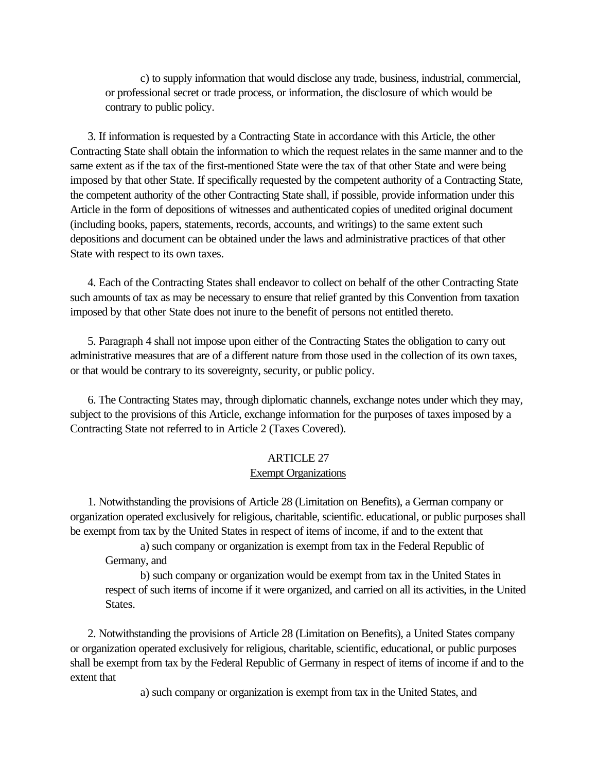c) to supply information that would disclose any trade, business, industrial, commercial, or professional secret or trade process, or information, the disclosure of which would be contrary to public policy.

3. If information is requested by a Contracting State in accordance with this Article, the other Contracting State shall obtain the information to which the request relates in the same manner and to the same extent as if the tax of the first-mentioned State were the tax of that other State and were being imposed by that other State. If specifically requested by the competent authority of a Contracting State, the competent authority of the other Contracting State shall, if possible, provide information under this Article in the form of depositions of witnesses and authenticated copies of unedited original document (including books, papers, statements, records, accounts, and writings) to the same extent such depositions and document can be obtained under the laws and administrative practices of that other State with respect to its own taxes.

4. Each of the Contracting States shall endeavor to collect on behalf of the other Contracting State such amounts of tax as may be necessary to ensure that relief granted by this Convention from taxation imposed by that other State does not inure to the benefit of persons not entitled thereto.

5. Paragraph 4 shall not impose upon either of the Contracting States the obligation to carry out administrative measures that are of a different nature from those used in the collection of its own taxes, or that would be contrary to its sovereignty, security, or public policy.

6. The Contracting States may, through diplomatic channels, exchange notes under which they may, subject to the provisions of this Article, exchange information for the purposes of taxes imposed by a Contracting State not referred to in Article 2 (Taxes Covered).

## ARTICLE 27
## Exempt Organizations

1. Notwithstanding the provisions of Article 28 (Limitation on Benefits), a German company or organization operated exclusively for religious, charitable, scientific. educational, or public purposes shall be exempt from tax by the United States in respect of items of income, if and to the extent that

a) such company or organization is exempt from tax in the Federal Republic of Germany, and

b) such company or organization would be exempt from tax in the United States in respect of such items of income if it were organized, and carried on all its activities, in the United States.

2. Notwithstanding the provisions of Article 28 (Limitation on Benefits), a United States company or organization operated exclusively for religious, charitable, scientific, educational, or public purposes shall be exempt from tax by the Federal Republic of Germany in respect of items of income if and to the extent that

a) such company or organization is exempt from tax in the United States, and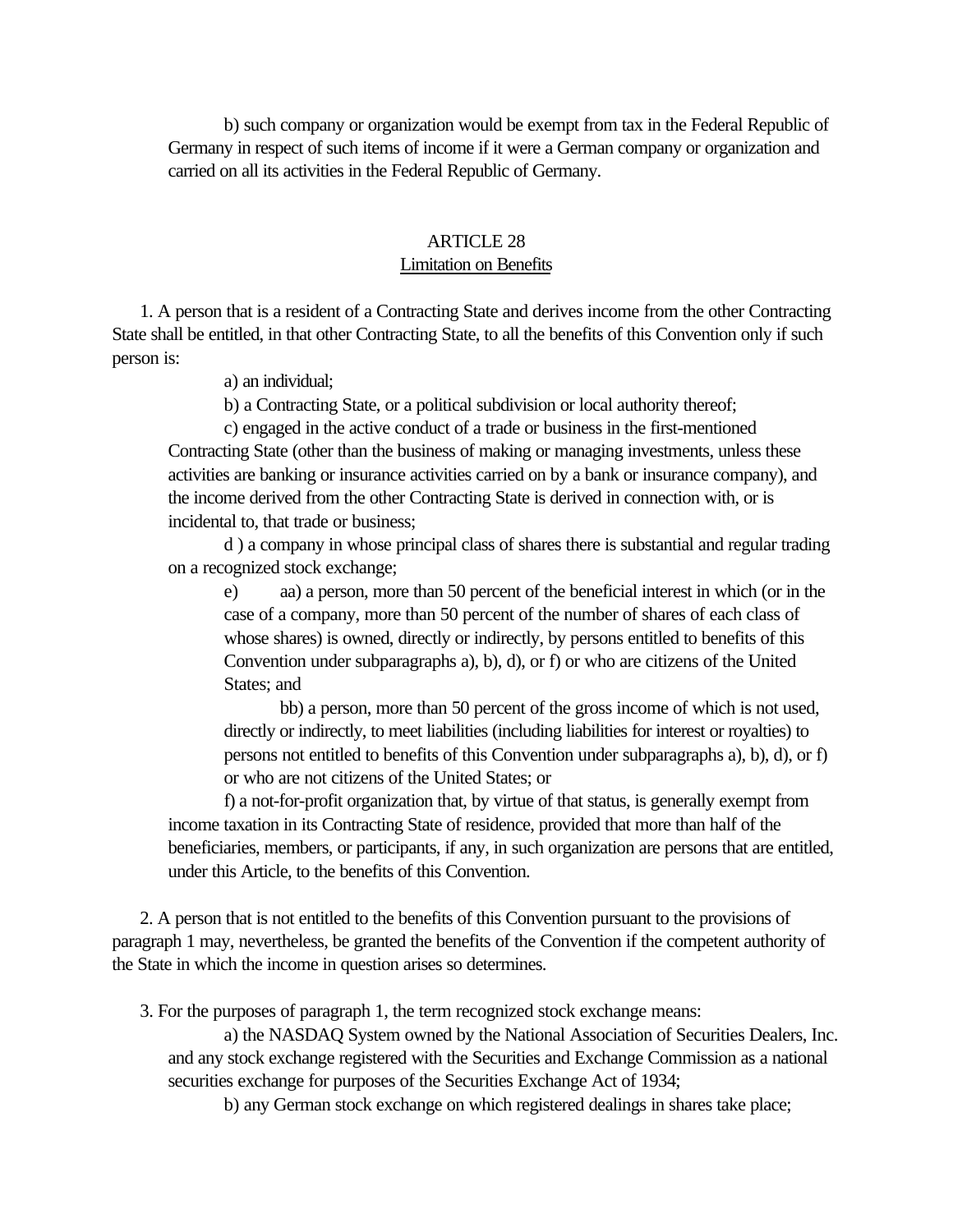b) such company or organization would be exempt from tax in the Federal Republic of Germany in respect of such items of income if it were a German company or organization and carried on all its activities in the Federal Republic of Germany.

## ARTICLE 28
## Limitation on Benefits

1. A person that is a resident of a Contracting State and derives income from the other Contracting State shall be entitled, in that other Contracting State, to all the benefits of this Convention only if such person is:

a) an individual;

b) a Contracting State, or a political subdivision or local authority thereof;

c) engaged in the active conduct of a trade or business in the first-mentioned Contracting State (other than the business of making or managing investments, unless these activities are banking or insurance activities carried on by a bank or insurance company), and the income derived from the other Contracting State is derived in connection with, or is incidental to, that trade or business;

d ) a company in whose principal class of shares there is substantial and regular trading on a recognized stock exchange;

e) aa) a person, more than 50 percent of the beneficial interest in which (or in the case of a company, more than 50 percent of the number of shares of each class of whose shares) is owned, directly or indirectly, by persons entitled to benefits of this Convention under subparagraphs a), b), d), or f) or who are citizens of the United States; and

bb) a person, more than 50 percent of the gross income of which is not used, directly or indirectly, to meet liabilities (including liabilities for interest or royalties) to persons not entitled to benefits of this Convention under subparagraphs a), b), d), or f) or who are not citizens of the United States; or

f) a not-for-profit organization that, by virtue of that status, is generally exempt from income taxation in its Contracting State of residence, provided that more than half of the beneficiaries, members, or participants, if any, in such organization are persons that are entitled, under this Article, to the benefits of this Convention.

2. A person that is not entitled to the benefits of this Convention pursuant to the provisions of paragraph 1 may, nevertheless, be granted the benefits of the Convention if the competent authority of the State in which the income in question arises so determines.

3. For the purposes of paragraph 1, the term recognized stock exchange means:

a) the NASDAQ System owned by the National Association of Securities Dealers, Inc. and any stock exchange registered with the Securities and Exchange Commission as a national securities exchange for purposes of the Securities Exchange Act of 1934;

b) any German stock exchange on which registered dealings in shares take place;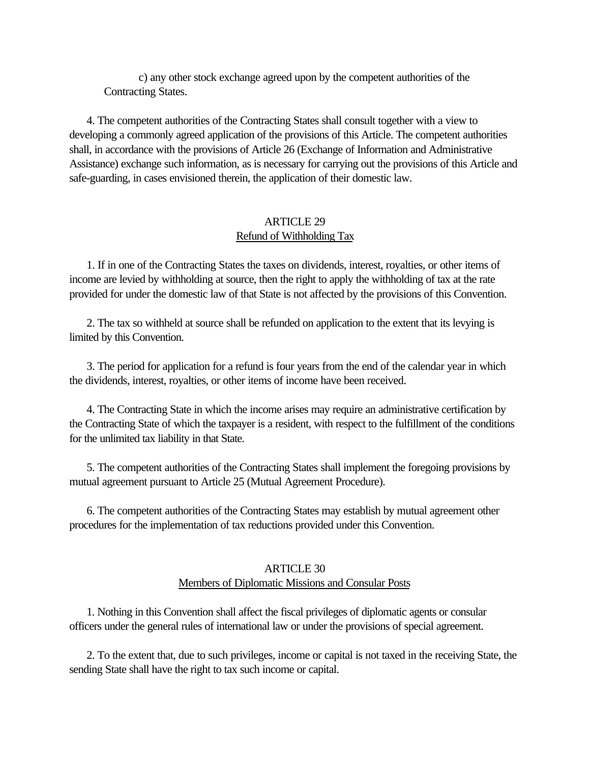c) any other stock exchange agreed upon by the competent authorities of the Contracting States.

4. The competent authorities of the Contracting States shall consult together with a view to developing a commonly agreed application of the provisions of this Article. The competent authorities shall, in accordance with the provisions of Article 26 (Exchange of Information and Administrative Assistance) exchange such information, as is necessary for carrying out the provisions of this Article and safe-guarding, in cases envisioned therein, the application of their domestic law.

## ARTICLE 29
## Refund of Withholding Tax

1. If in one of the Contracting States the taxes on dividends, interest, royalties, or other items of income are levied by withholding at source, then the right to apply the withholding of tax at the rate provided for under the domestic law of that State is not affected by the provisions of this Convention.

2. The tax so withheld at source shall be refunded on application to the extent that its levying is limited by this Convention.

3. The period for application for a refund is four years from the end of the calendar year in which the dividends, interest, royalties, or other items of income have been received.

4. The Contracting State in which the income arises may require an administrative certification by the Contracting State of which the taxpayer is a resident, with respect to the fulfillment of the conditions for the unlimited tax liability in that State.

5. The competent authorities of the Contracting States shall implement the foregoing provisions by mutual agreement pursuant to Article 25 (Mutual Agreement Procedure).

6. The competent authorities of the Contracting States may establish by mutual agreement other procedures for the implementation of tax reductions provided under this Convention.

## ARTICLE 30
## Members of Diplomatic Missions and Consular Posts

1. Nothing in this Convention shall affect the fiscal privileges of diplomatic agents or consular officers under the general rules of international law or under the provisions of special agreement.

2. To the extent that, due to such privileges, income or capital is not taxed in the receiving State, the sending State shall have the right to tax such income or capital.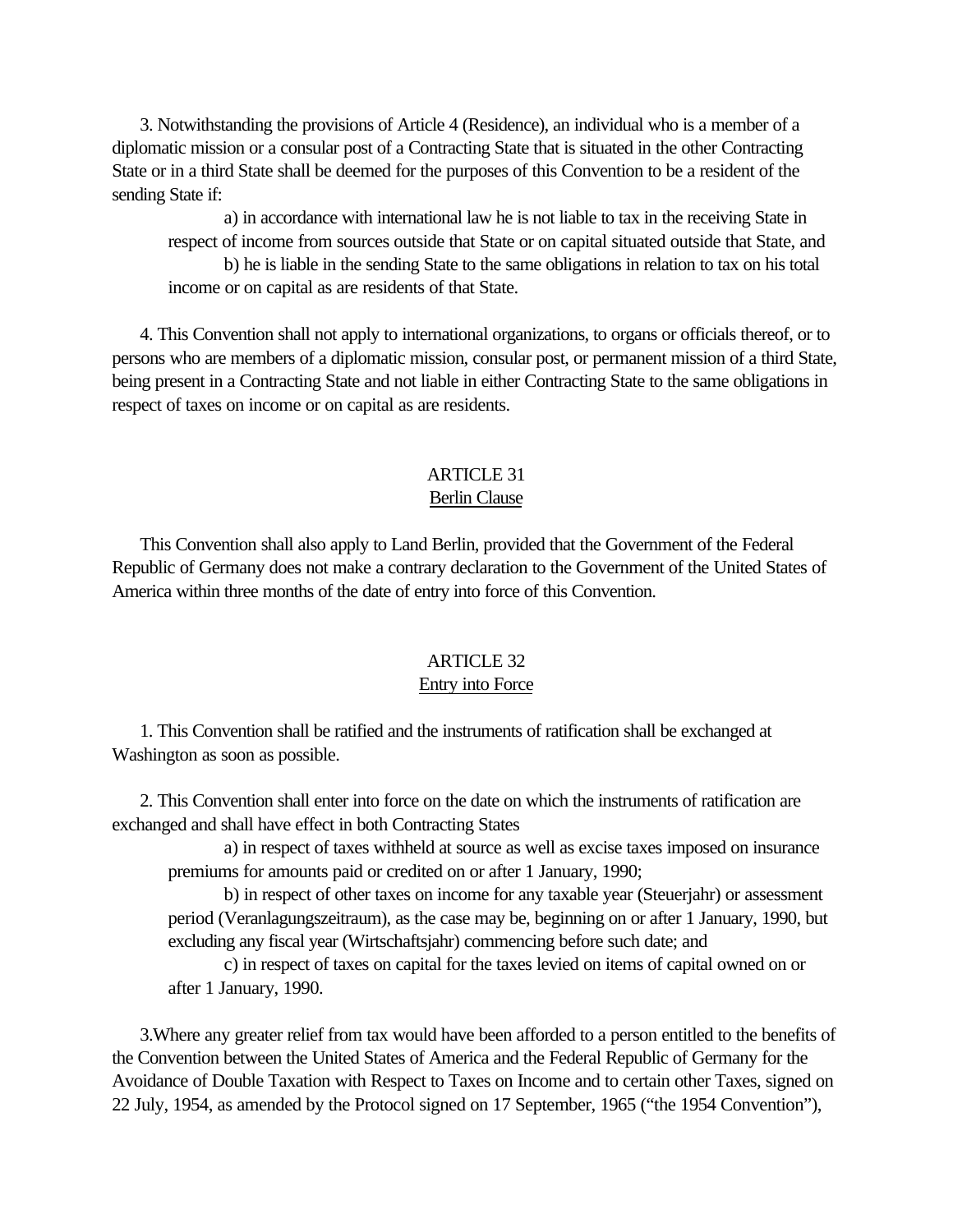3. Notwithstanding the provisions of Article 4 (Residence), an individual who is a member of a diplomatic mission or a consular post of a Contracting State that is situated in the other Contracting State or in a third State shall be deemed for the purposes of this Convention to be a resident of the sending State if:

a) in accordance with international law he is not liable to tax in the receiving State in respect of income from sources outside that State or on capital situated outside that State, and

b) he is liable in the sending State to the same obligations in relation to tax on his total income or on capital as are residents of that State.

4. This Convention shall not apply to international organizations, to organs or officials thereof, or to persons who are members of a diplomatic mission, consular post, or permanent mission of a third State, being present in a Contracting State and not liable in either Contracting State to the same obligations in respect of taxes on income or on capital as are residents.

## ARTICLE 31
### Berlin Clause

This Convention shall also apply to Land Berlin, provided that the Government of the Federal Republic of Germany does not make a contrary declaration to the Government of the United States of America within three months of the date of entry into force of this Convention.

## ARTICLE 32
### Entry into Force

1. This Convention shall be ratified and the instruments of ratification shall be exchanged at Washington as soon as possible.

2. This Convention shall enter into force on the date on which the instruments of ratification are exchanged and shall have effect in both Contracting States

a) in respect of taxes withheld at source as well as excise taxes imposed on insurance premiums for amounts paid or credited on or after 1 January, 1990;

b) in respect of other taxes on income for any taxable year (Steuerjahr) or assessment period (Veranlagungszeitraum), as the case may be, beginning on or after 1 January, 1990, but excluding any fiscal year (Wirtschaftsjahr) commencing before such date; and

c) in respect of taxes on capital for the taxes levied on items of capital owned on or after 1 January, 1990.

3.Where any greater relief from tax would have been afforded to a person entitled to the benefits of the Convention between the United States of America and the Federal Republic of Germany for the Avoidance of Double Taxation with Respect to Taxes on Income and to certain other Taxes, signed on 22 July, 1954, as amended by the Protocol signed on 17 September, 1965 ("the 1954 Convention"),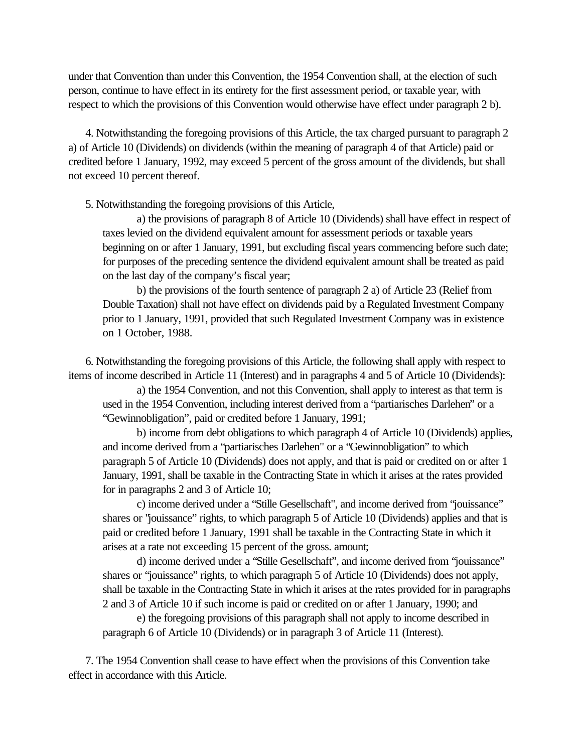under that Convention than under this Convention, the 1954 Convention shall, at the election of such person, continue to have effect in its entirety for the first assessment period, or taxable year, with respect to which the provisions of this Convention would otherwise have effect under paragraph 2 b).

4. Notwithstanding the foregoing provisions of this Article, the tax charged pursuant to paragraph 2 a) of Article 10 (Dividends) on dividends (within the meaning of paragraph 4 of that Article) paid or credited before 1 January, 1992, may exceed 5 percent of the gross amount of the dividends, but shall not exceed 10 percent thereof.

5. Notwithstanding the foregoing provisions of this Article,

a) the provisions of paragraph 8 of Article 10 (Dividends) shall have effect in respect of taxes levied on the dividend equivalent amount for assessment periods or taxable years beginning on or after 1 January, 1991, but excluding fiscal years commencing before such date; for purposes of the preceding sentence the dividend equivalent amount shall be treated as paid on the last day of the company's fiscal year;

b) the provisions of the fourth sentence of paragraph 2 a) of Article 23 (Relief from Double Taxation) shall not have effect on dividends paid by a Regulated Investment Company prior to 1 January, 1991, provided that such Regulated Investment Company was in existence on 1 October, 1988.

6. Notwithstanding the foregoing provisions of this Article, the following shall apply with respect to items of income described in Article 11 (Interest) and in paragraphs 4 and 5 of Article 10 (Dividends):

a) the 1954 Convention, and not this Convention, shall apply to interest as that term is used in the 1954 Convention, including interest derived from a "partiarisches Darlehen" or a "Gewinnobligation", paid or credited before 1 January, 1991;

b) income from debt obligations to which paragraph 4 of Article 10 (Dividends) applies, and income derived from a "partiarisches Darlehen" or a "Gewinnobligation" to which paragraph 5 of Article 10 (Dividends) does not apply, and that is paid or credited on or after 1 January, 1991, shall be taxable in the Contracting State in which it arises at the rates provided for in paragraphs 2 and 3 of Article 10;

c) income derived under a "Stille Gesellschaft", and income derived from "jouissance" shares or "jouissance" rights, to which paragraph 5 of Article 10 (Dividends) applies and that is paid or credited before 1 January, 1991 shall be taxable in the Contracting State in which it arises at a rate not exceeding 15 percent of the gross. amount;

d) income derived under a "Stille Gesellschaft", and income derived from "jouissance" shares or "jouissance" rights, to which paragraph 5 of Article 10 (Dividends) does not apply, shall be taxable in the Contracting State in which it arises at the rates provided for in paragraphs 2 and 3 of Article 10 if such income is paid or credited on or after 1 January, 1990; and

e) the foregoing provisions of this paragraph shall not apply to income described in paragraph 6 of Article 10 (Dividends) or in paragraph 3 of Article 11 (Interest).

7. The 1954 Convention shall cease to have effect when the provisions of this Convention take effect in accordance with this Article.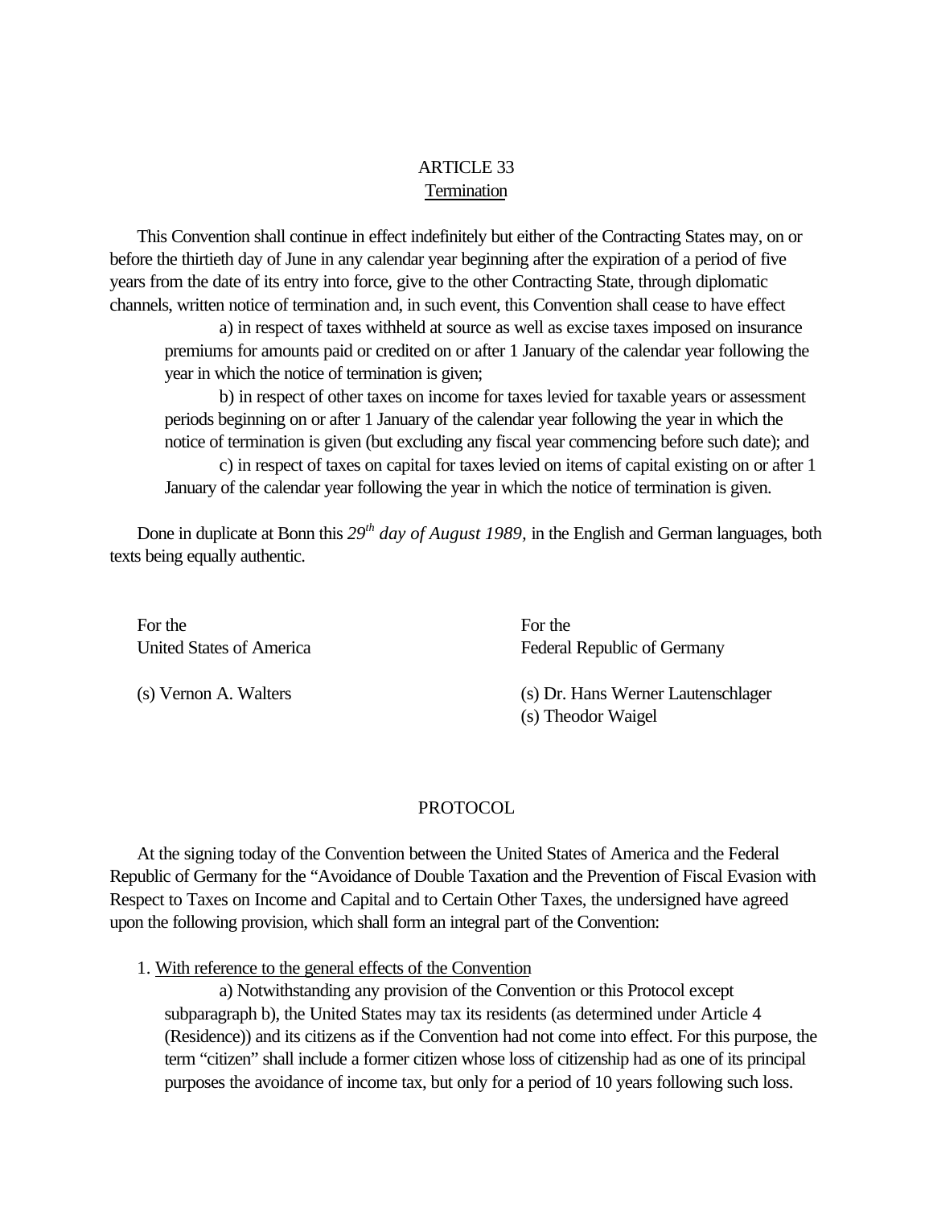## ARTICLE 33
Termination

This Convention shall continue in effect indefinitely but either of the Contracting States may, on or before the thirtieth day of June in any calendar year beginning after the expiration of a period of five years from the date of its entry into force, give to the other Contracting State, through diplomatic channels, written notice of termination and, in such event, this Convention shall cease to have effect

a) in respect of taxes withheld at source as well as excise taxes imposed on insurance premiums for amounts paid or credited on or after 1 January of the calendar year following the year in which the notice of termination is given;

b) in respect of other taxes on income for taxes levied for taxable years or assessment periods beginning on or after 1 January of the calendar year following the year in which the notice of termination is given (but excluding any fiscal year commencing before such date); and

c) in respect of taxes on capital for taxes levied on items of capital existing on or after 1 January of the calendar year following the year in which the notice of termination is given.

Done in duplicate at Bonn this *29th day of August 1989*, in the English and German languages, both texts being equally authentic.

| | |
|---|---|
| For the<br>United States of America | For the<br>Federal Republic of Germany |
| (s) Vernon A. Walters | (s) Dr. Hans Werner Lautenschlager<br>(s) Theodor Waigel |

## PROTOCOL

At the signing today of the Convention between the United States of America and the Federal Republic of Germany for the "Avoidance of Double Taxation and the Prevention of Fiscal Evasion with Respect to Taxes on Income and Capital and to Certain Other Taxes, the undersigned have agreed upon the following provision, which shall form an integral part of the Convention:

1. With reference to the general effects of the Convention

a) Notwithstanding any provision of the Convention or this Protocol except subparagraph b), the United States may tax its residents (as determined under Article 4 (Residence)) and its citizens as if the Convention had not come into effect. For this purpose, the term "citizen" shall include a former citizen whose loss of citizenship had as one of its principal purposes the avoidance of income tax, but only for a period of 10 years following such loss.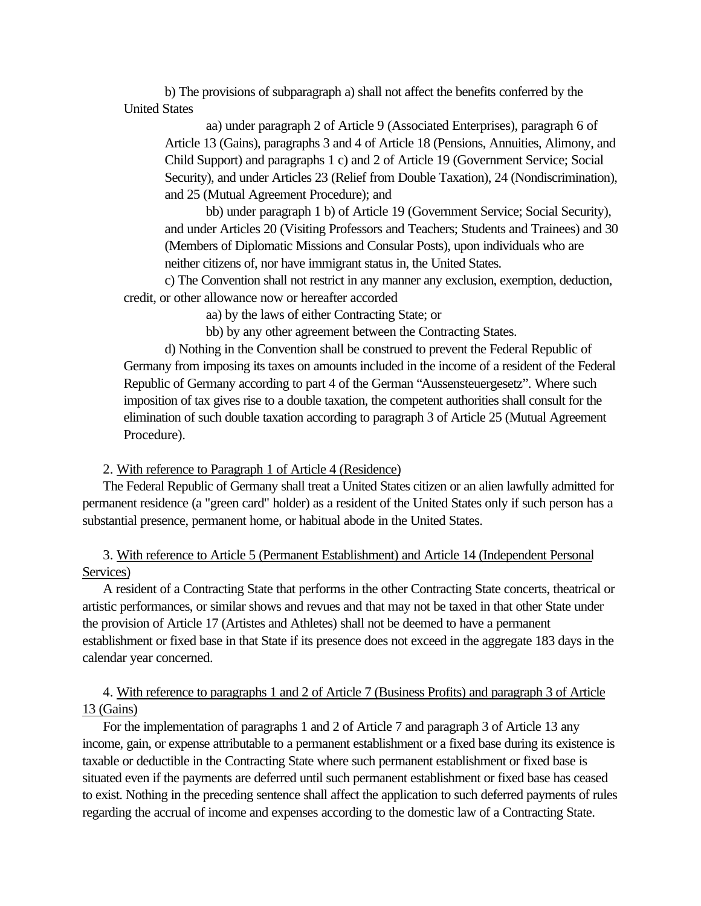b) The provisions of subparagraph a) shall not affect the benefits conferred by the United States

aa) under paragraph 2 of Article 9 (Associated Enterprises), paragraph 6 of Article 13 (Gains), paragraphs 3 and 4 of Article 18 (Pensions, Annuities, Alimony, and Child Support) and paragraphs 1 c) and 2 of Article 19 (Government Service; Social Security), and under Articles 23 (Relief from Double Taxation), 24 (Nondiscrimination), and 25 (Mutual Agreement Procedure); and

bb) under paragraph 1 b) of Article 19 (Government Service; Social Security), and under Articles 20 (Visiting Professors and Teachers; Students and Trainees) and 30 (Members of Diplomatic Missions and Consular Posts), upon individuals who are neither citizens of, nor have immigrant status in, the United States.

c) The Convention shall not restrict in any manner any exclusion, exemption, deduction, credit, or other allowance now or hereafter accorded

aa) by the laws of either Contracting State; or

bb) by any other agreement between the Contracting States.

d) Nothing in the Convention shall be construed to prevent the Federal Republic of Germany from imposing its taxes on amounts included in the income of a resident of the Federal Republic of Germany according to part 4 of the German "Aussensteuergesetz". Where such imposition of tax gives rise to a double taxation, the competent authorities shall consult for the elimination of such double taxation according to paragraph 3 of Article 25 (Mutual Agreement Procedure).

2. With reference to Paragraph 1 of Article 4 (Residence)

The Federal Republic of Germany shall treat a United States citizen or an alien lawfully admitted for permanent residence (a "green card" holder) as a resident of the United States only if such person has a substantial presence, permanent home, or habitual abode in the United States.

3. With reference to Article 5 (Permanent Establishment) and Article 14 (Independent Personal Services)

A resident of a Contracting State that performs in the other Contracting State concerts, theatrical or artistic performances, or similar shows and revues and that may not be taxed in that other State under the provision of Article 17 (Artistes and Athletes) shall not be deemed to have a permanent establishment or fixed base in that State if its presence does not exceed in the aggregate 183 days in the calendar year concerned.

4. With reference to paragraphs 1 and 2 of Article 7 (Business Profits) and paragraph 3 of Article 13 (Gains)

For the implementation of paragraphs 1 and 2 of Article 7 and paragraph 3 of Article 13 any income, gain, or expense attributable to a permanent establishment or a fixed base during its existence is taxable or deductible in the Contracting State where such permanent establishment or fixed base is situated even if the payments are deferred until such permanent establishment or fixed base has ceased to exist. Nothing in the preceding sentence shall affect the application to such deferred payments of rules regarding the accrual of income and expenses according to the domestic law of a Contracting State.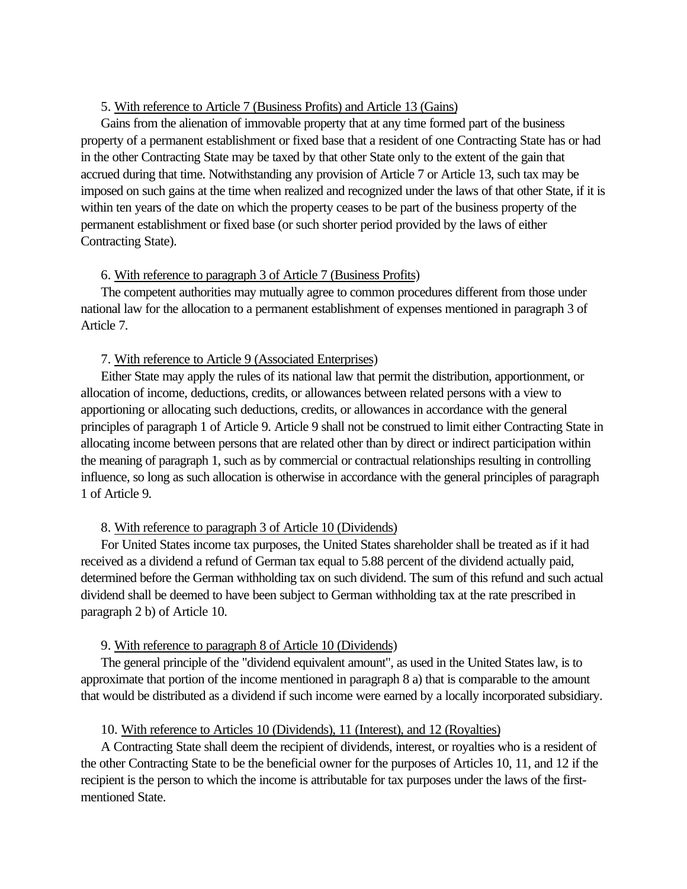5. With reference to Article 7 (Business Profits) and Article 13 (Gains)

Gains from the alienation of immovable property that at any time formed part of the business property of a permanent establishment or fixed base that a resident of one Contracting State has or had in the other Contracting State may be taxed by that other State only to the extent of the gain that accrued during that time. Notwithstanding any provision of Article 7 or Article 13, such tax may be imposed on such gains at the time when realized and recognized under the laws of that other State, if it is within ten years of the date on which the property ceases to be part of the business property of the permanent establishment or fixed base (or such shorter period provided by the laws of either Contracting State).

6. With reference to paragraph 3 of Article 7 (Business Profits)

The competent authorities may mutually agree to common procedures different from those under national law for the allocation to a permanent establishment of expenses mentioned in paragraph 3 of Article 7.

7. With reference to Article 9 (Associated Enterprises)

Either State may apply the rules of its national law that permit the distribution, apportionment, or allocation of income, deductions, credits, or allowances between related persons with a view to apportioning or allocating such deductions, credits, or allowances in accordance with the general principles of paragraph 1 of Article 9. Article 9 shall not be construed to limit either Contracting State in allocating income between persons that are related other than by direct or indirect participation within the meaning of paragraph 1, such as by commercial or contractual relationships resulting in controlling influence, so long as such allocation is otherwise in accordance with the general principles of paragraph 1 of Article 9.

8. With reference to paragraph 3 of Article 10 (Dividends)

For United States income tax purposes, the United States shareholder shall be treated as if it had received as a dividend a refund of German tax equal to 5.88 percent of the dividend actually paid, determined before the German withholding tax on such dividend. The sum of this refund and such actual dividend shall be deemed to have been subject to German withholding tax at the rate prescribed in paragraph 2 b) of Article 10.

9. With reference to paragraph 8 of Article 10 (Dividends)

The general principle of the "dividend equivalent amount", as used in the United States law, is to approximate that portion of the income mentioned in paragraph 8 a) that is comparable to the amount that would be distributed as a dividend if such income were earned by a locally incorporated subsidiary.

10. With reference to Articles 10 (Dividends), 11 (Interest), and 12 (Royalties)

A Contracting State shall deem the recipient of dividends, interest, or royalties who is a resident of the other Contracting State to be the beneficial owner for the purposes of Articles 10, 11, and 12 if the recipient is the person to which the income is attributable for tax purposes under the laws of the first-mentioned State.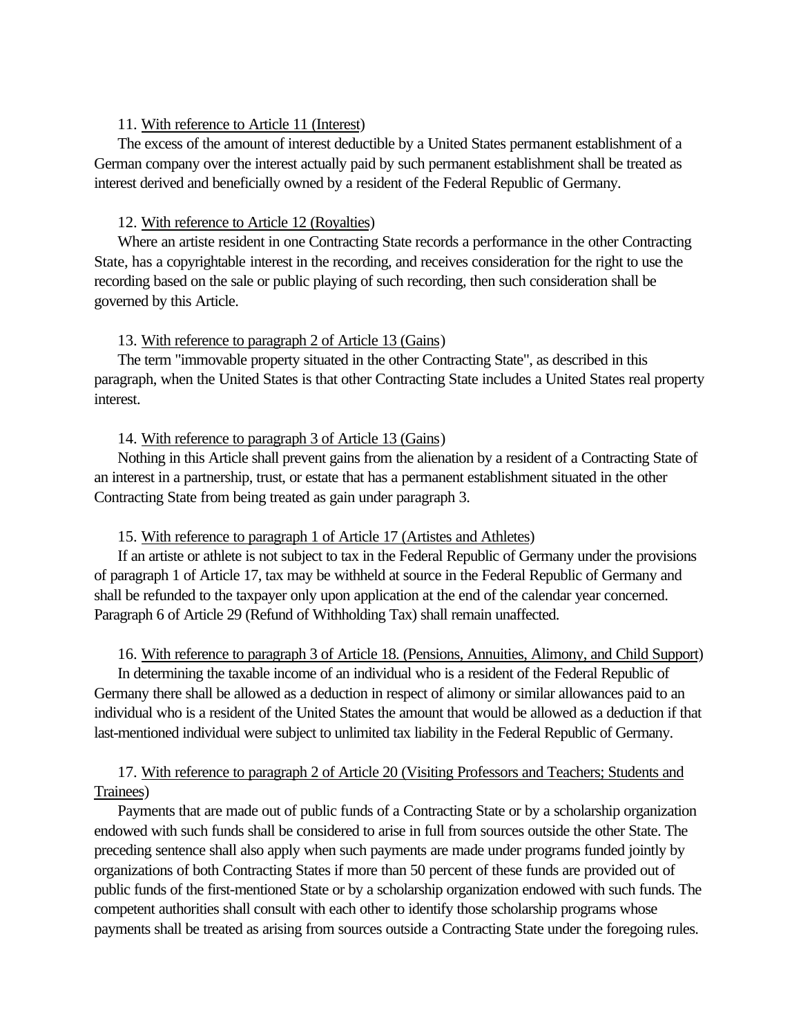11. <u>With reference to Article 11 (Interest</u>)

The excess of the amount of interest deductible by a United States permanent establishment of a German company over the interest actually paid by such permanent establishment shall be treated as interest derived and beneficially owned by a resident of the Federal Republic of Germany.

12. <u>With reference to Article 12 (Royalties</u>)

Where an artiste resident in one Contracting State records a performance in the other Contracting State, has a copyrightable interest in the recording, and receives consideration for the right to use the recording based on the sale or public playing of such recording, then such consideration shall be governed by this Article.

13. <u>With reference to paragraph 2 of Article 13 (Gains</u>)

The term "immovable property situated in the other Contracting State", as described in this paragraph, when the United States is that other Contracting State includes a United States real property interest.

14. <u>With reference to paragraph 3 of Article 13 (Gains</u>)

Nothing in this Article shall prevent gains from the alienation by a resident of a Contracting State of an interest in a partnership, trust, or estate that has a permanent establishment situated in the other Contracting State from being treated as gain under paragraph 3.

15. <u>With reference to paragraph 1 of Article 17 (Artistes and Athletes</u>)

If an artiste or athlete is not subject to tax in the Federal Republic of Germany under the provisions of paragraph 1 of Article 17, tax may be withheld at source in the Federal Republic of Germany and shall be refunded to the taxpayer only upon application at the end of the calendar year concerned. Paragraph 6 of Article 29 (Refund of Withholding Tax) shall remain unaffected.

16. <u>With reference to paragraph 3 of Article 18. (Pensions, Annuities, Alimony, and Child Support</u>)

In determining the taxable income of an individual who is a resident of the Federal Republic of Germany there shall be allowed as a deduction in respect of alimony or similar allowances paid to an individual who is a resident of the United States the amount that would be allowed as a deduction if that last-mentioned individual were subject to unlimited tax liability in the Federal Republic of Germany.

17. <u>With reference to paragraph 2 of Article 20 (Visiting Professors and Teachers; Students and Trainees</u>)

Payments that are made out of public funds of a Contracting State or by a scholarship organization endowed with such funds shall be considered to arise in full from sources outside the other State. The preceding sentence shall also apply when such payments are made under programs funded jointly by organizations of both Contracting States if more than 50 percent of these funds are provided out of public funds of the first-mentioned State or by a scholarship organization endowed with such funds. The competent authorities shall consult with each other to identify those scholarship programs whose payments shall be treated as arising from sources outside a Contracting State under the foregoing rules.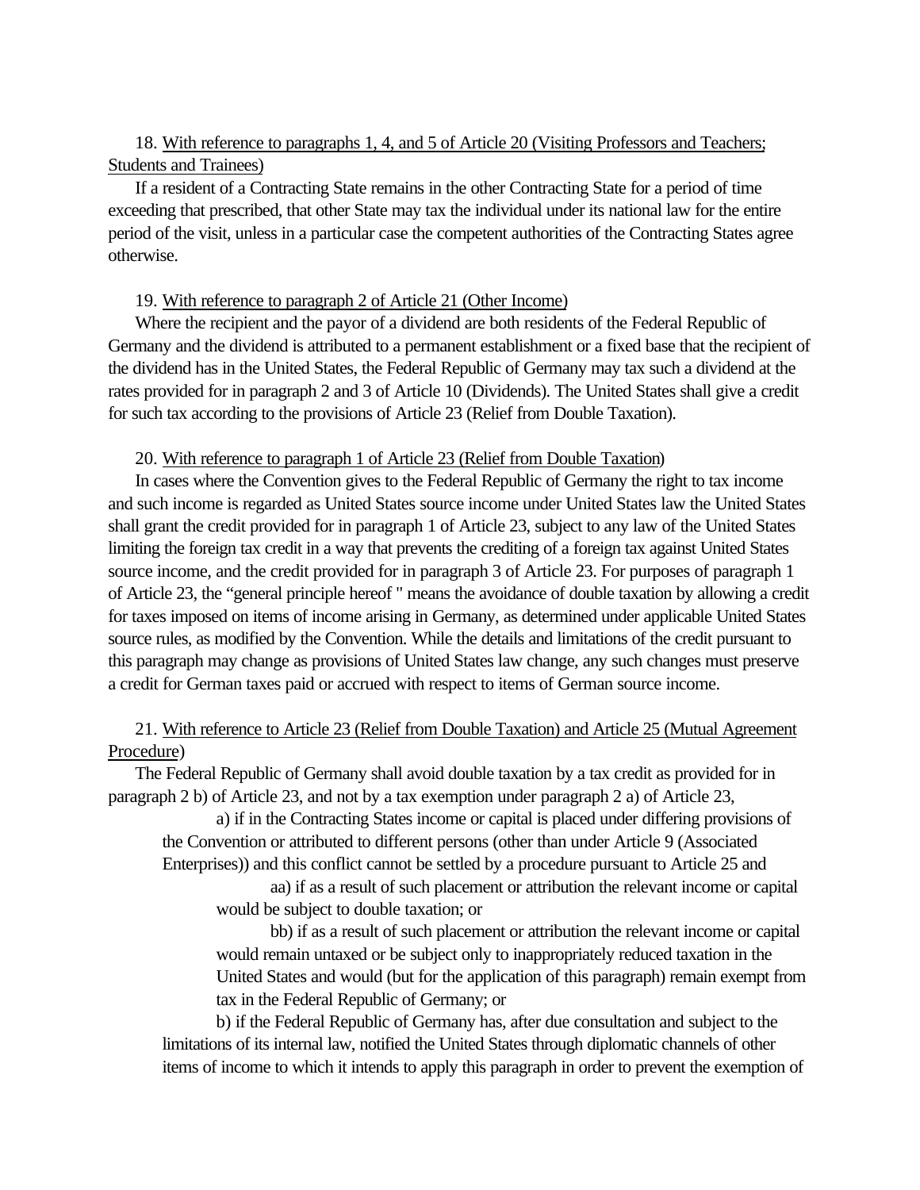18. <u>With reference to paragraphs 1, 4, and 5 of Article 20 (Visiting Professors and Teachers; Students and Trainees)</u>

If a resident of a Contracting State remains in the other Contracting State for a period of time exceeding that prescribed, that other State may tax the individual under its national law for the entire period of the visit, unless in a particular case the competent authorities of the Contracting States agree otherwise.

19. <u>With reference to paragraph 2 of Article 21 (Other Income)</u>

Where the recipient and the payor of a dividend are both residents of the Federal Republic of Germany and the dividend is attributed to a permanent establishment or a fixed base that the recipient of the dividend has in the United States, the Federal Republic of Germany may tax such a dividend at the rates provided for in paragraph 2 and 3 of Article 10 (Dividends). The United States shall give a credit for such tax according to the provisions of Article 23 (Relief from Double Taxation).

20. <u>With reference to paragraph 1 of Article 23 (Relief from Double Taxation</u>)

In cases where the Convention gives to the Federal Republic of Germany the right to tax income and such income is regarded as United States source income under United States law the United States shall grant the credit provided for in paragraph 1 of Article 23, subject to any law of the United States limiting the foreign tax credit in a way that prevents the crediting of a foreign tax against United States source income, and the credit provided for in paragraph 3 of Article 23. For purposes of paragraph 1 of Article 23, the "general principle hereof " means the avoidance of double taxation by allowing a credit for taxes imposed on items of income arising in Germany, as determined under applicable United States source rules, as modified by the Convention. While the details and limitations of the credit pursuant to this paragraph may change as provisions of United States law change, any such changes must preserve a credit for German taxes paid or accrued with respect to items of German source income.

21. <u>With reference to Article 23 (Relief from Double Taxation) and Article 25 (Mutual Agreement Procedure</u>)

The Federal Republic of Germany shall avoid double taxation by a tax credit as provided for in paragraph 2 b) of Article 23, and not by a tax exemption under paragraph 2 a) of Article 23,

a) if in the Contracting States income or capital is placed under differing provisions of the Convention or attributed to different persons (other than under Article 9 (Associated Enterprises)) and this conflict cannot be settled by a procedure pursuant to Article 25 and

aa) if as a result of such placement or attribution the relevant income or capital would be subject to double taxation; or

bb) if as a result of such placement or attribution the relevant income or capital would remain untaxed or be subject only to inappropriately reduced taxation in the United States and would (but for the application of this paragraph) remain exempt from tax in the Federal Republic of Germany; or

b) if the Federal Republic of Germany has, after due consultation and subject to the limitations of its internal law, notified the United States through diplomatic channels of other items of income to which it intends to apply this paragraph in order to prevent the exemption of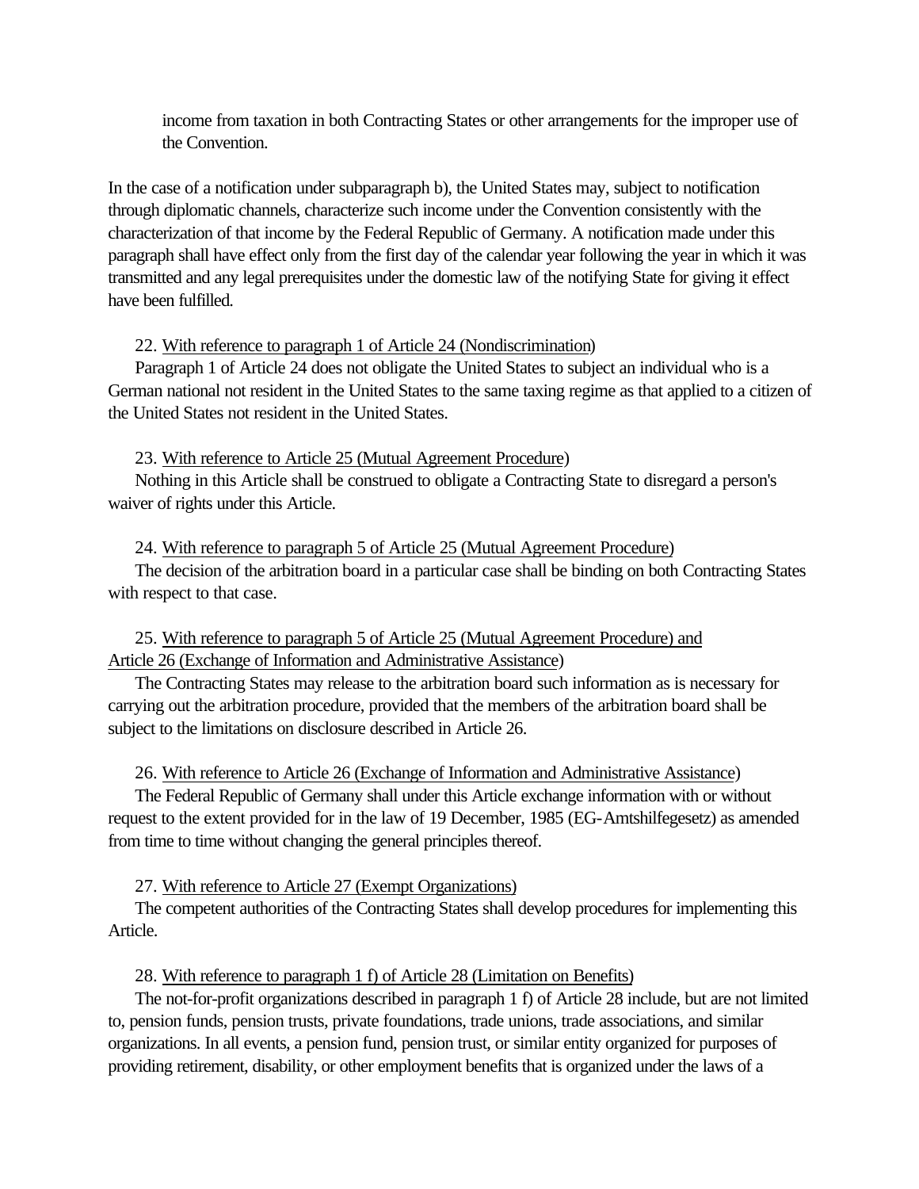income from taxation in both Contracting States or other arrangements for the improper use of the Convention.

In the case of a notification under subparagraph b), the United States may, subject to notification through diplomatic channels, characterize such income under the Convention consistently with the characterization of that income by the Federal Republic of Germany. A notification made under this paragraph shall have effect only from the first day of the calendar year following the year in which it was transmitted and any legal prerequisites under the domestic law of the notifying State for giving it effect have been fulfilled.

22. With reference to paragraph 1 of Article 24 (Nondiscrimination)

Paragraph 1 of Article 24 does not obligate the United States to subject an individual who is a German national not resident in the United States to the same taxing regime as that applied to a citizen of the United States not resident in the United States.

23. With reference to Article 25 (Mutual Agreement Procedure)

Nothing in this Article shall be construed to obligate a Contracting State to disregard a person's waiver of rights under this Article.

24. With reference to paragraph 5 of Article 25 (Mutual Agreement Procedure)

The decision of the arbitration board in a particular case shall be binding on both Contracting States with respect to that case.

25. With reference to paragraph 5 of Article 25 (Mutual Agreement Procedure) and Article 26 (Exchange of Information and Administrative Assistance)

The Contracting States may release to the arbitration board such information as is necessary for carrying out the arbitration procedure, provided that the members of the arbitration board shall be subject to the limitations on disclosure described in Article 26.

26. With reference to Article 26 (Exchange of Information and Administrative Assistance)

The Federal Republic of Germany shall under this Article exchange information with or without request to the extent provided for in the law of 19 December, 1985 (EG-Amtshilfegesetz) as amended from time to time without changing the general principles thereof.

27. With reference to Article 27 (Exempt Organizations)

The competent authorities of the Contracting States shall develop procedures for implementing this Article.

28. With reference to paragraph 1 f) of Article 28 (Limitation on Benefits)

The not-for-profit organizations described in paragraph 1 f) of Article 28 include, but are not limited to, pension funds, pension trusts, private foundations, trade unions, trade associations, and similar organizations. In all events, a pension fund, pension trust, or similar entity organized for purposes of providing retirement, disability, or other employment benefits that is organized under the laws of a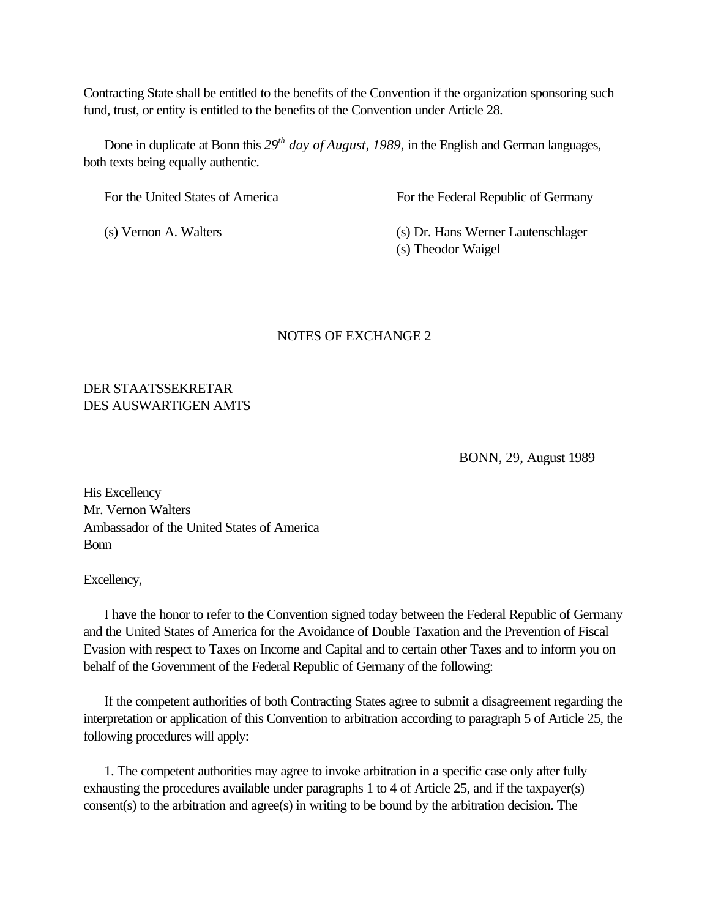Contracting State shall be entitled to the benefits of the Convention if the organization sponsoring such fund, trust, or entity is entitled to the benefits of the Convention under Article 28.

Done in duplicate at Bonn this *29th day of August, 1989,* in the English and German languages, both texts being equally authentic.

| For the United States of America | For the Federal Republic of Germany |
|---|---|
| (s) Vernon A. Walters | (s) Dr. Hans Werner Lautenschlager |
| | (s) Theodor Waigel |

## NOTES OF EXCHANGE 2

DER STAATSSEKRETAR
DES AUSWARTIGEN AMTS

BONN, 29, August 1989

His Excellency
Mr. Vernon Walters
Ambassador of the United States of America
Bonn

Excellency,

I have the honor to refer to the Convention signed today between the Federal Republic of Germany and the United States of America for the Avoidance of Double Taxation and the Prevention of Fiscal Evasion with respect to Taxes on Income and Capital and to certain other Taxes and to inform you on behalf of the Government of the Federal Republic of Germany of the following:

If the competent authorities of both Contracting States agree to submit a disagreement regarding the interpretation or application of this Convention to arbitration according to paragraph 5 of Article 25, the following procedures will apply:

1. The competent authorities may agree to invoke arbitration in a specific case only after fully exhausting the procedures available under paragraphs 1 to 4 of Article 25, and if the taxpayer(s) consent(s) to the arbitration and agree(s) in writing to be bound by the arbitration decision. The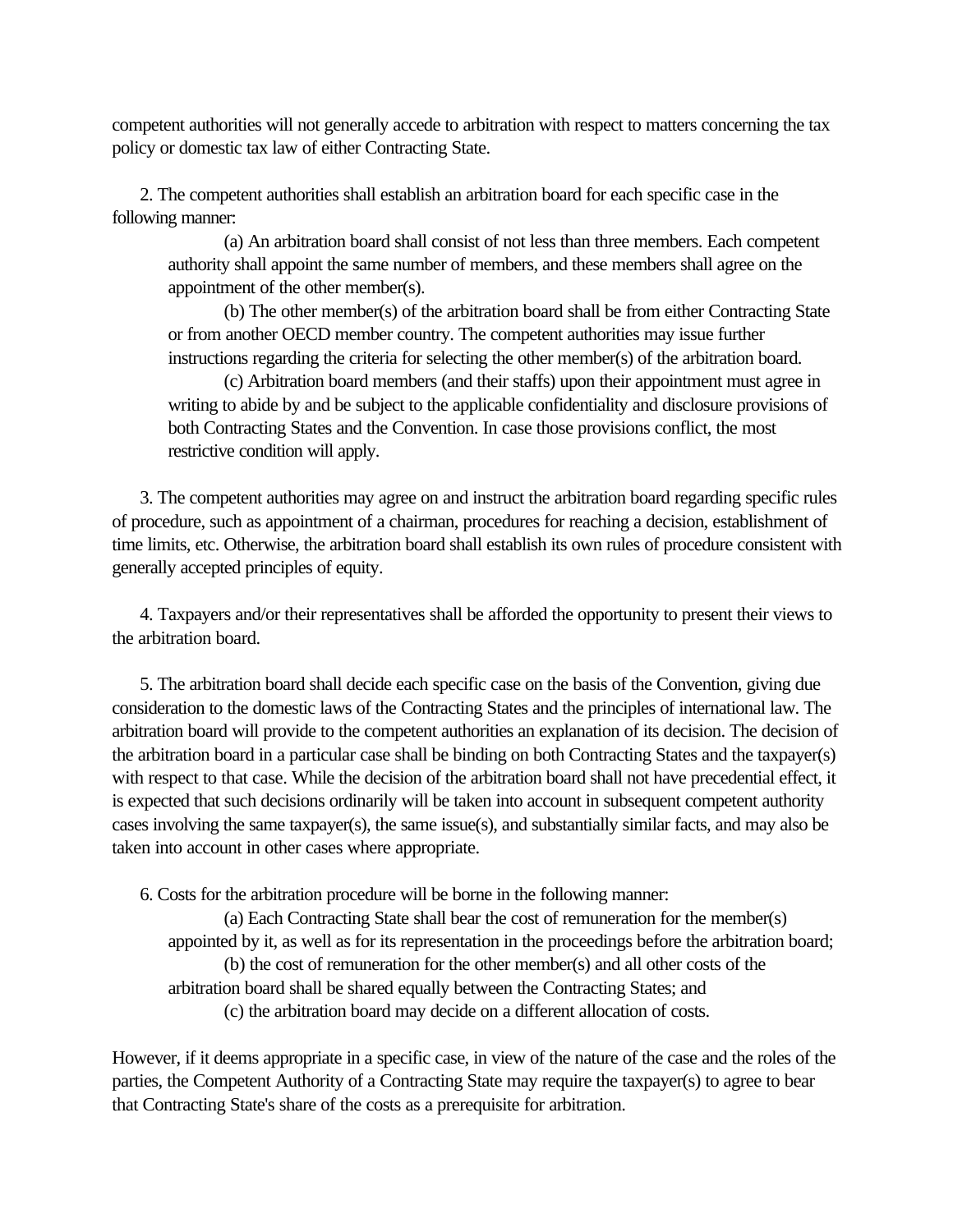competent authorities will not generally accede to arbitration with respect to matters concerning the tax policy or domestic tax law of either Contracting State.

2. The competent authorities shall establish an arbitration board for each specific case in the following manner:

(a) An arbitration board shall consist of not less than three members. Each competent authority shall appoint the same number of members, and these members shall agree on the appointment of the other member(s).

(b) The other member(s) of the arbitration board shall be from either Contracting State or from another OECD member country. The competent authorities may issue further instructions regarding the criteria for selecting the other member(s) of the arbitration board.

(c) Arbitration board members (and their staffs) upon their appointment must agree in writing to abide by and be subject to the applicable confidentiality and disclosure provisions of both Contracting States and the Convention. In case those provisions conflict, the most restrictive condition will apply.

3. The competent authorities may agree on and instruct the arbitration board regarding specific rules of procedure, such as appointment of a chairman, procedures for reaching a decision, establishment of time limits, etc. Otherwise, the arbitration board shall establish its own rules of procedure consistent with generally accepted principles of equity.

4. Taxpayers and/or their representatives shall be afforded the opportunity to present their views to the arbitration board.

5. The arbitration board shall decide each specific case on the basis of the Convention, giving due consideration to the domestic laws of the Contracting States and the principles of international law. The arbitration board will provide to the competent authorities an explanation of its decision. The decision of the arbitration board in a particular case shall be binding on both Contracting States and the taxpayer(s) with respect to that case. While the decision of the arbitration board shall not have precedential effect, it is expected that such decisions ordinarily will be taken into account in subsequent competent authority cases involving the same taxpayer(s), the same issue(s), and substantially similar facts, and may also be taken into account in other cases where appropriate.

6. Costs for the arbitration procedure will be borne in the following manner:

(a) Each Contracting State shall bear the cost of remuneration for the member(s) appointed by it, as well as for its representation in the proceedings before the arbitration board;

(b) the cost of remuneration for the other member(s) and all other costs of the arbitration board shall be shared equally between the Contracting States; and

(c) the arbitration board may decide on a different allocation of costs.

However, if it deems appropriate in a specific case, in view of the nature of the case and the roles of the parties, the Competent Authority of a Contracting State may require the taxpayer(s) to agree to bear that Contracting State's share of the costs as a prerequisite for arbitration.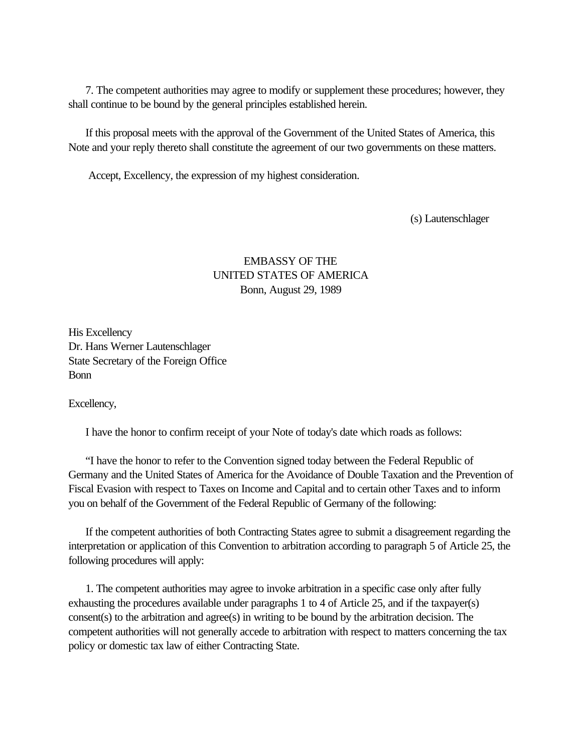7. The competent authorities may agree to modify or supplement these procedures; however, they shall continue to be bound by the general principles established herein.

If this proposal meets with the approval of the Government of the United States of America, this Note and your reply thereto shall constitute the agreement of our two governments on these matters.

Accept, Excellency, the expression of my highest consideration.

(s) Lautenschlager

EMBASSY OF THE
UNITED STATES OF AMERICA
Bonn, August 29, 1989

His Excellency
Dr. Hans Werner Lautenschlager
State Secretary of the Foreign Office
Bonn

Excellency,

I have the honor to confirm receipt of your Note of today's date which roads as follows:

"I have the honor to refer to the Convention signed today between the Federal Republic of Germany and the United States of America for the Avoidance of Double Taxation and the Prevention of Fiscal Evasion with respect to Taxes on Income and Capital and to certain other Taxes and to inform you on behalf of the Government of the Federal Republic of Germany of the following:

If the competent authorities of both Contracting States agree to submit a disagreement regarding the interpretation or application of this Convention to arbitration according to paragraph 5 of Article 25, the following procedures will apply:

1. The competent authorities may agree to invoke arbitration in a specific case only after fully exhausting the procedures available under paragraphs 1 to 4 of Article 25, and if the taxpayer(s) consent(s) to the arbitration and agree(s) in writing to be bound by the arbitration decision. The competent authorities will not generally accede to arbitration with respect to matters concerning the tax policy or domestic tax law of either Contracting State.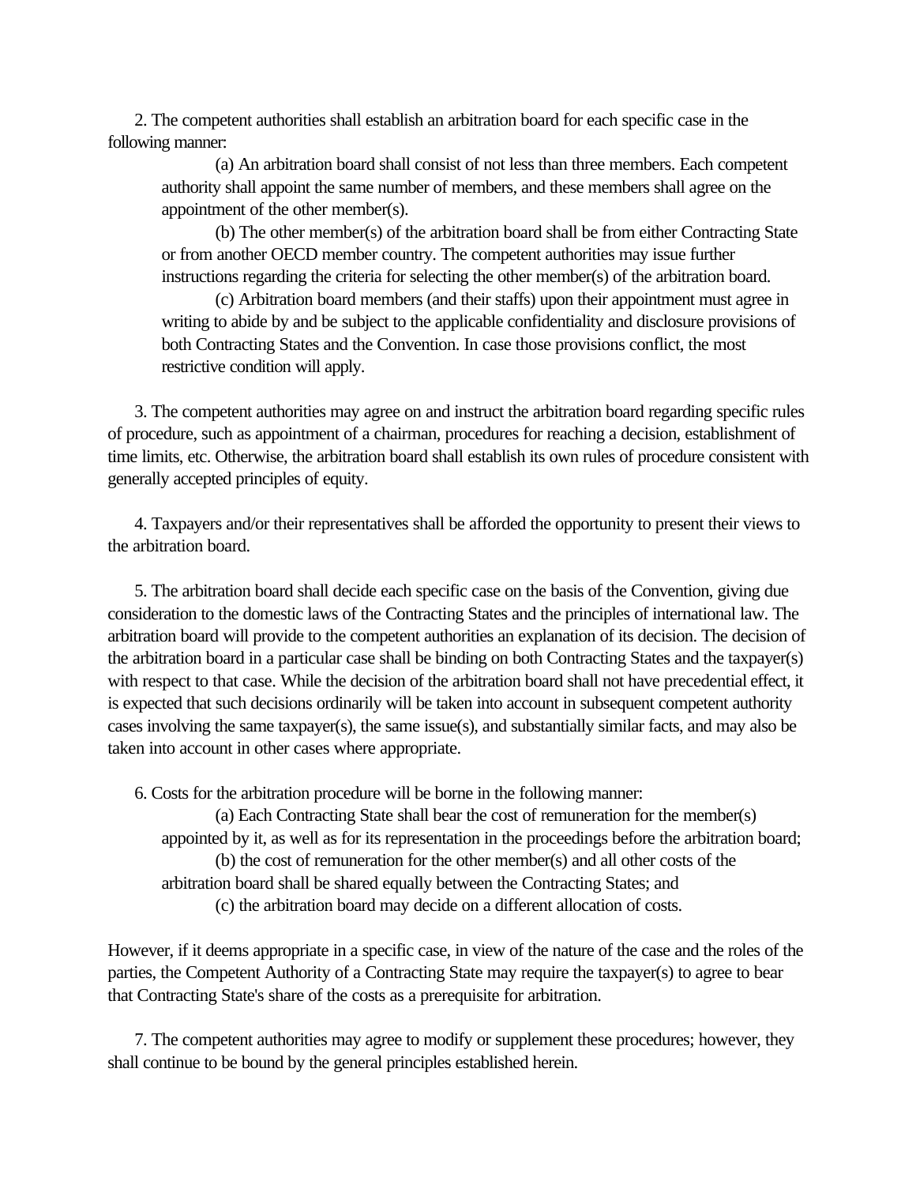2. The competent authorities shall establish an arbitration board for each specific case in the following manner:

(a) An arbitration board shall consist of not less than three members. Each competent authority shall appoint the same number of members, and these members shall agree on the appointment of the other member(s).

(b) The other member(s) of the arbitration board shall be from either Contracting State or from another OECD member country. The competent authorities may issue further instructions regarding the criteria for selecting the other member(s) of the arbitration board.

(c) Arbitration board members (and their staffs) upon their appointment must agree in writing to abide by and be subject to the applicable confidentiality and disclosure provisions of both Contracting States and the Convention. In case those provisions conflict, the most restrictive condition will apply.

3. The competent authorities may agree on and instruct the arbitration board regarding specific rules of procedure, such as appointment of a chairman, procedures for reaching a decision, establishment of time limits, etc. Otherwise, the arbitration board shall establish its own rules of procedure consistent with generally accepted principles of equity.

4. Taxpayers and/or their representatives shall be afforded the opportunity to present their views to the arbitration board.

5. The arbitration board shall decide each specific case on the basis of the Convention, giving due consideration to the domestic laws of the Contracting States and the principles of international law. The arbitration board will provide to the competent authorities an explanation of its decision. The decision of the arbitration board in a particular case shall be binding on both Contracting States and the taxpayer(s) with respect to that case. While the decision of the arbitration board shall not have precedential effect, it is expected that such decisions ordinarily will be taken into account in subsequent competent authority cases involving the same taxpayer(s), the same issue(s), and substantially similar facts, and may also be taken into account in other cases where appropriate.

6. Costs for the arbitration procedure will be borne in the following manner:

(a) Each Contracting State shall bear the cost of remuneration for the member(s) appointed by it, as well as for its representation in the proceedings before the arbitration board;

(b) the cost of remuneration for the other member(s) and all other costs of the arbitration board shall be shared equally between the Contracting States; and

(c) the arbitration board may decide on a different allocation of costs.

However, if it deems appropriate in a specific case, in view of the nature of the case and the roles of the parties, the Competent Authority of a Contracting State may require the taxpayer(s) to agree to bear that Contracting State's share of the costs as a prerequisite for arbitration.

7. The competent authorities may agree to modify or supplement these procedures; however, they shall continue to be bound by the general principles established herein.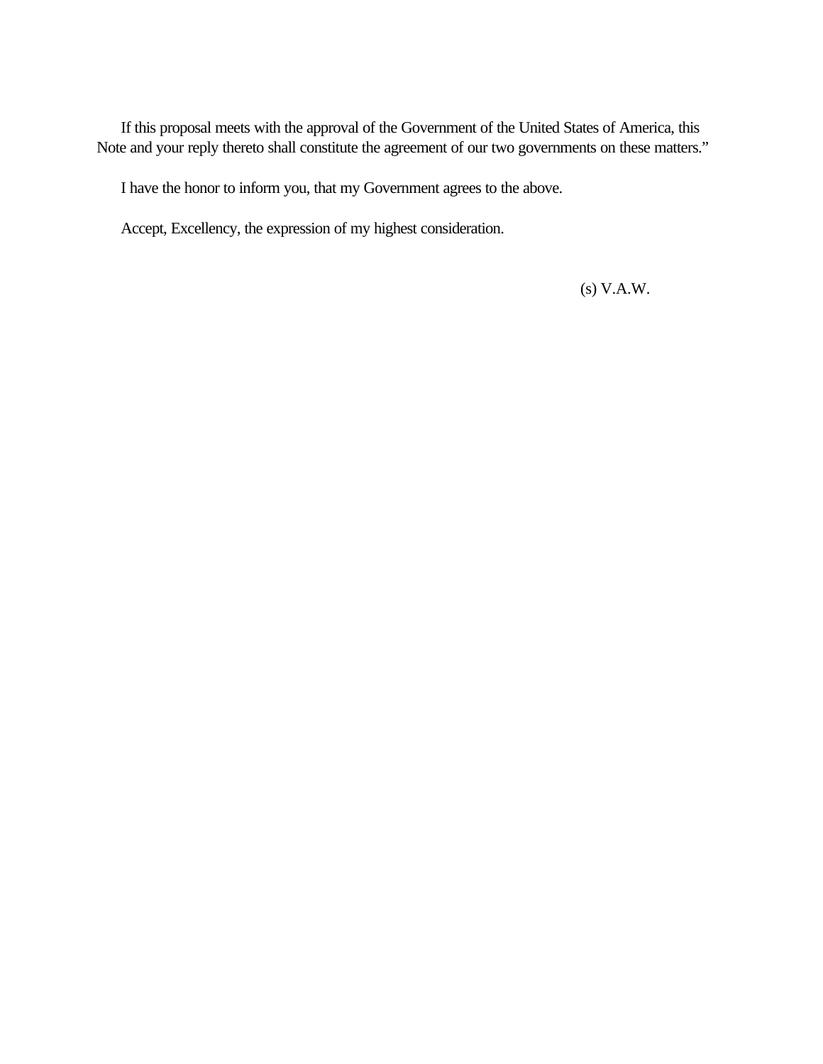If this proposal meets with the approval of the Government of the United States of America, this Note and your reply thereto shall constitute the agreement of our two governments on these matters."

I have the honor to inform you, that my Government agrees to the above.

Accept, Excellency, the expression of my highest consideration.

(s) V.A.W.